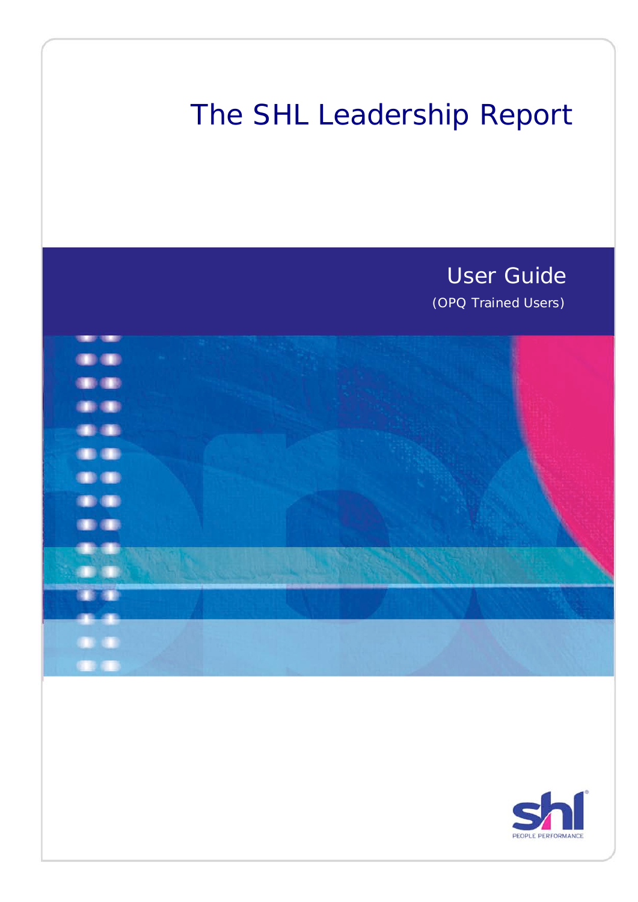# The SHL Leadership Report

## User Guide

(OPQ Trained Users)

shl
PEOPLE PERFORMANCE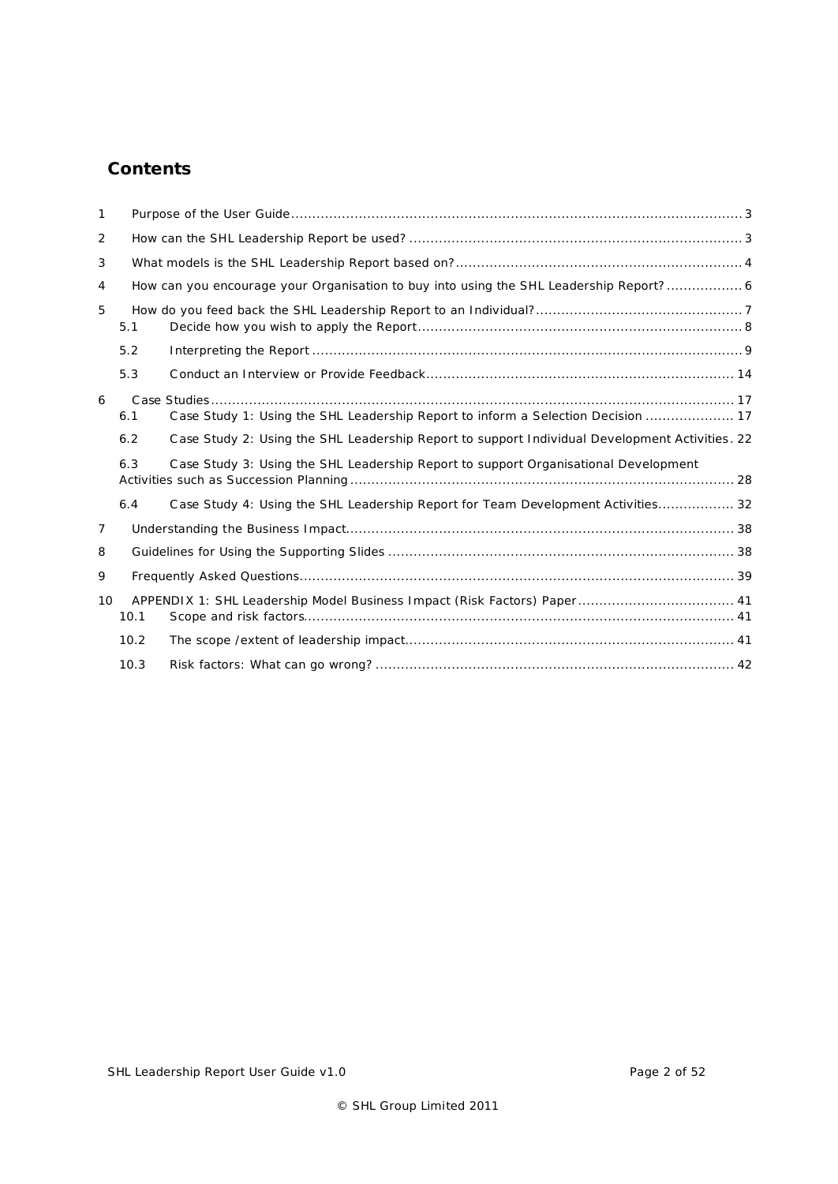## Contents

1 Purpose of the User Guide ... 3

2 How can the SHL Leadership Report be used? ... 3

3 What models is the SHL Leadership Report based on? ... 4

4 How can you encourage your Organisation to buy into using the SHL Leadership Report? ... 6

5 How do you feed back the SHL Leadership Report to an Individual? ... 7

- 5.1 Decide how you wish to apply the Report ... 8
- 5.2 Interpreting the Report ... 9
- 5.3 Conduct an Interview or Provide Feedback ... 14

6 Case Studies ... 17

- 6.1 Case Study 1: Using the SHL Leadership Report to inform a Selection Decision ... 17
- 6.2 Case Study 2: Using the SHL Leadership Report to support Individual Development Activities ... 22
- 6.3 Case Study 3: Using the SHL Leadership Report to support Organisational Development Activities such as Succession Planning ... 28
- 6.4 Case Study 4: Using the SHL Leadership Report for Team Development Activities ... 32

7 Understanding the Business Impact ... 38

8 Guidelines for Using the Supporting Slides ... 38

9 Frequently Asked Questions ... 39

10 APPENDIX 1: SHL Leadership Model Business Impact (Risk Factors) Paper ... 41

- 10.1 Scope and risk factors ... 41
- 10.2 The scope /extent of leadership impact ... 41
- 10.3 Risk factors: What can go wrong? ... 42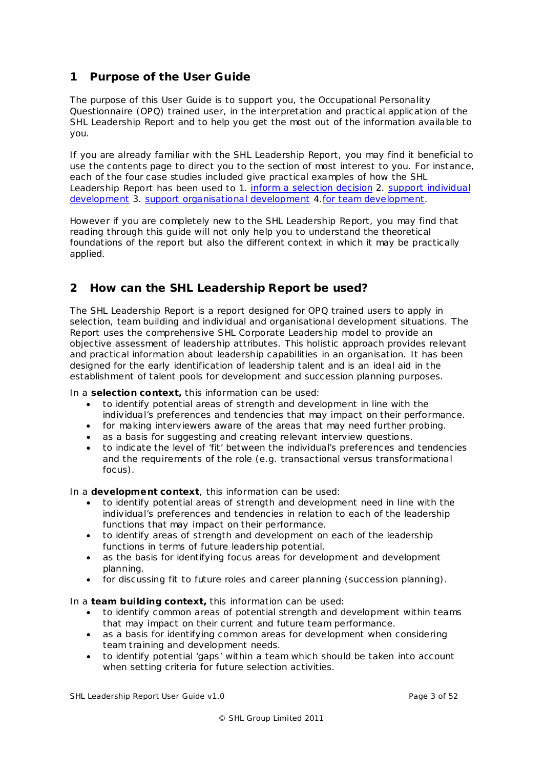## 1 Purpose of the User Guide

The purpose of this User Guide is to support you, the Occupational Personality Questionnaire (OPQ) trained user, in the interpretation and practical application of the SHL Leadership Report and to help you get the most out of the information available to you.

If you are already familiar with the SHL Leadership Report, you may find it beneficial to use the contents page to direct you to the section of most interest to you. For instance, each of the four case studies included give practical examples of how the SHL Leadership Report has been used to 1. inform a selection decision 2. support individual development 3. support organisational development 4. for team development.

However if you are completely new to the SHL Leadership Report, you may find that reading through this guide will not only help you to understand the theoretical foundations of the report but also the different context in which it may be practically applied.

## 2 How can the SHL Leadership Report be used?

The SHL Leadership Report is a report designed for OPQ trained users to apply in selection, team building and individual and organisational development situations. The Report uses the comprehensive SHL Corporate Leadership model to provide an objective assessment of leadership attributes. This holistic approach provides relevant and practical information about leadership capabilities in an organisation. It has been designed for the early identification of leadership talent and is an ideal aid in the establishment of talent pools for development and succession planning purposes.

In a **selection context,** this information can be used:

- to identify potential areas of strength and development in line with the individual's preferences and tendencies that may impact on their performance.
- for making interviewers aware of the areas that may need further probing.
- as a basis for suggesting and creating relevant interview questions.
- to indicate the level of 'fit' between the individual's preferences and tendencies and the requirements of the role (e.g. transactional versus transformational focus).

In a **development context**, this information can be used:

- to identify potential areas of strength and development need in line with the individual's preferences and tendencies in relation to each of the leadership functions that may impact on their performance.
- to identify areas of strength and development on each of the leadership functions in terms of future leadership potential.
- as the basis for identifying focus areas for development and development planning.
- for discussing fit to future roles and career planning (succession planning).

In a **team building context,** this information can be used:

- to identify common areas of potential strength and development within teams that may impact on their current and future team performance.
- as a basis for identifying common areas for development when considering team training and development needs.
- to identify potential 'gaps' within a team which should be taken into account when setting criteria for future selection activities.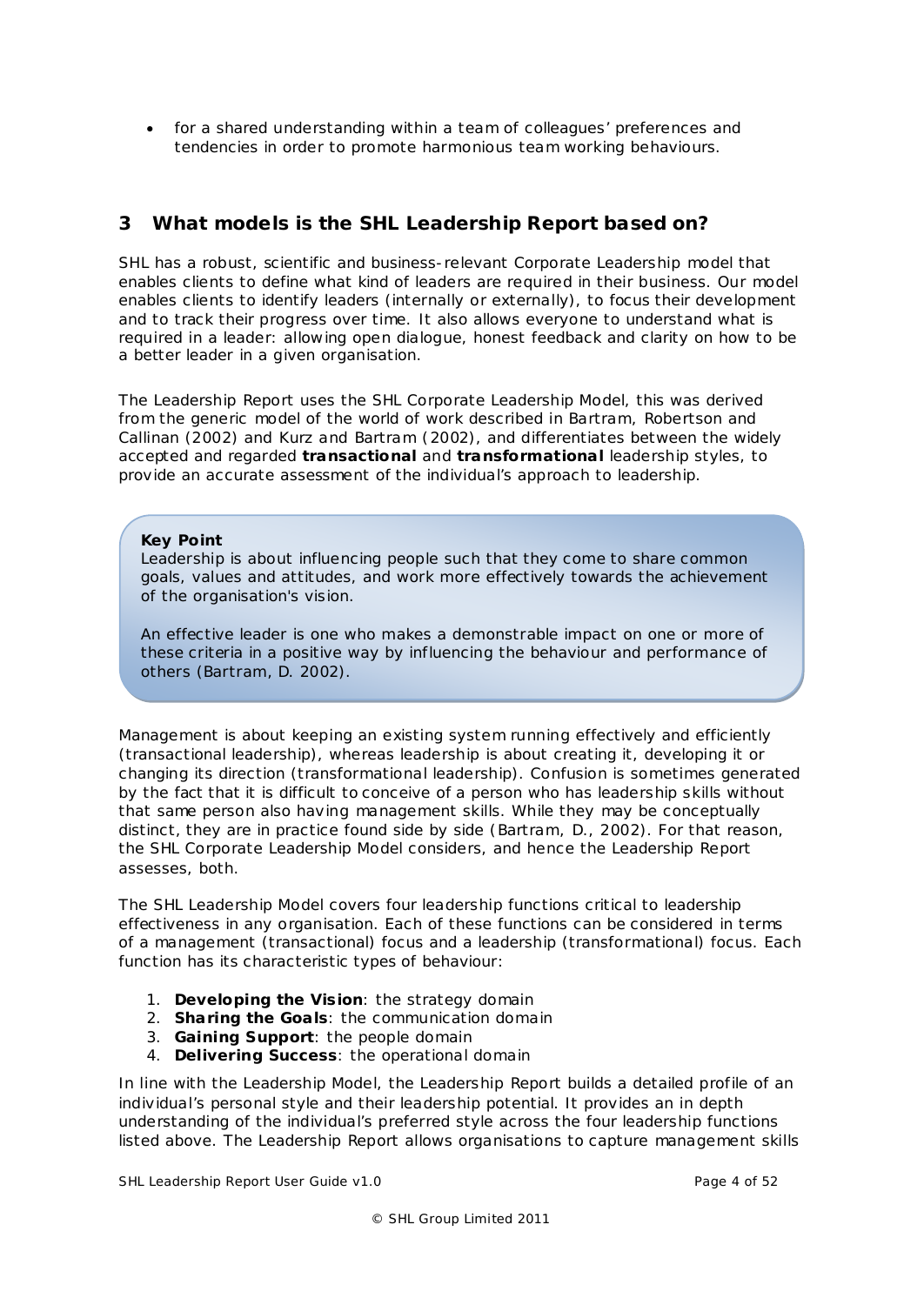- for a shared understanding within a team of colleagues' preferences and tendencies in order to promote harmonious team working behaviours.

## 3 What models is the SHL Leadership Report based on?

SHL has a robust, scientific and business-relevant Corporate Leadership model that enables clients to define what kind of leaders are required in their business. Our model enables clients to identify leaders (internally or externally), to focus their development and to track their progress over time. It also allows everyone to understand what is required in a leader: allowing open dialogue, honest feedback and clarity on how to be a better leader in a given organisation.

The Leadership Report uses the SHL Corporate Leadership Model, this was derived from the generic model of the world of work described in Bartram, Robertson and Callinan (2002) and Kurz and Bartram (2002), and differentiates between the widely accepted and regarded **transactional** and **transformational** leadership styles, to provide an accurate assessment of the individual's approach to leadership.

**Key Point**
Leadership is about influencing people such that they come to share common goals, values and attitudes, and work more effectively towards the achievement of the organisation's vision.

An effective leader is one who makes a demonstrable impact on one or more of these criteria in a positive way by influencing the behaviour and performance of others (Bartram, D. 2002).

Management is about keeping an existing system running effectively and efficiently (transactional leadership), whereas leadership is about creating it, developing it or changing its direction (transformational leadership). Confusion is sometimes generated by the fact that it is difficult to conceive of a person who has leadership skills without that same person also having management skills. While they may be conceptually distinct, they are in practice found side by side (Bartram, D., 2002). For that reason, the SHL Corporate Leadership Model considers, and hence the Leadership Report assesses, both.

The SHL Leadership Model covers four leadership functions critical to leadership effectiveness in any organisation. Each of these functions can be considered in terms of a management (transactional) focus and a leadership (transformational) focus. Each function has its characteristic types of behaviour:

1. **Developing the Vision**: the strategy domain
2. **Sharing the Goals**: the communication domain
3. **Gaining Support**: the people domain
4. **Delivering Success**: the operational domain

In line with the Leadership Model, the Leadership Report builds a detailed profile of an individual's personal style and their leadership potential. It provides an in depth understanding of the individual's preferred style across the four leadership functions listed above. The Leadership Report allows organisations to capture management skills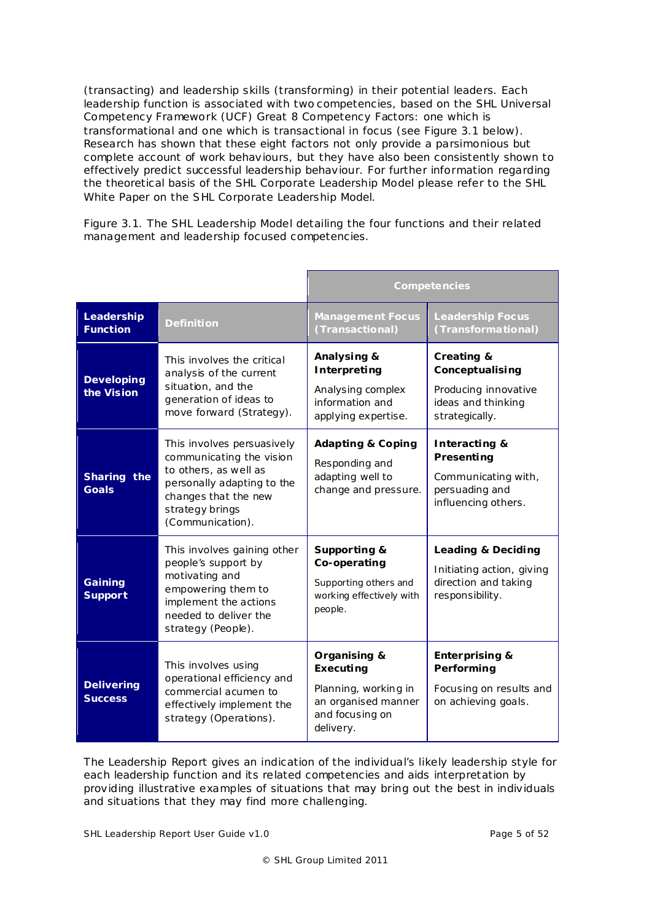(transacting) and leadership skills (transforming) in their potential leaders. Each leadership function is associated with two competencies, based on the SHL Universal Competency Framework (UCF) Great 8 Competency Factors: one which is transformational and one which is transactional in focus (see Figure 3.1 below). Research has shown that these eight factors not only provide a parsimonious but complete account of work behaviours, but they have also been consistently shown to effectively predict successful leadership behaviour. For further information regarding the theoretical basis of the SHL Corporate Leadership Model please refer to the SHL White Paper on the SHL Corporate Leadership Model.

Figure 3.1. The SHL Leadership Model detailing the four functions and their related management and leadership focused competencies.

| | | Competencies | |
|---|---|---|---|
| **Leadership Function** | **Definition** | **Management Focus (Transactional)** | **Leadership Focus (Transformational)** |
| **Developing the Vision** | This involves the critical analysis of the current situation, and the generation of ideas to move forward (Strategy). | **Analysing & Interpreting** Analysing complex information and applying expertise. | **Creating & Conceptualising** Producing innovative ideas and thinking strategically. |
| **Sharing the Goals** | This involves persuasively communicating the vision to others, as well as personally adapting to the changes that the new strategy brings (Communication). | **Adapting & Coping** Responding and adapting well to change and pressure. | **Interacting & Presenting** Communicating with, persuading and influencing others. |
| **Gaining Support** | This involves gaining other people's support by motivating and empowering them to implement the actions needed to deliver the strategy (People). | **Supporting & Co-operating** Supporting others and working effectively with people. | **Leading & Deciding** Initiating action, giving direction and taking responsibility. |
| **Delivering Success** | This involves using operational efficiency and commercial acumen to effectively implement the strategy (Operations). | **Organising & Executing** Planning, working in an organised manner and focusing on delivery. | **Enterprising & Performing** Focusing on results and on achieving goals. |

The Leadership Report gives an indication of the individual's likely leadership style for each leadership function and its related competencies and aids interpretation by providing illustrative examples of situations that may bring out the best in individuals and situations that they may find more challenging.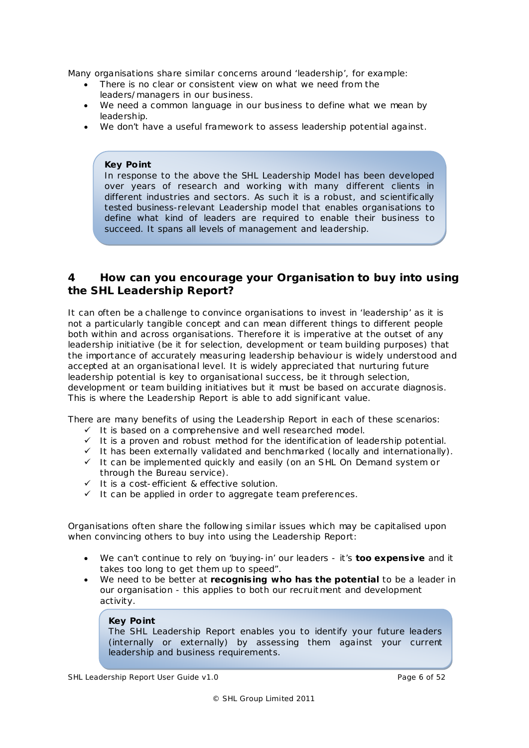Many organisations share similar concerns around ‘leadership’, for example:

- There is no clear or consistent view on what we need from the leaders/managers in our business.
- We need a common language in our business to define what we mean by leadership.
- We don’t have a useful framework to assess leadership potential against.

> **Key Point**
> In response to the above the SHL Leadership Model has been developed over years of research and working with many different clients in different industries and sectors. As such it is a robust, and scientifically tested business-relevant Leadership model that enables organisations to define what kind of leaders are required to enable their business to succeed. It spans all levels of management and leadership.

## 4 How can you encourage your Organisation to buy into using the SHL Leadership Report?

It can often be a challenge to convince organisations to invest in ‘leadership’ as it is not a particularly tangible concept and can mean different things to different people both within and across organisations. Therefore it is imperative at the outset of any leadership initiative (be it for selection, development or team building purposes) that the importance of accurately measuring leadership behaviour is widely understood and accepted at an organisational level. It is widely appreciated that nurturing future leadership potential is key to organisational success, be it through selection, development or team building initiatives but it must be based on accurate diagnosis. This is where the Leadership Report is able to add significant value.

There are many benefits of using the Leadership Report in each of these scenarios:

- ✓ It is based on a comprehensive and well researched model.
- ✓ It is a proven and robust method for the identification of leadership potential.
- ✓ It has been externally validated and benchmarked (locally and internationally).
- ✓ It can be implemented quickly and easily (on an SHL On Demand system or through the Bureau service).
- ✓ It is a cost-efficient & effective solution.
- ✓ It can be applied in order to aggregate team preferences.

Organisations often share the following similar issues which may be capitalised upon when convincing others to buy into using the Leadership Report:

- We can’t continue to rely on ‘buying-in’ our leaders - it’s **too expensive** and it takes too long to get them up to speed”.
- We need to be better at **recognising who has the potential** to be a leader in our organisation - this applies to both our recruitment and development activity.

> **Key Point**
> The SHL Leadership Report enables you to identify your future leaders (internally or externally) by assessing them against your current leadership and business requirements.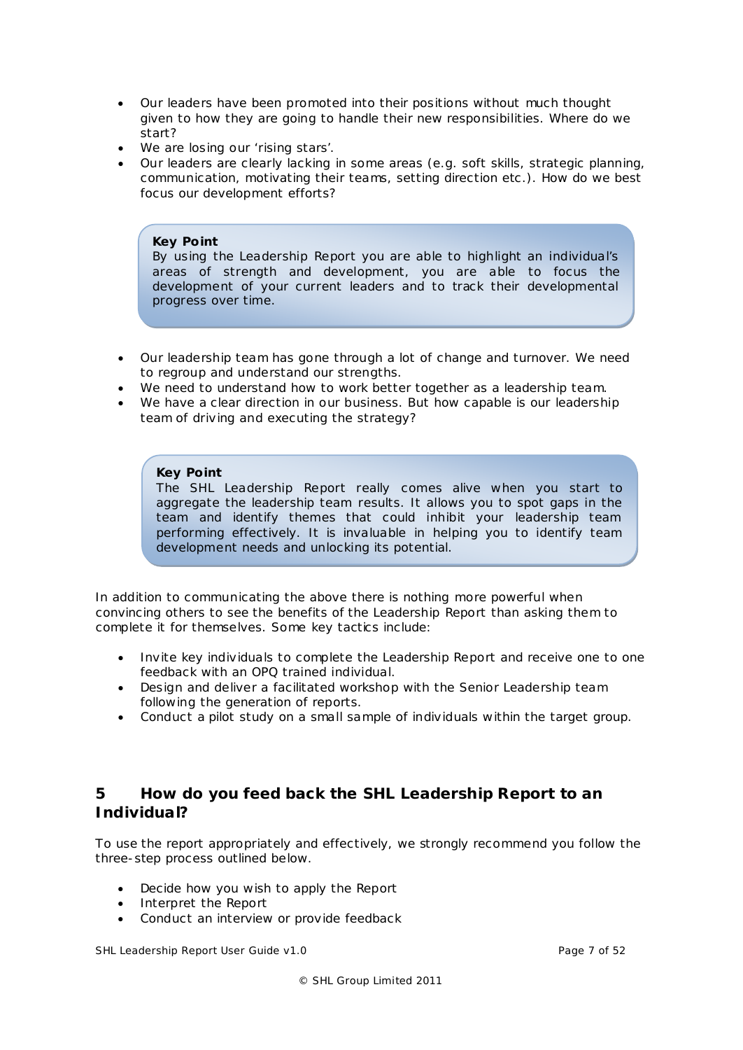- Our leaders have been promoted into their positions without much thought given to how they are going to handle their new responsibilities. Where do we start?
- We are losing our 'rising stars'.
- Our leaders are clearly lacking in some areas (e.g. soft skills, strategic planning, communication, motivating their teams, setting direction etc.). How do we best focus our development efforts?

> **Key Point**
> By using the Leadership Report you are able to highlight an individual's areas of strength and development, you are able to focus the development of your current leaders and to track their developmental progress over time.

- Our leadership team has gone through a lot of change and turnover. We need to regroup and understand our strengths.
- We need to understand how to work better together as a leadership team.
- We have a clear direction in our business. But how capable is our leadership team of driving and executing the strategy?

> **Key Point**
> The SHL Leadership Report really comes alive when you start to aggregate the leadership team results. It allows you to spot gaps in the team and identify themes that could inhibit your leadership team performing effectively. It is invaluable in helping you to identify team development needs and unlocking its potential.

In addition to communicating the above there is nothing more powerful when convincing others to see the benefits of the Leadership Report than asking them to complete it for themselves. Some key tactics include:

- Invite key individuals to complete the Leadership Report and receive one to one feedback with an OPQ trained individual.
- Design and deliver a facilitated workshop with the Senior Leadership team following the generation of reports.
- Conduct a pilot study on a small sample of individuals within the target group.

## 5 How do you feed back the SHL Leadership Report to an Individual?

To use the report appropriately and effectively, we strongly recommend you follow the three-step process outlined below.

- Decide how you wish to apply the Report
- Interpret the Report
- Conduct an interview or provide feedback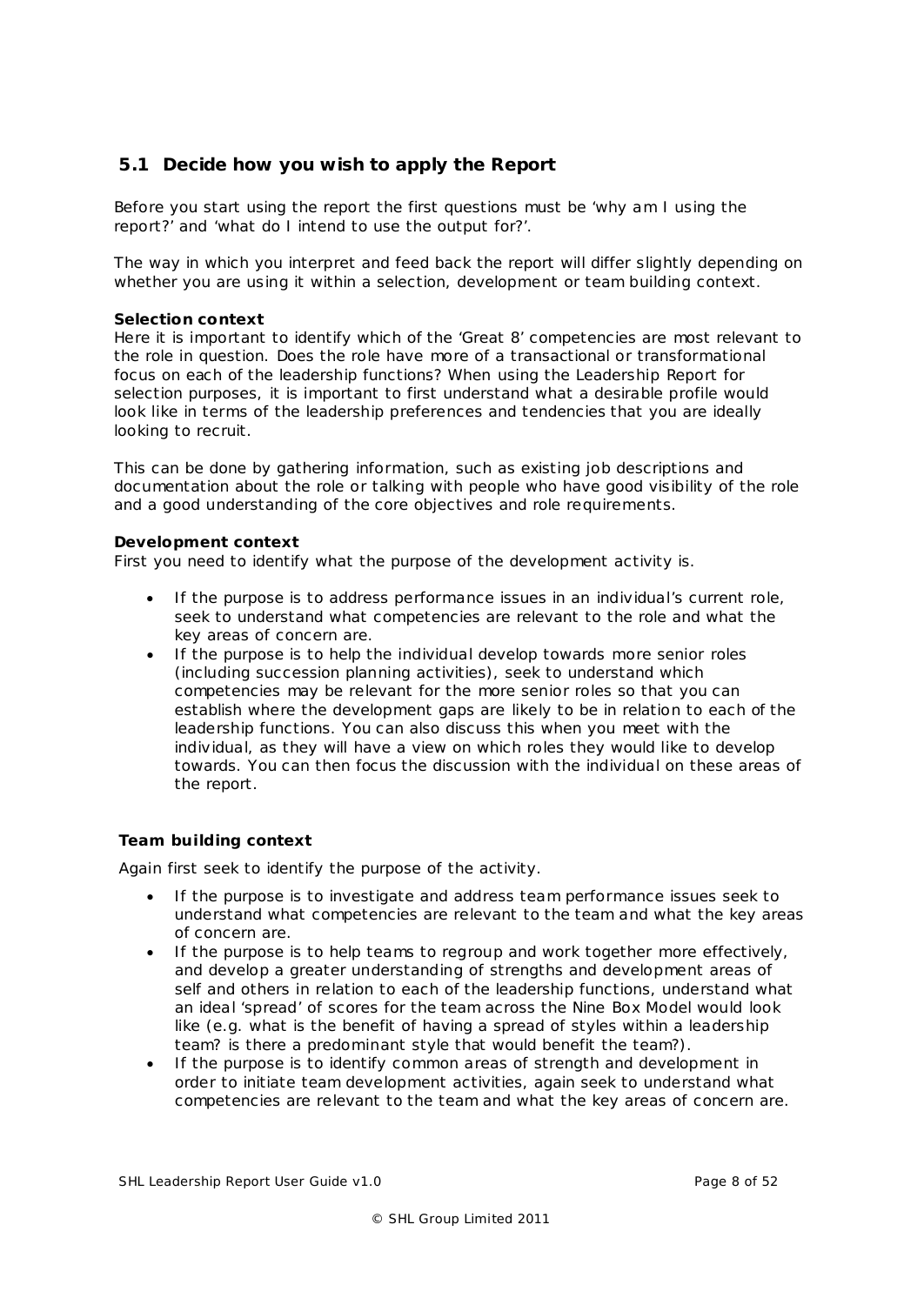## 5.1 Decide how you wish to apply the Report

Before you start using the report the first questions must be 'why am I using the report?' and 'what do I intend to use the output for?'.

The way in which you interpret and feed back the report will differ slightly depending on whether you are using it within a selection, development or team building context.

**Selection context**
Here it is important to identify which of the 'Great 8' competencies are most relevant to the role in question. Does the role have more of a transactional or transformational focus on each of the leadership functions? When using the Leadership Report for selection purposes, it is important to first understand what a desirable profile would look like in terms of the leadership preferences and tendencies that you are ideally looking to recruit.

This can be done by gathering information, such as existing job descriptions and documentation about the role or talking with people who have good visibility of the role and a good understanding of the core objectives and role requirements.

**Development context**
First you need to identify what the purpose of the development activity is.

- If the purpose is to address performance issues in an individual's current role, seek to understand what competencies are relevant to the role and what the key areas of concern are.
- If the purpose is to help the individual develop towards more senior roles (including succession planning activities), seek to understand which competencies may be relevant for the more senior roles so that you can establish where the development gaps are likely to be in relation to each of the leadership functions. You can also discuss this when you meet with the individual, as they will have a view on which roles they would like to develop towards. You can then focus the discussion with the individual on these areas of the report.

**Team building context**

Again first seek to identify the purpose of the activity.

- If the purpose is to investigate and address team performance issues seek to understand what competencies are relevant to the team and what the key areas of concern are.
- If the purpose is to help teams to regroup and work together more effectively, and develop a greater understanding of strengths and development areas of self and others in relation to each of the leadership functions, understand what an ideal 'spread' of scores for the team across the Nine Box Model would look like (e.g. what is the benefit of having a spread of styles within a leadership team? is there a predominant style that would benefit the team?).
- If the purpose is to identify common areas of strength and development in order to initiate team development activities, again seek to understand what competencies are relevant to the team and what the key areas of concern are.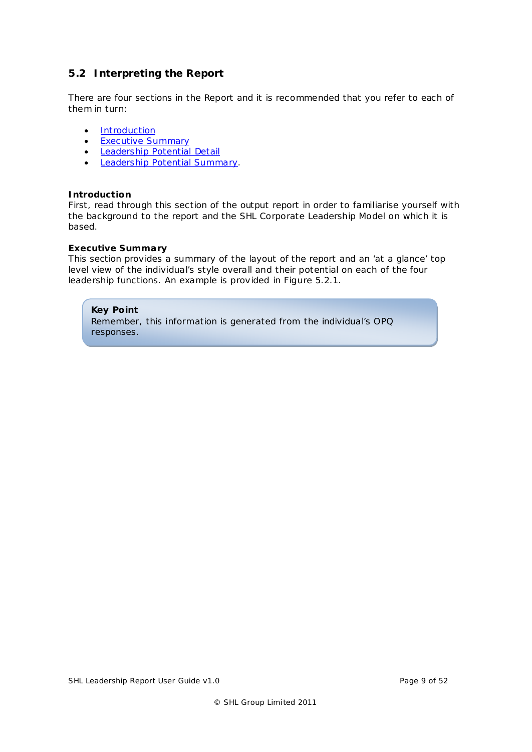## 5.2 Interpreting the Report

There are four sections in the Report and it is recommended that you refer to each of them in turn:

- Introduction
- Executive Summary
- Leadership Potential Detail
- Leadership Potential Summary.

**Introduction**
First, read through this section of the output report in order to familiarise yourself with the background to the report and the SHL Corporate Leadership Model on which it is based.

**Executive Summary**
This section provides a summary of the layout of the report and an 'at a glance' top level view of the individual's style overall and their potential on each of the four leadership functions. An example is provided in Figure 5.2.1.

> **Key Point**
> Remember, this information is generated from the individual's OPQ responses.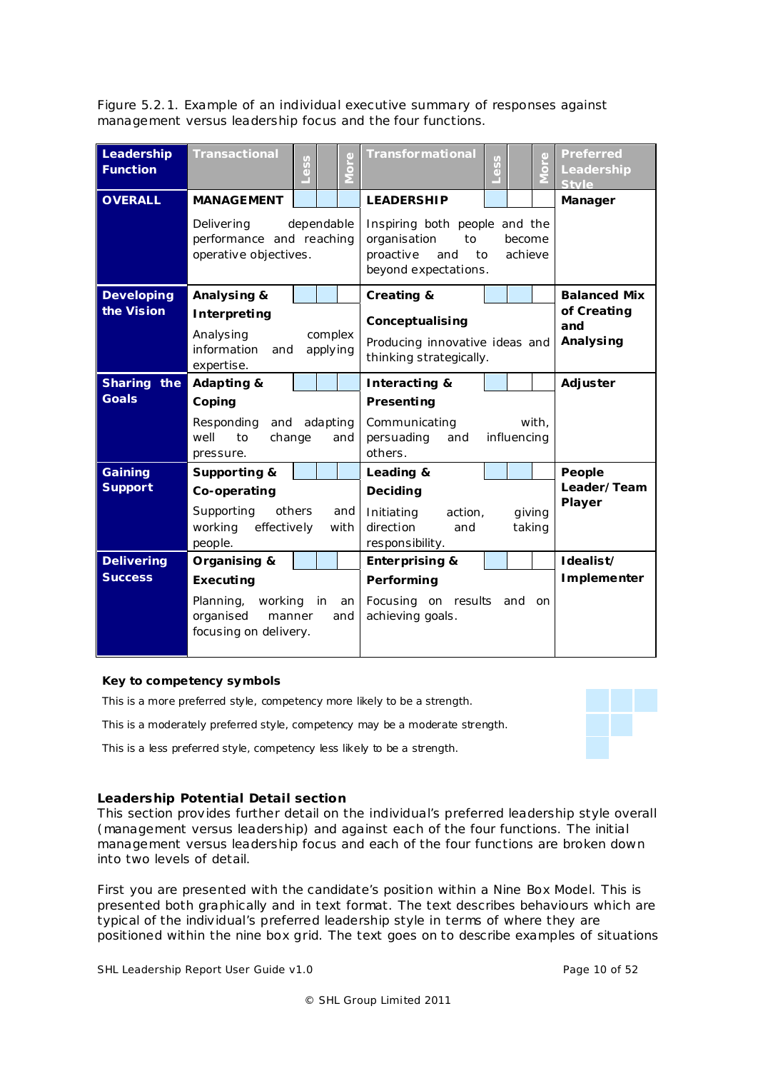Figure 5.2.1. Example of an individual executive summary of responses against management versus leadership focus and the four functions.

| Leadership Function | Transactional | Less | | More | Transformational | Less | | More | Preferred Leadership Style |
|---|---|---|---|---|---|---|---|---|---|
| **OVERALL** | **MANAGEMENT** Delivering dependable performance and reaching operative objectives. | | | | **LEADERSHIP** Inspiring both people and the organisation to become proactive and to achieve beyond expectations. | | | | **Manager** |
| **Developing the Vision** | **Analysing & Interpreting** Analysing complex information and applying expertise. | | | | **Creating & Conceptualising** Producing innovative ideas and thinking strategically. | | | | **Balanced Mix of Creating and Analysing** |
| **Sharing the Goals** | **Adapting & Coping** Responding and adapting well to change and pressure. | | | | **Interacting & Presenting** Communicating with, persuading and influencing others. | | | | **Adjuster** |
| **Gaining Support** | **Supporting & Co-operating** Supporting others and working effectively with people. | | | | **Leading & Deciding** Initiating action, giving direction and taking responsibility. | | | | **People Leader/Team Player** |
| **Delivering Success** | **Organising & Executing** Planning, working in an organised manner and focusing on delivery. | | | | **Enterprising & Performing** Focusing on results and on achieving goals. | | | | **Idealist/ Implementer** |

**Key to competency symbols**

This is a more preferred style, competency more likely to be a strength.

This is a moderately preferred style, competency may be a moderate strength.

This is a less preferred style, competency less likely to be a strength.

### Leadership Potential Detail section

This section provides further detail on the individual's preferred leadership style overall (management versus leadership) and against each of the four functions. The initial management versus leadership focus and each of the four functions are broken down into two levels of detail.

First you are presented with the candidate's position within a Nine Box Model. This is presented both graphically and in text format. The text describes behaviours which are typical of the individual's preferred leadership style in terms of where they are positioned within the nine box grid. The text goes on to describe examples of situations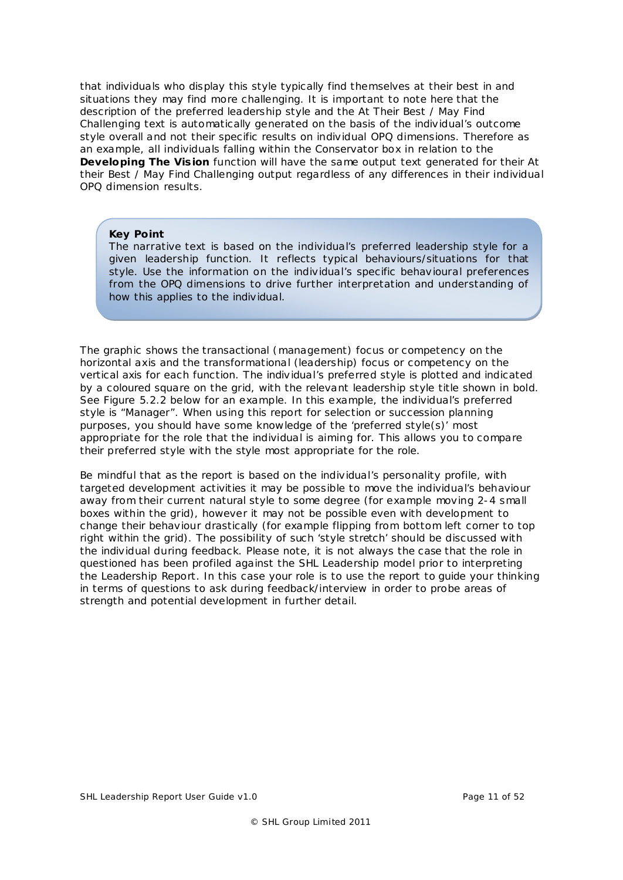that individuals who display this style typically find themselves at their best in and situations they may find more challenging. It is important to note here that the description of the preferred leadership style and the At Their Best / May Find Challenging text is automatically generated on the basis of the individual's outcome style overall and not their specific results on individual OPQ dimensions. Therefore as an example, all individuals falling within the Conservator box in relation to the **Developing The Vision** function will have the same output text generated for their At their Best / May Find Challenging output regardless of any differences in their individual OPQ dimension results.

> **Key Point**
> The narrative text is based on the individual's preferred leadership style for a given leadership function. It reflects typical behaviours/situations for that style. Use the information on the individual's specific behavioural preferences from the OPQ dimensions to drive further interpretation and understanding of how this applies to the individual.

The graphic shows the transactional (management) focus or competency on the horizontal axis and the transformational (leadership) focus or competency on the vertical axis for each function. The individual's preferred style is plotted and indicated by a coloured square on the grid, with the relevant leadership style title shown in bold. See Figure 5.2.2 below for an example. In this example, the individual's preferred style is "Manager". When using this report for selection or succession planning purposes, you should have some knowledge of the 'preferred style(s)' most appropriate for the role that the individual is aiming for. This allows you to compare their preferred style with the style most appropriate for the role.

Be mindful that as the report is based on the individual's personality profile, with targeted development activities it may be possible to move the individual's behaviour away from their current natural style to some degree (for example moving 2-4 small boxes within the grid), however it may not be possible even with development to change their behaviour drastically (for example flipping from bottom left corner to top right within the grid). The possibility of such 'style stretch' should be discussed with the individual during feedback. Please note, it is not always the case that the role in questioned has been profiled against the SHL Leadership model prior to interpreting the Leadership Report. In this case your role is to use the report to guide your thinking in terms of questions to ask during feedback/interview in order to probe areas of strength and potential development in further detail.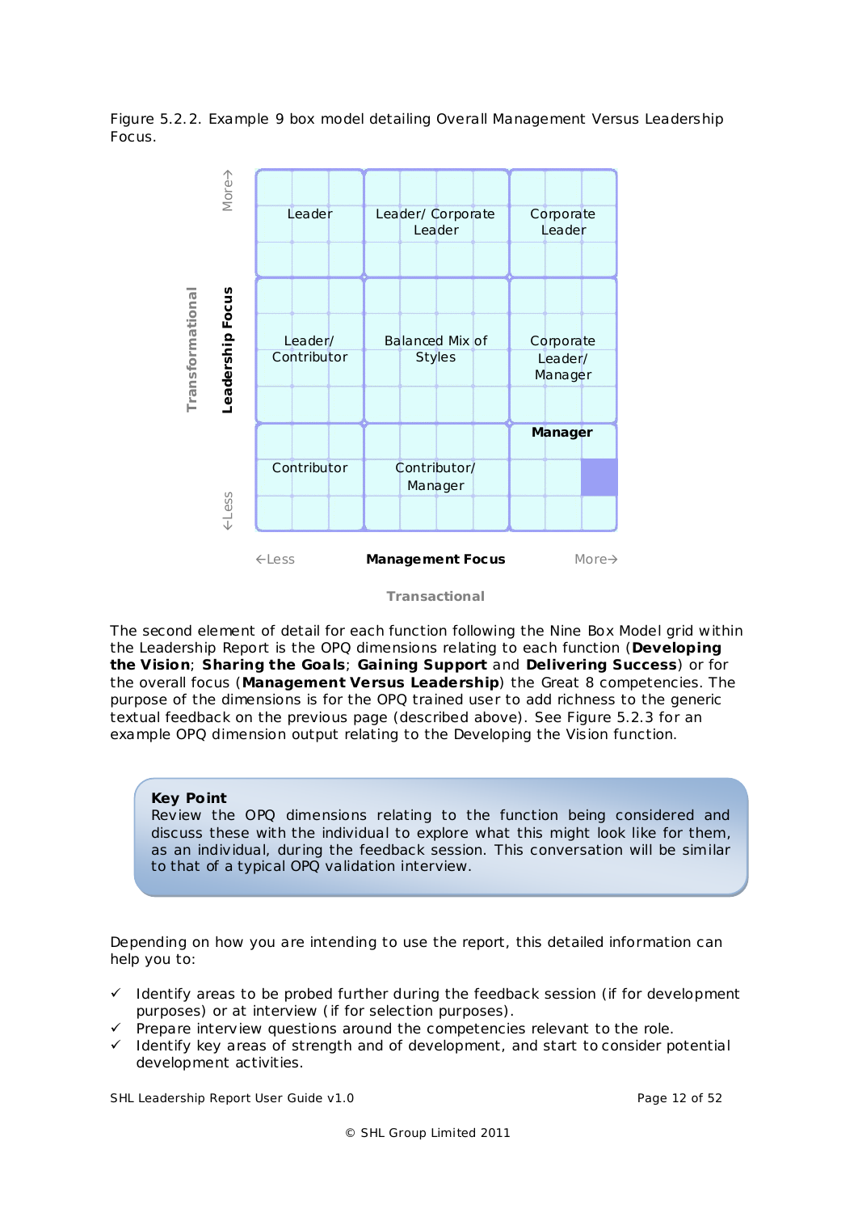Figure 5.2.2. Example 9 box model detailing Overall Management Versus Leadership Focus.

| Leadership Focus (Transformational) ↓ / Management Focus (Transactional) → | ←Less | | More→ |
|---|---|---|---|
| More→ | Leader | Leader/ Corporate Leader | Corporate Leader |
| | Leader/ Contributor | Balanced Mix of Styles | Corporate Leader/ Manager |
| ←Less | Contributor | Contributor/ Manager | **Manager** |

The second element of detail for each function following the Nine Box Model grid within the Leadership Report is the OPQ dimensions relating to each function (**Developing the Vision**; **Sharing the Goals**; **Gaining Support** and **Delivering Success**) or for the overall focus (**Management Versus Leadership**) the Great 8 competencies. The purpose of the dimensions is for the OPQ trained user to add richness to the generic textual feedback on the previous page (described above). See Figure 5.2.3 for an example OPQ dimension output relating to the Developing the Vision function.

> **Key Point**
> Review the OPQ dimensions relating to the function being considered and discuss these with the individual to explore what this might look like for them, as an individual, during the feedback session. This conversation will be similar to that of a typical OPQ validation interview.

Depending on how you are intending to use the report, this detailed information can help you to:

- ✓ Identify areas to be probed further during the feedback session (if for development purposes) or at interview (if for selection purposes).
- ✓ Prepare interview questions around the competencies relevant to the role.
- ✓ Identify key areas of strength and of development, and start to consider potential development activities.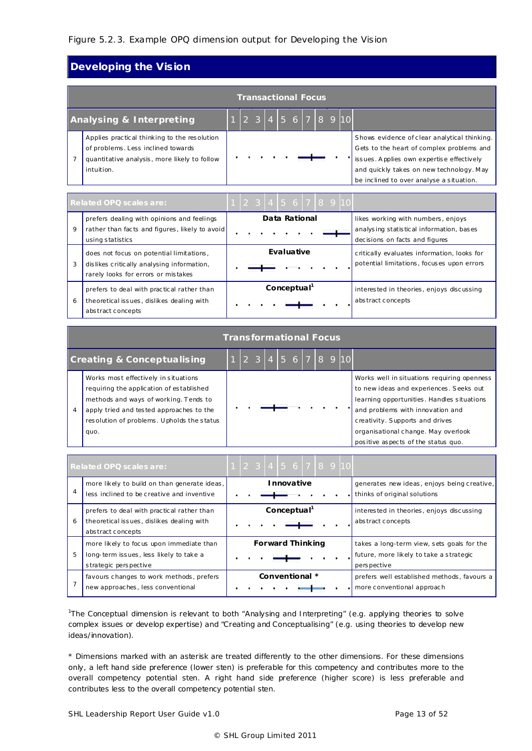Figure 5.2.3. Example OPQ dimension output for Developing the Vision

## Developing the Vision

### Transactional Focus

| Analysing & Interpreting | | 1 2 3 4 5 6 7 8 9 10 | |
|---|---|---|---|
| 7 | Applies practical thinking to the resolution of problems. Less inclined towards quantitative analysis, more likely to follow intuition. | | Shows evidence of clear analytical thinking. Gets to the heart of complex problems and issues. Applies own expertise effectively and quickly takes on new technology. May be inclined to over analyse a situation. |

| Related OPQ scales are: | | 1 2 3 4 5 6 7 8 9 10 | |
|---|---|---|---|
| 9 | prefers dealing with opinions and feelings rather than facts and figures, likely to avoid using statistics | **Data Rational** | likes working with numbers, enjoys analysing statistical information, bases decisions on facts and figures |
| 3 | does not focus on potential limitations, dislikes critically analysing information, rarely looks for errors or mistakes | **Evaluative** | critically evaluates information, looks for potential limitations, focuses upon errors |
| 6 | prefers to deal with practical rather than theoretical issues, dislikes dealing with abstract concepts | **Conceptual**[1] | interested in theories, enjoys discussing abstract concepts |

### Transformational Focus

| Creating & Conceptualising | | 1 2 3 4 5 6 7 8 9 10 | |
|---|---|---|---|
| 4 | Works most effectively in situations requiring the application of established methods and ways of working. Tends to apply tried and tested approaches to the resolution of problems. Upholds the status quo. | | Works well in situations requiring openness to new ideas and experiences. Seeks out learning opportunities. Handles situations and problems with innovation and creativity. Supports and drives organisational change. May overlook positive aspects of the status quo. |

| Related OPQ scales are: | | 1 2 3 4 5 6 7 8 9 10 | |
|---|---|---|---|
| 4 | more likely to build on than generate ideas, less inclined to be creative and inventive | **Innovative** | generates new ideas, enjoys being creative, thinks of original solutions |
| 6 | prefers to deal with practical rather than theoretical issues, dislikes dealing with abstract concepts | **Conceptual**[1] | interested in theories, enjoys discussing abstract concepts |
| 5 | more likely to focus upon immediate than long-term issues, less likely to take a strategic perspective | **Forward Thinking** | takes a long-term view, sets goals for the future, more likely to take a strategic perspective |
| 7 | favours changes to work methods, prefers new approaches, less conventional | **Conventional** * | prefers well established methods, favours a more conventional approach |

[1]The Conceptual dimension is relevant to both "Analysing and Interpreting" (e.g. applying theories to solve complex issues or develop expertise) and "Creating and Conceptualising" (e.g. using theories to develop new ideas/innovation).

* Dimensions marked with an asterisk are treated differently to the other dimensions. For these dimensions only, a left hand side preference (lower sten) is preferable for this competency and contributes more to the overall competency potential sten. A right hand side preference (higher score) is less preferable and contributes less to the overall competency potential sten.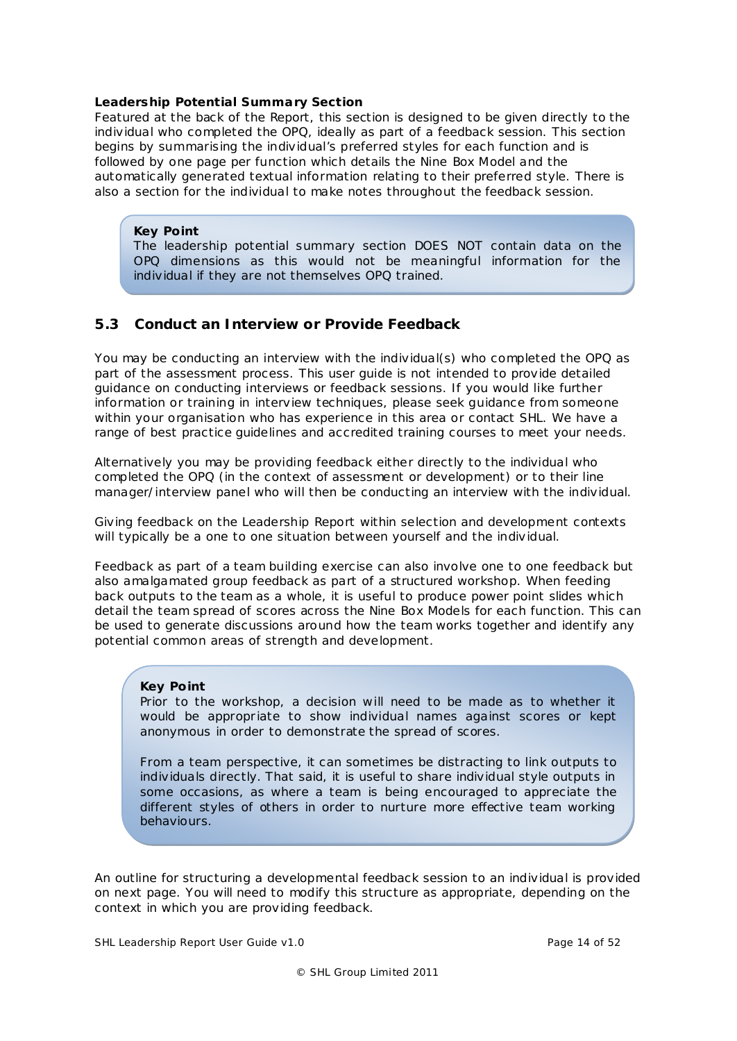**Leadership Potential Summary Section**

Featured at the back of the Report, this section is designed to be given directly to the individual who completed the OPQ, ideally as part of a feedback session. This section begins by summarising the individual's preferred styles for each function and is followed by one page per function which details the Nine Box Model and the automatically generated textual information relating to their preferred style. There is also a section for the individual to make notes throughout the feedback session.

> **Key Point**
> The leadership potential summary section DOES NOT contain data on the OPQ dimensions as this would not be meaningful information for the individual if they are not themselves OPQ trained.

## 5.3 Conduct an Interview or Provide Feedback

You may be conducting an interview with the individual(s) who completed the OPQ as part of the assessment process. This user guide is not intended to provide detailed guidance on conducting interviews or feedback sessions. If you would like further information or training in interview techniques, please seek guidance from someone within your organisation who has experience in this area or contact SHL. We have a range of best practice guidelines and accredited training courses to meet your needs.

Alternatively you may be providing feedback either directly to the individual who completed the OPQ (in the context of assessment or development) or to their line manager/interview panel who will then be conducting an interview with the individual.

Giving feedback on the Leadership Report within selection and development contexts will typically be a one to one situation between yourself and the individual.

Feedback as part of a team building exercise can also involve one to one feedback but also amalgamated group feedback as part of a structured workshop. When feeding back outputs to the team as a whole, it is useful to produce power point slides which detail the team spread of scores across the Nine Box Models for each function. This can be used to generate discussions around how the team works together and identify any potential common areas of strength and development.

> **Key Point**
> Prior to the workshop, a decision will need to be made as to whether it would be appropriate to show individual names against scores or kept anonymous in order to demonstrate the spread of scores.
>
> From a team perspective, it can sometimes be distracting to link outputs to individuals directly. That said, it is useful to share individual style outputs in some occasions, as where a team is being encouraged to appreciate the different styles of others in order to nurture more effective team working behaviours.

An outline for structuring a developmental feedback session to an individual is provided on next page. You will need to modify this structure as appropriate, depending on the context in which you are providing feedback.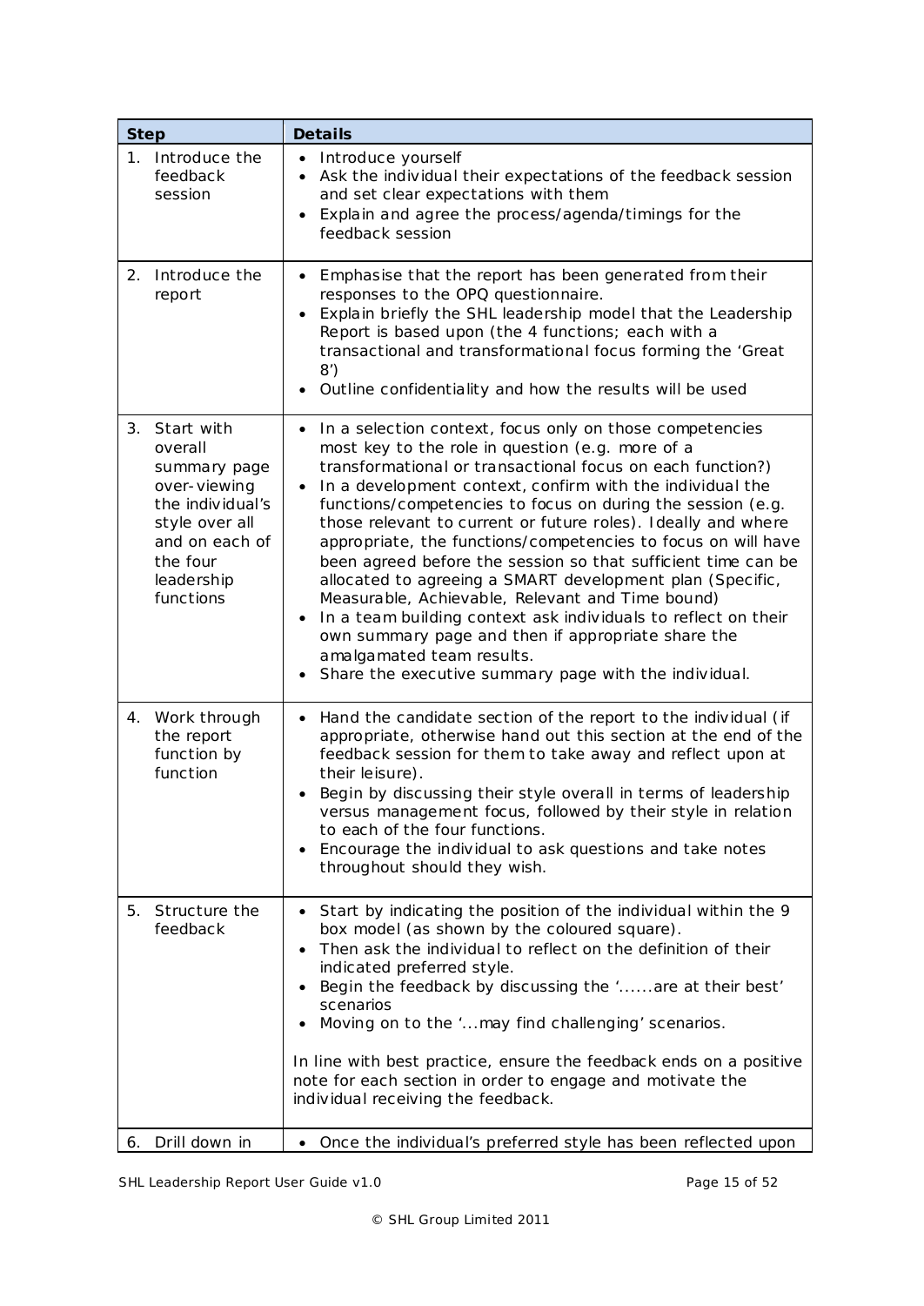| Step | Details |
| --- | --- |
| 1. Introduce the feedback session | • Introduce yourself<br>• Ask the individual their expectations of the feedback session and set clear expectations with them<br>• Explain and agree the process/agenda/timings for the feedback session |
| 2. Introduce the report | • Emphasise that the report has been generated from their responses to the OPQ questionnaire.<br>• Explain briefly the SHL leadership model that the Leadership Report is based upon (the 4 functions; each with a transactional and transformational focus forming the 'Great 8')<br>• Outline confidentiality and how the results will be used |
| 3. Start with overall summary page over-viewing the individual's style over all and on each of the four leadership functions | • In a selection context, focus only on those competencies most key to the role in question (e.g. more of a transformational or transactional focus on each function?)<br>• In a development context, confirm with the individual the functions/competencies to focus on during the session (e.g. those relevant to current or future roles). Ideally and where appropriate, the functions/competencies to focus on will have been agreed before the session so that sufficient time can be allocated to agreeing a SMART development plan (Specific, Measurable, Achievable, Relevant and Time bound)<br>• In a team building context ask individuals to reflect on their own summary page and then if appropriate share the amalgamated team results.<br>• Share the executive summary page with the individual. |
| 4. Work through the report function by function | • Hand the candidate section of the report to the individual (if appropriate, otherwise hand out this section at the end of the feedback session for them to take away and reflect upon at their leisure).<br>• Begin by discussing their style overall in terms of leadership versus management focus, followed by their style in relation to each of the four functions.<br>• Encourage the individual to ask questions and take notes throughout should they wish. |
| 5. Structure the feedback | • Start by indicating the position of the individual within the 9 box model (as shown by the coloured square).<br>• Then ask the individual to reflect on the definition of their indicated preferred style.<br>• Begin the feedback by discussing the '......are at their best' scenarios<br>• Moving on to the '...may find challenging' scenarios.<br><br>In line with best practice, ensure the feedback ends on a positive note for each section in order to engage and motivate the individual receiving the feedback. |
| 6. Drill down in | • Once the individual's preferred style has been reflected upon |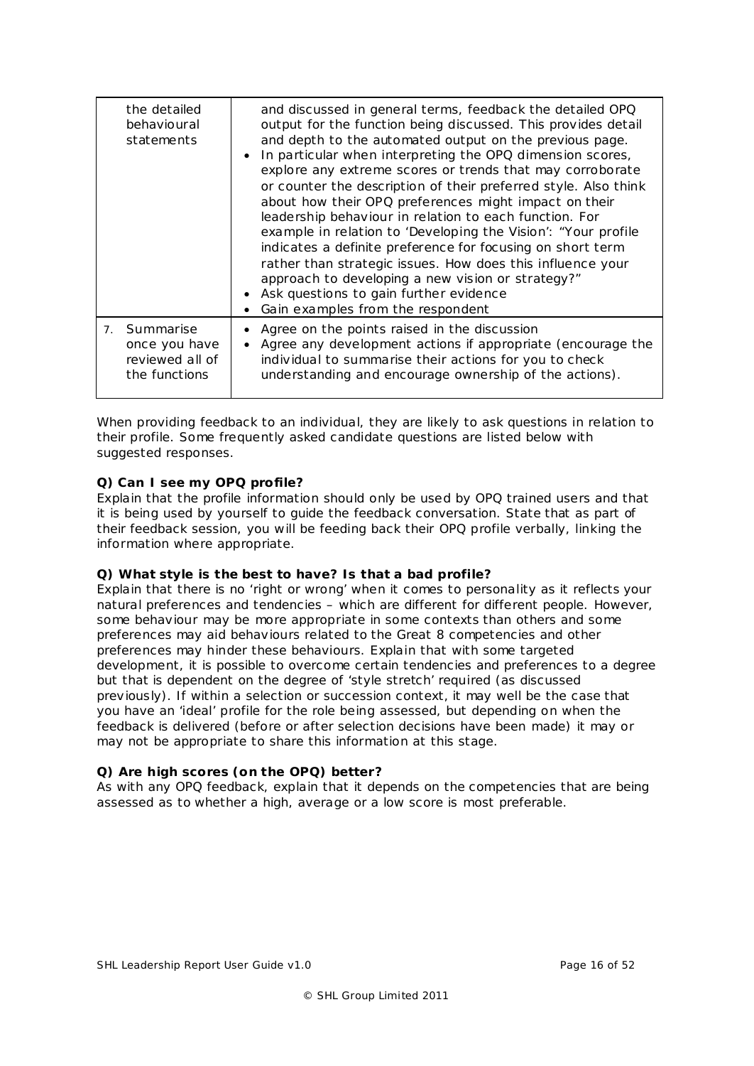| | |
|---|---|
| the detailed behavioural statements | and discussed in general terms, feedback the detailed OPQ output for the function being discussed. This provides detail and depth to the automated output on the previous page. <br>• In particular when interpreting the OPQ dimension scores, explore any extreme scores or trends that may corroborate or counter the description of their preferred style. Also think about how their OPQ preferences might impact on their leadership behaviour in relation to each function. For example in relation to 'Developing the Vision': "Your profile indicates a definite preference for focusing on short term rather than strategic issues. How does this influence your approach to developing a new vision or strategy?" <br>• Ask questions to gain further evidence <br>• Gain examples from the respondent |
| 7. Summarise once you have reviewed all of the functions | • Agree on the points raised in the discussion <br>• Agree any development actions if appropriate (encourage the individual to summarise their actions for you to check understanding and encourage ownership of the actions). |

When providing feedback to an individual, they are likely to ask questions in relation to their profile. Some frequently asked candidate questions are listed below with suggested responses.

**Q) Can I see my OPQ profile?**
Explain that the profile information should only be used by OPQ trained users and that it is being used by yourself to guide the feedback conversation. State that as part of their feedback session, you will be feeding back their OPQ profile verbally, linking the information where appropriate.

**Q) What style is the best to have? Is that a bad profile?**
Explain that there is no 'right or wrong' when it comes to personality as it reflects your natural preferences and tendencies – which are different for different people. However, some behaviour may be more appropriate in some contexts than others and some preferences may aid behaviours related to the Great 8 competencies and other preferences may hinder these behaviours. Explain that with some targeted development, it is possible to overcome certain tendencies and preferences to a degree but that is dependent on the degree of 'style stretch' required (as discussed previously). If within a selection or succession context, it may well be the case that you have an 'ideal' profile for the role being assessed, but depending on when the feedback is delivered (before or after selection decisions have been made) it may or may not be appropriate to share this information at this stage.

**Q) Are high scores (on the OPQ) better?**
As with any OPQ feedback, explain that it depends on the competencies that are being assessed as to whether a high, average or a low score is most preferable.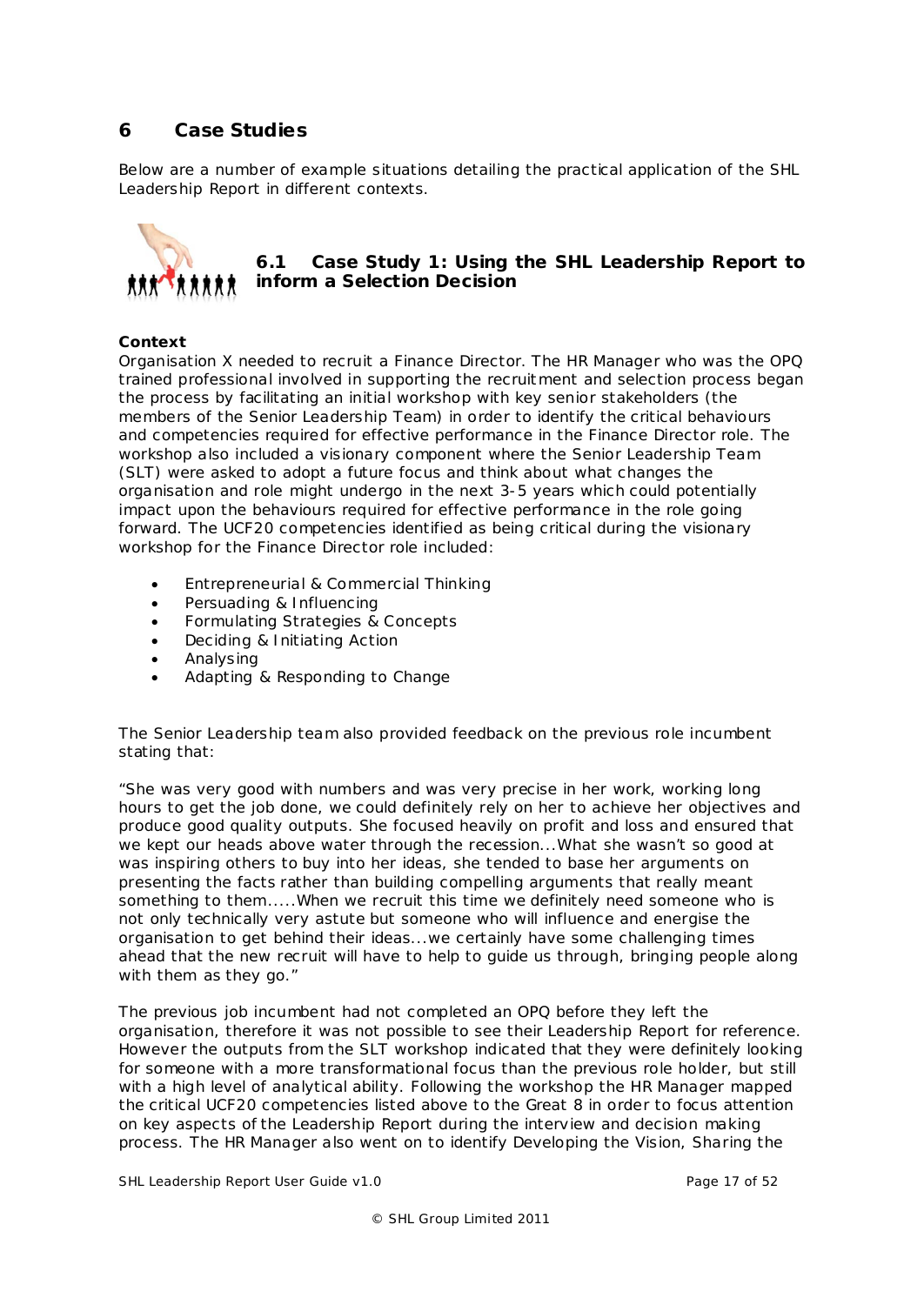# 6 Case Studies

Below are a number of example situations detailing the practical application of the SHL Leadership Report in different contexts.

## 6.1 Case Study 1: Using the SHL Leadership Report to inform a Selection Decision

**Context**

Organisation X needed to recruit a Finance Director. The HR Manager who was the OPQ trained professional involved in supporting the recruitment and selection process began the process by facilitating an initial workshop with key senior stakeholders (the members of the Senior Leadership Team) in order to identify the critical behaviours and competencies required for effective performance in the Finance Director role. The workshop also included a visionary component where the Senior Leadership Team (SLT) were asked to adopt a future focus and think about what changes the organisation and role might undergo in the next 3-5 years which could potentially impact upon the behaviours required for effective performance in the role going forward. The UCF20 competencies identified as being critical during the visionary workshop for the Finance Director role included:

- Entrepreneurial & Commercial Thinking
- Persuading & Influencing
- Formulating Strategies & Concepts
- Deciding & Initiating Action
- Analysing
- Adapting & Responding to Change

The Senior Leadership team also provided feedback on the previous role incumbent stating that:

"She was very good with numbers and was very precise in her work, working long hours to get the job done, we could definitely rely on her to achieve her objectives and produce good quality outputs. She focused heavily on profit and loss and ensured that we kept our heads above water through the recession...What she wasn't so good at was inspiring others to buy into her ideas, she tended to base her arguments on presenting the facts rather than building compelling arguments that really meant something to them.....When we recruit this time we definitely need someone who is not only technically very astute but someone who will influence and energise the organisation to get behind their ideas...we certainly have some challenging times ahead that the new recruit will have to help to guide us through, bringing people along with them as they go."

The previous job incumbent had not completed an OPQ before they left the organisation, therefore it was not possible to see their Leadership Report for reference. However the outputs from the SLT workshop indicated that they were definitely looking for someone with a more transformational focus than the previous role holder, but still with a high level of analytical ability. Following the workshop the HR Manager mapped the critical UCF20 competencies listed above to the Great 8 in order to focus attention on key aspects of the Leadership Report during the interview and decision making process. The HR Manager also went on to identify Developing the Vision, Sharing the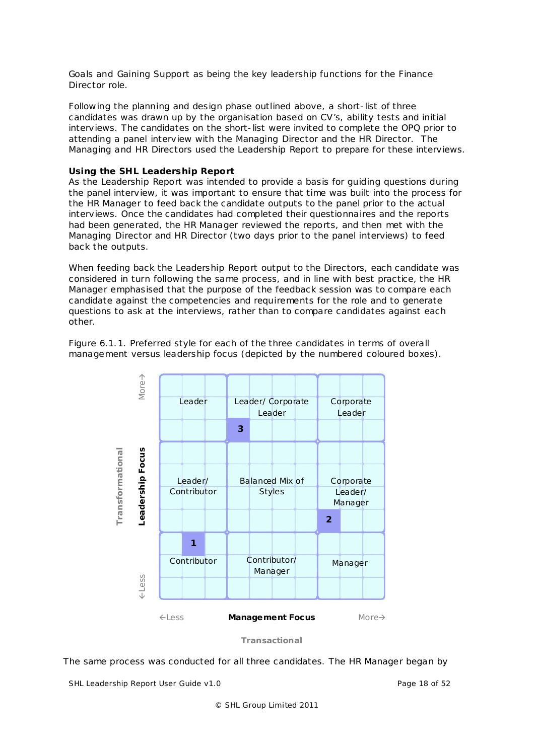Goals and Gaining Support as being the key leadership functions for the Finance Director role.

Following the planning and design phase outlined above, a short-list of three candidates was drawn up by the organisation based on CV's, ability tests and initial interviews. The candidates on the short-list were invited to complete the OPQ prior to attending a panel interview with the Managing Director and the HR Director. The Managing and HR Directors used the Leadership Report to prepare for these interviews.

**Using the SHL Leadership Report**

As the Leadership Report was intended to provide a basis for guiding questions during the panel interview, it was important to ensure that time was built into the process for the HR Manager to feed back the candidate outputs to the panel prior to the actual interviews. Once the candidates had completed their questionnaires and the reports had been generated, the HR Manager reviewed the reports, and then met with the Managing Director and HR Director (two days prior to the panel interviews) to feed back the outputs.

When feeding back the Leadership Report output to the Directors, each candidate was considered in turn following the same process, and in line with best practice, the HR Manager emphasised that the purpose of the feedback session was to compare each candidate against the competencies and requirements for the role and to generate questions to ask at the interviews, rather than to compare candidates against each other.

Figure 6.1.1. Preferred style for each of the three candidates in terms of overall management versus leadership focus (depicted by the numbered coloured boxes).

| Leadership Focus (Transformational) ↓ / Management Focus (Transactional) → | ←Less | | More→ |
|---|---|---|---|
| More↑ | Leader | Leader/ Corporate Leader **3** | Corporate Leader |
| | Leader/ Contributor | Balanced Mix of Styles | Corporate Leader/ Manager **2** |
| ↓Less | **1** Contributor | Contributor/ Manager | Manager |

The same process was conducted for all three candidates. The HR Manager began by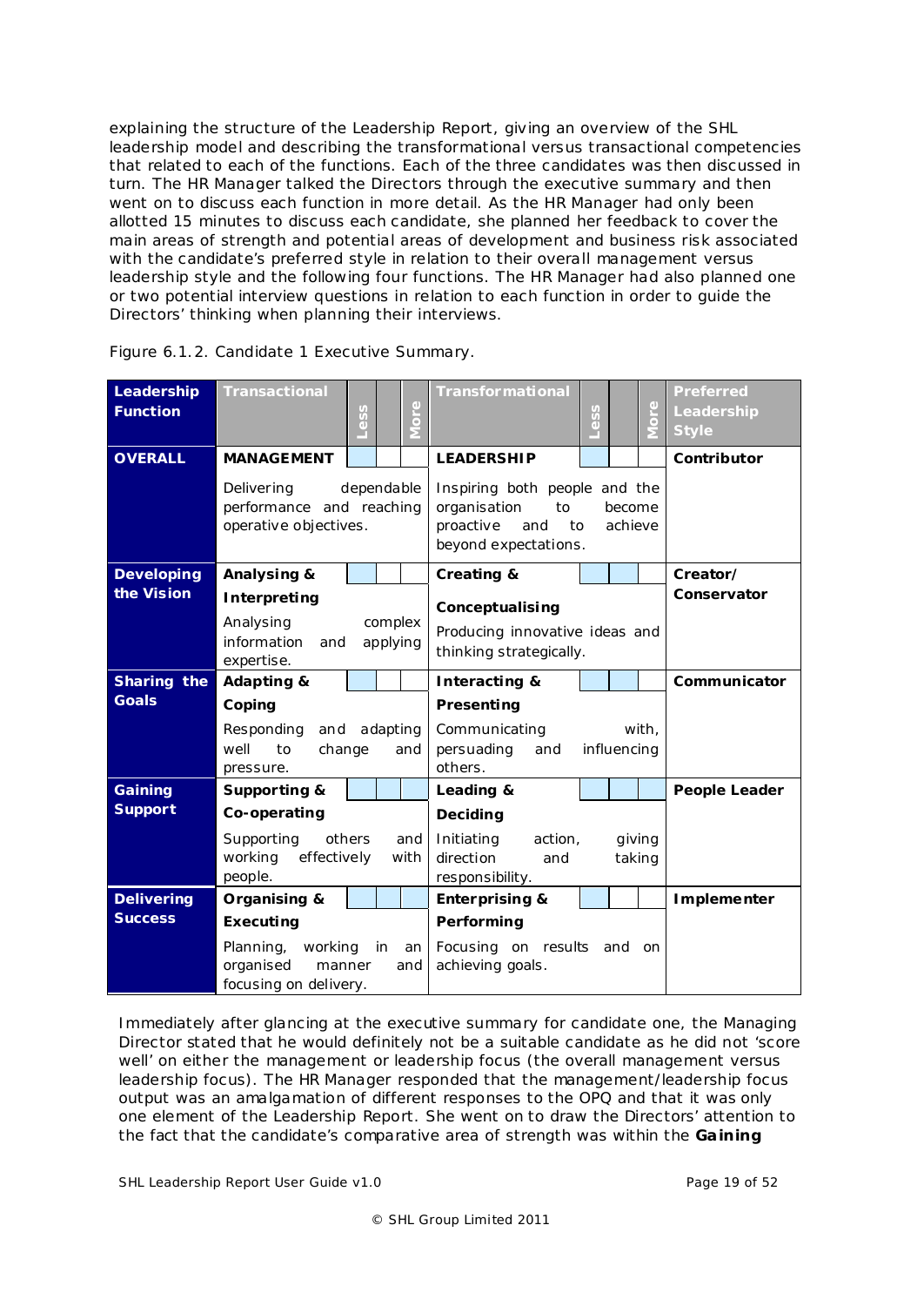explaining the structure of the Leadership Report, giving an overview of the SHL leadership model and describing the transformational versus transactional competencies that related to each of the functions. Each of the three candidates was then discussed in turn. The HR Manager talked the Directors through the executive summary and then went on to discuss each function in more detail. As the HR Manager had only been allotted 15 minutes to discuss each candidate, she planned her feedback to cover the main areas of strength and potential areas of development and business risk associated with the candidate's preferred style in relation to their overall management versus leadership style and the following four functions. The HR Manager had also planned one or two potential interview questions in relation to each function in order to guide the Directors' thinking when planning their interviews.

Figure 6.1.2. Candidate 1 Executive Summary.

| Leadership Function | Transactional | Less | | More | Transformational | Less | | More | Preferred Leadership Style |
|---|---|---|---|---|---|---|---|---|---|
| **OVERALL** | **MANAGEMENT** Delivering dependable performance and reaching operative objectives. | ■ | | | **LEADERSHIP** Inspiring both people and the organisation to become proactive and to achieve beyond expectations. | ■ | | | **Contributor** |
| **Developing the Vision** | **Analysing & Interpreting** Analysing complex information and applying expertise. | ■ | | | **Creating & Conceptualising** Producing innovative ideas and thinking strategically. | ■ | ■ | | **Creator/ Conservator** |
| **Sharing the Goals** | **Adapting & Coping** Responding and adapting well to change and pressure. | ■ | | | **Interacting & Presenting** Communicating with, persuading and influencing others. | ■ | ■ | | **Communicator** |
| **Gaining Support** | **Supporting & Co-operating** Supporting others and working effectively with people. | ■ | ■ | ■ | **Leading & Deciding** Initiating action, giving direction and taking responsibility. | ■ | ■ | ■ | **People Leader** |
| **Delivering Success** | **Organising & Executing** Planning, working in an organised manner and focusing on delivery. | ■ | ■ | ■ | **Enterprising & Performing** Focusing on results and on achieving goals. | ■ | | | **Implementer** |

Immediately after glancing at the executive summary for candidate one, the Managing Director stated that he would definitely not be a suitable candidate as he did not 'score well' on either the management or leadership focus (the overall management versus leadership focus). The HR Manager responded that the management/leadership focus output was an amalgamation of different responses to the OPQ and that it was only one element of the Leadership Report. She went on to draw the Directors' attention to the fact that the candidate's comparative area of strength was within the **Gaining**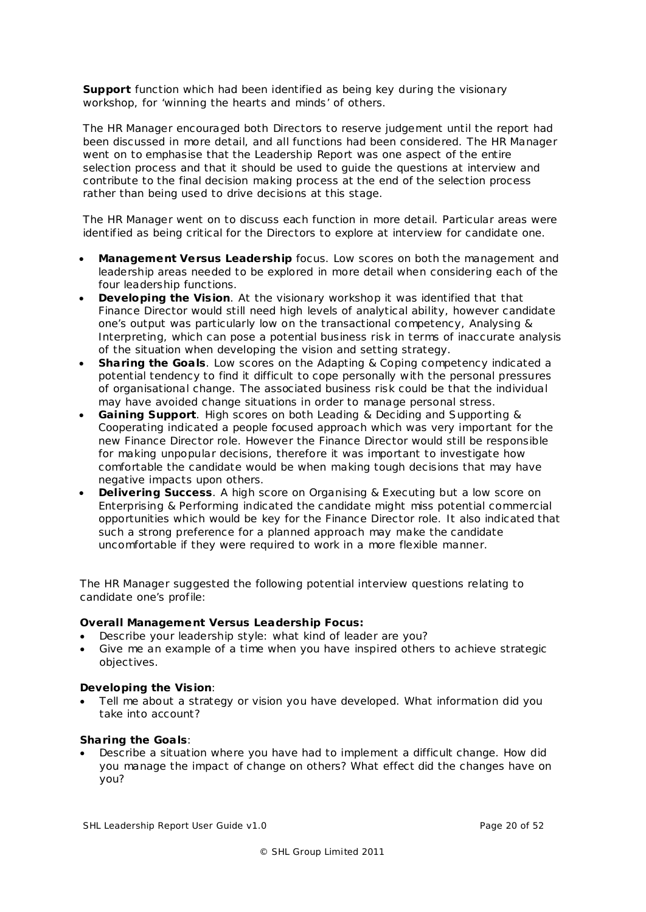**Support** function which had been identified as being key during the visionary workshop, for 'winning the hearts and minds' of others.

The HR Manager encouraged both Directors to reserve judgement until the report had been discussed in more detail, and all functions had been considered. The HR Manager went on to emphasise that the Leadership Report was one aspect of the entire selection process and that it should be used to guide the questions at interview and contribute to the final decision making process at the end of the selection process rather than being used to drive decisions at this stage.

The HR Manager went on to discuss each function in more detail. Particular areas were identified as being critical for the Directors to explore at interview for candidate one.

- **Management Versus Leadership** focus. Low scores on both the management and leadership areas needed to be explored in more detail when considering each of the four leadership functions.
- **Developing the Vision**. At the visionary workshop it was identified that that Finance Director would still need high levels of analytical ability, however candidate one's output was particularly low on the transactional competency, Analysing & Interpreting, which can pose a potential business risk in terms of inaccurate analysis of the situation when developing the vision and setting strategy.
- **Sharing the Goals**. Low scores on the Adapting & Coping competency indicated a potential tendency to find it difficult to cope personally with the personal pressures of organisational change. The associated business risk could be that the individual may have avoided change situations in order to manage personal stress.
- **Gaining Support**. High scores on both Leading & Deciding and Supporting & Cooperating indicated a people focused approach which was very important for the new Finance Director role. However the Finance Director would still be responsible for making unpopular decisions, therefore it was important to investigate how comfortable the candidate would be when making tough decisions that may have negative impacts upon others.
- **Delivering Success**. A high score on Organising & Executing but a low score on Enterprising & Performing indicated the candidate might miss potential commercial opportunities which would be key for the Finance Director role. It also indicated that such a strong preference for a planned approach may make the candidate uncomfortable if they were required to work in a more flexible manner.

The HR Manager suggested the following potential interview questions relating to candidate one's profile:

**Overall Management Versus Leadership Focus:**

- Describe your leadership style: what kind of leader are you?
- Give me an example of a time when you have inspired others to achieve strategic objectives.

**Developing the Vision**:

- Tell me about a strategy or vision you have developed. What information did you take into account?

**Sharing the Goals**:

- Describe a situation where you have had to implement a difficult change. How did you manage the impact of change on others? What effect did the changes have on you?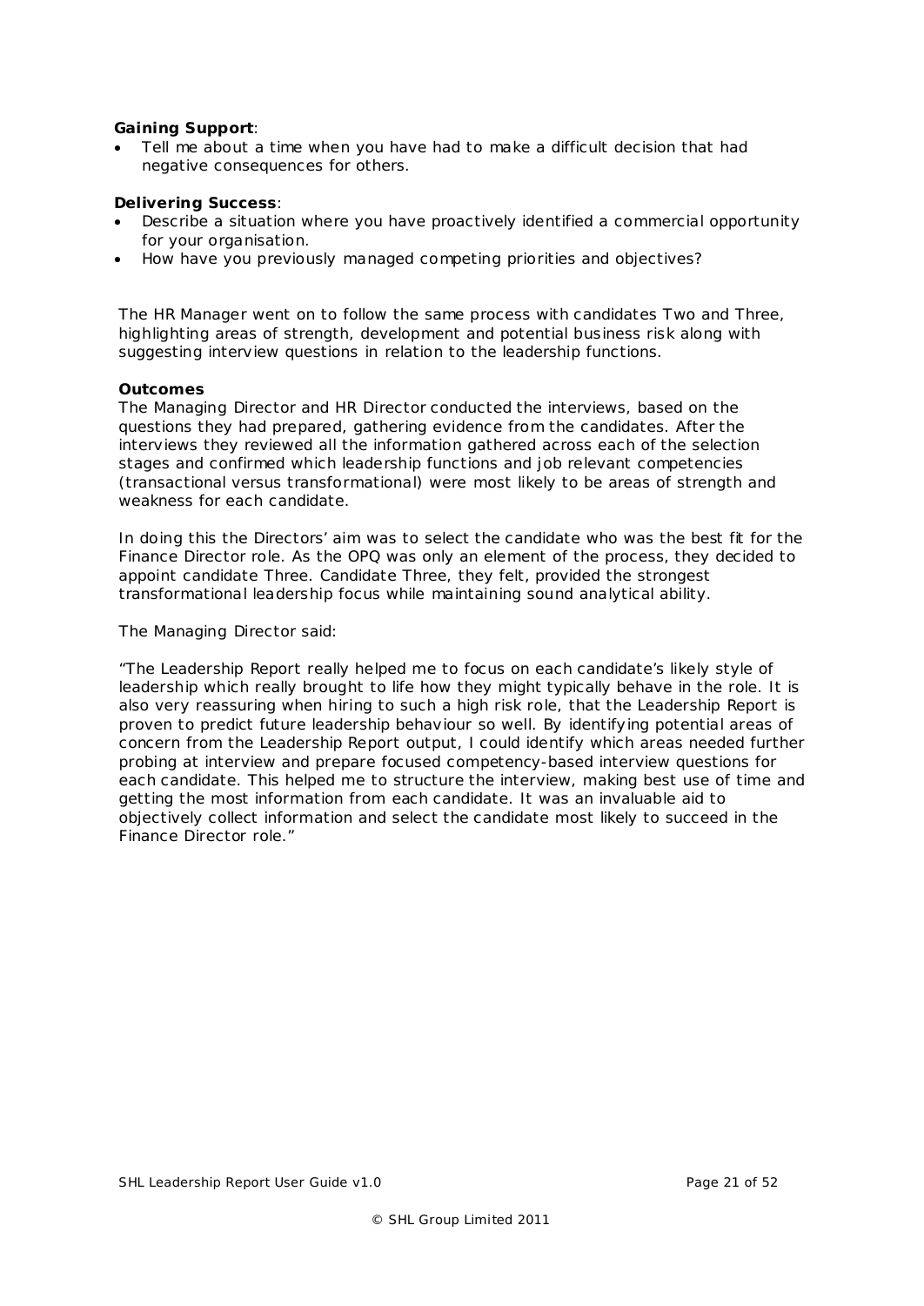**Gaining Support**:

- Tell me about a time when you have had to make a difficult decision that had negative consequences for others.

**Delivering Success**:

- Describe a situation where you have proactively identified a commercial opportunity for your organisation.
- How have you previously managed competing priorities and objectives?

The HR Manager went on to follow the same process with candidates Two and Three, highlighting areas of strength, development and potential business risk along with suggesting interview questions in relation to the leadership functions.

**Outcomes**

The Managing Director and HR Director conducted the interviews, based on the questions they had prepared, gathering evidence from the candidates. After the interviews they reviewed all the information gathered across each of the selection stages and confirmed which leadership functions and job relevant competencies (transactional versus transformational) were most likely to be areas of strength and weakness for each candidate.

In doing this the Directors' aim was to select the candidate who was the best fit for the Finance Director role. As the OPQ was only an element of the process, they decided to appoint candidate Three. Candidate Three, they felt, provided the strongest transformational leadership focus while maintaining sound analytical ability.

The Managing Director said:

"The Leadership Report really helped me to focus on each candidate's likely style of leadership which really brought to life how they might typically behave in the role. It is also very reassuring when hiring to such a high risk role, that the Leadership Report is proven to predict future leadership behaviour so well. By identifying potential areas of concern from the Leadership Report output, I could identify which areas needed further probing at interview and prepare focused competency-based interview questions for each candidate. This helped me to structure the interview, making best use of time and getting the most information from each candidate. It was an invaluable aid to objectively collect information and select the candidate most likely to succeed in the Finance Director role."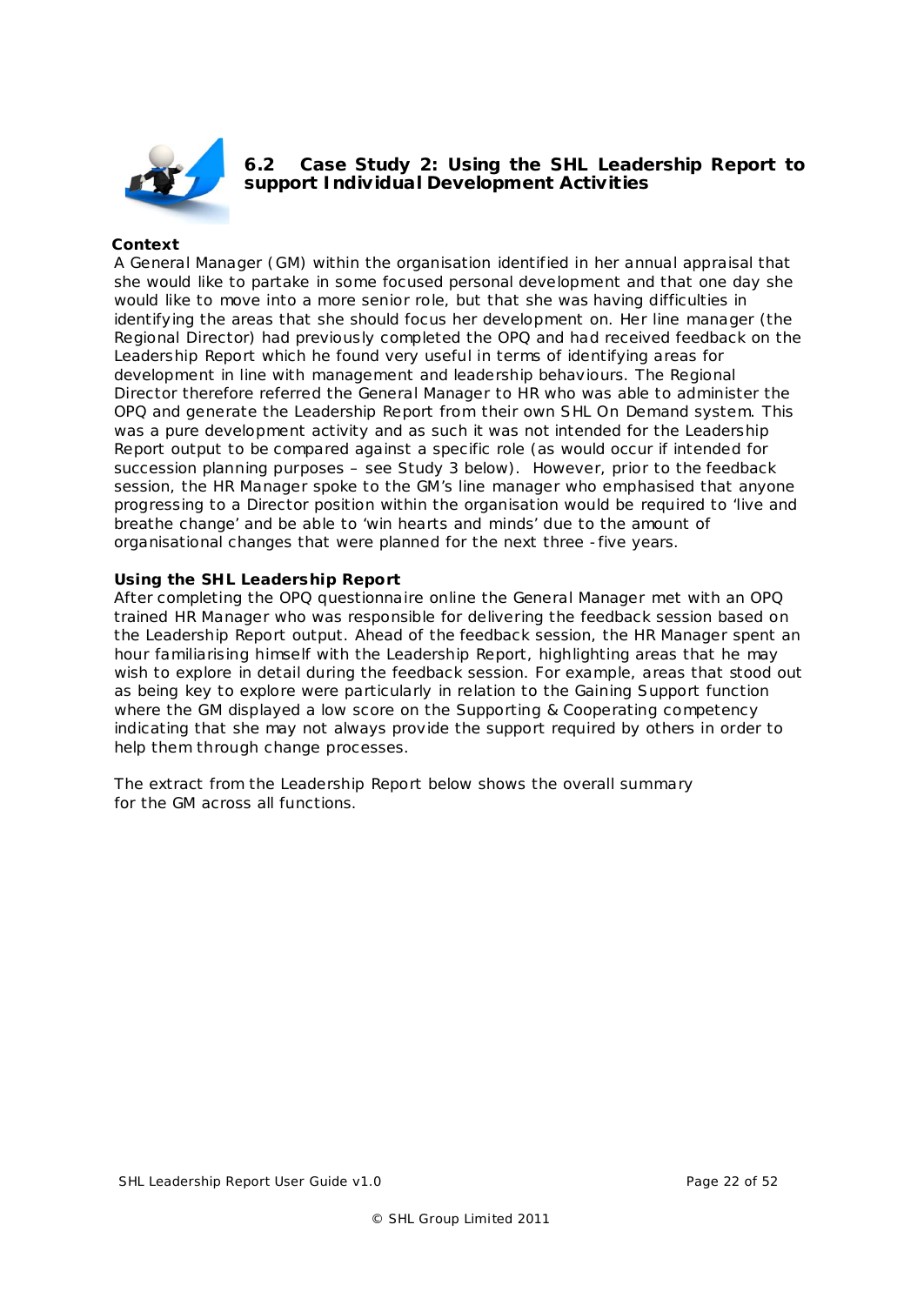## 6.2 Case Study 2: Using the SHL Leadership Report to support Individual Development Activities

**Context**

A General Manager (GM) within the organisation identified in her annual appraisal that she would like to partake in some focused personal development and that one day she would like to move into a more senior role, but that she was having difficulties in identifying the areas that she should focus her development on. Her line manager (the Regional Director) had previously completed the OPQ and had received feedback on the Leadership Report which he found very useful in terms of identifying areas for development in line with management and leadership behaviours. The Regional Director therefore referred the General Manager to HR who was able to administer the OPQ and generate the Leadership Report from their own SHL On Demand system. This was a pure development activity and as such it was not intended for the Leadership Report output to be compared against a specific role (as would occur if intended for succession planning purposes – see Study 3 below). However, prior to the feedback session, the HR Manager spoke to the GM's line manager who emphasised that anyone progressing to a Director position within the organisation would be required to 'live and breathe change' and be able to 'win hearts and minds' due to the amount of organisational changes that were planned for the next three - five years.

**Using the SHL Leadership Report**

After completing the OPQ questionnaire online the General Manager met with an OPQ trained HR Manager who was responsible for delivering the feedback session based on the Leadership Report output. Ahead of the feedback session, the HR Manager spent an hour familiarising himself with the Leadership Report, highlighting areas that he may wish to explore in detail during the feedback session. For example, areas that stood out as being key to explore were particularly in relation to the Gaining Support function where the GM displayed a low score on the Supporting & Cooperating competency indicating that she may not always provide the support required by others in order to help them through change processes.

The extract from the Leadership Report below shows the overall summary for the GM across all functions.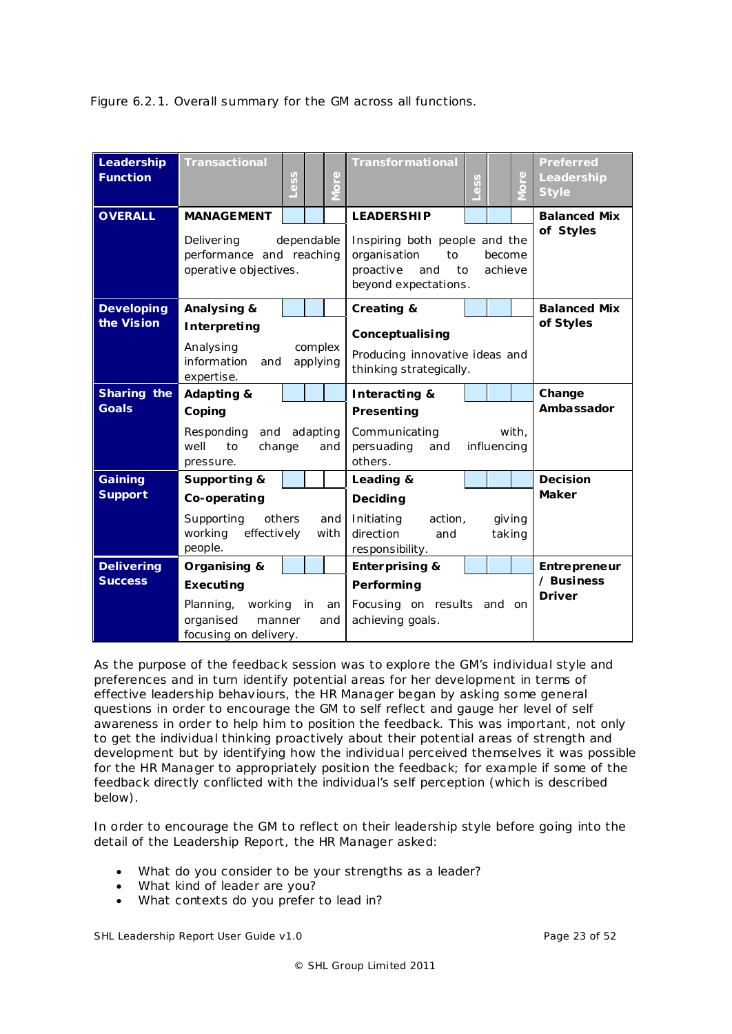Figure 6.2.1. Overall summary for the GM across all functions.

| Leadership Function | Transactional | Less | | More | Transformational | Less | | More | Preferred Leadership Style |
|---|---|---|---|---|---|---|---|---|---|
| OVERALL | **MANAGEMENT** Delivering dependable performance and reaching operative objectives. | | | | **LEADERSHIP** Inspiring both people and the organisation to become proactive and to achieve beyond expectations. | | | | **Balanced Mix of Styles** |
| Developing the Vision | **Analysing & Interpreting** Analysing complex information and applying expertise. | | | | **Creating & Conceptualising** Producing innovative ideas and thinking strategically. | | | | **Balanced Mix of Styles** |
| Sharing the Goals | **Adapting & Coping** Responding and adapting well to change and pressure. | | | | **Interacting & Presenting** Communicating with, persuading and influencing others. | | | | **Change Ambassador** |
| Gaining Support | **Supporting & Co-operating** Supporting others and working effectively with people. | | | | **Leading & Deciding** Initiating action, giving direction and taking responsibility. | | | | **Decision Maker** |
| Delivering Success | **Organising & Executing** Planning, working in an organised manner and focusing on delivery. | | | | **Enterprising & Performing** Focusing on results and on achieving goals. | | | | **Entrepreneur / Business Driver** |

As the purpose of the feedback session was to explore the GM's individual style and preferences and in turn identify potential areas for her development in terms of effective leadership behaviours, the HR Manager began by asking some general questions in order to encourage the GM to self reflect and gauge her level of self awareness in order to help him to position the feedback. This was important, not only to get the individual thinking proactively about their potential areas of strength and development but by identifying how the individual perceived themselves it was possible for the HR Manager to appropriately position the feedback; for example if some of the feedback directly conflicted with the individual's self perception (which is described below).

In order to encourage the GM to reflect on their leadership style before going into the detail of the Leadership Report, the HR Manager asked:

- What do you consider to be your strengths as a leader?
- What kind of leader are you?
- What contexts do you prefer to lead in?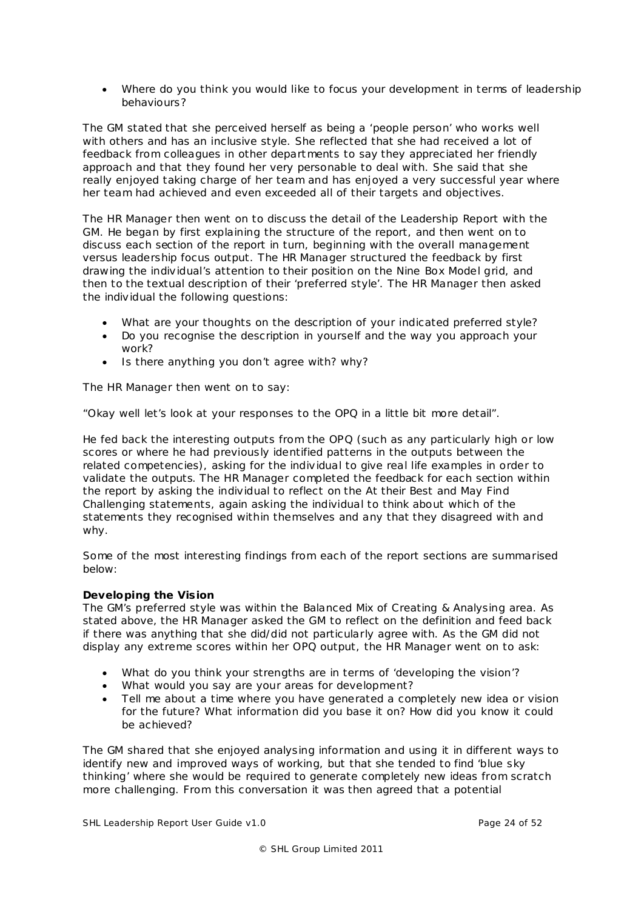- Where do you think you would like to focus your development in terms of leadership behaviours?

The GM stated that she perceived herself as being a 'people person' who works well with others and has an inclusive style. She reflected that she had received a lot of feedback from colleagues in other departments to say they appreciated her friendly approach and that they found her very personable to deal with. She said that she really enjoyed taking charge of her team and has enjoyed a very successful year where her team had achieved and even exceeded all of their targets and objectives.

The HR Manager then went on to discuss the detail of the Leadership Report with the GM. He began by first explaining the structure of the report, and then went on to discuss each section of the report in turn, beginning with the overall management versus leadership focus output. The HR Manager structured the feedback by first drawing the individual's attention to their position on the Nine Box Model grid, and then to the textual description of their 'preferred style'. The HR Manager then asked the individual the following questions:

- What are your thoughts on the description of your indicated preferred style?
- Do you recognise the description in yourself and the way you approach your work?
- Is there anything you don't agree with? why?

The HR Manager then went on to say:

"Okay well let's look at your responses to the OPQ in a little bit more detail".

He fed back the interesting outputs from the OPQ (such as any particularly high or low scores or where he had previously identified patterns in the outputs between the related competencies), asking for the individual to give real life examples in order to validate the outputs. The HR Manager completed the feedback for each section within the report by asking the individual to reflect on the At their Best and May Find Challenging statements, again asking the individual to think about which of the statements they recognised within themselves and any that they disagreed with and why.

Some of the most interesting findings from each of the report sections are summarised below:

**Developing the Vision**
The GM's preferred style was within the Balanced Mix of Creating & Analysing area. As stated above, the HR Manager asked the GM to reflect on the definition and feed back if there was anything that she did/did not particularly agree with. As the GM did not display any extreme scores within her OPQ output, the HR Manager went on to ask:

- What do you think your strengths are in terms of 'developing the vision'?
- What would you say are your areas for development?
- Tell me about a time where you have generated a completely new idea or vision for the future? What information did you base it on? How did you know it could be achieved?

The GM shared that she enjoyed analysing information and using it in different ways to identify new and improved ways of working, but that she tended to find 'blue sky thinking' where she would be required to generate completely new ideas from scratch more challenging. From this conversation it was then agreed that a potential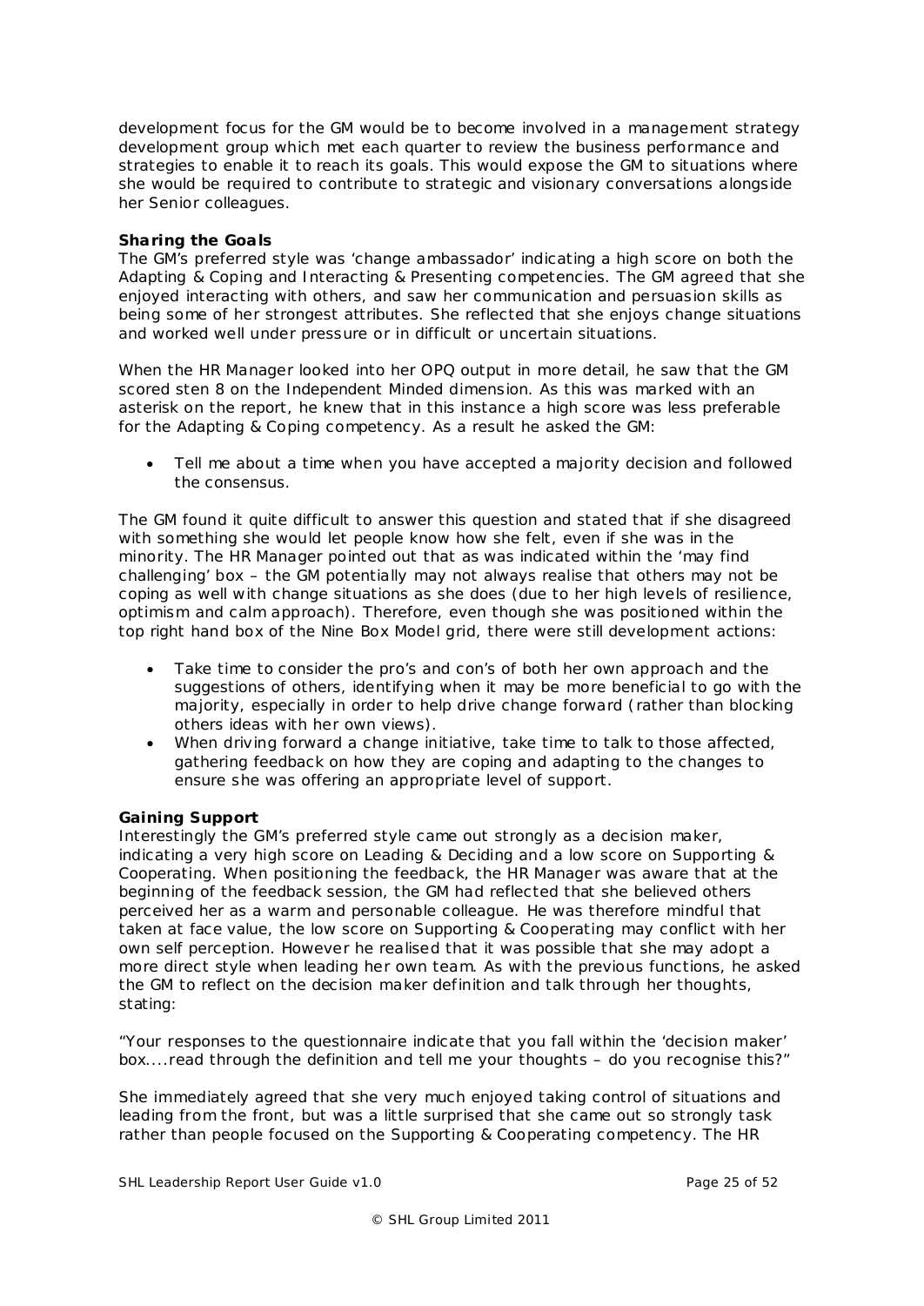development focus for the GM would be to become involved in a management strategy development group which met each quarter to review the business performance and strategies to enable it to reach its goals. This would expose the GM to situations where she would be required to contribute to strategic and visionary conversations alongside her Senior colleagues.

**Sharing the Goals**

The GM's preferred style was 'change ambassador' indicating a high score on both the Adapting & Coping and Interacting & Presenting competencies. The GM agreed that she enjoyed interacting with others, and saw her communication and persuasion skills as being some of her strongest attributes. She reflected that she enjoys change situations and worked well under pressure or in difficult or uncertain situations.

When the HR Manager looked into her OPQ output in more detail, he saw that the GM scored sten 8 on the Independent Minded dimension. As this was marked with an asterisk on the report, he knew that in this instance a high score was less preferable for the Adapting & Coping competency. As a result he asked the GM:

- Tell me about a time when you have accepted a majority decision and followed the consensus.

The GM found it quite difficult to answer this question and stated that if she disagreed with something she would let people know how she felt, even if she was in the minority. The HR Manager pointed out that as was indicated within the 'may find challenging' box – the GM potentially may not always realise that others may not be coping as well with change situations as she does (due to her high levels of resilience, optimism and calm approach). Therefore, even though she was positioned within the top right hand box of the Nine Box Model grid, there were still development actions:

- Take time to consider the pro's and con's of both her own approach and the suggestions of others, identifying when it may be more beneficial to go with the majority, especially in order to help drive change forward (rather than blocking others ideas with her own views).
- When driving forward a change initiative, take time to talk to those affected, gathering feedback on how they are coping and adapting to the changes to ensure she was offering an appropriate level of support.

**Gaining Support**

Interestingly the GM's preferred style came out strongly as a decision maker, indicating a very high score on Leading & Deciding and a low score on Supporting & Cooperating. When positioning the feedback, the HR Manager was aware that at the beginning of the feedback session, the GM had reflected that she believed others perceived her as a warm and personable colleague. He was therefore mindful that taken at face value, the low score on Supporting & Cooperating may conflict with her own self perception. However he realised that it was possible that she may adopt a more direct style when leading her own team. As with the previous functions, he asked the GM to reflect on the decision maker definition and talk through her thoughts, stating:

"Your responses to the questionnaire indicate that you fall within the 'decision maker' box....read through the definition and tell me your thoughts – do you recognise this?"

She immediately agreed that she very much enjoyed taking control of situations and leading from the front, but was a little surprised that she came out so strongly task rather than people focused on the Supporting & Cooperating competency. The HR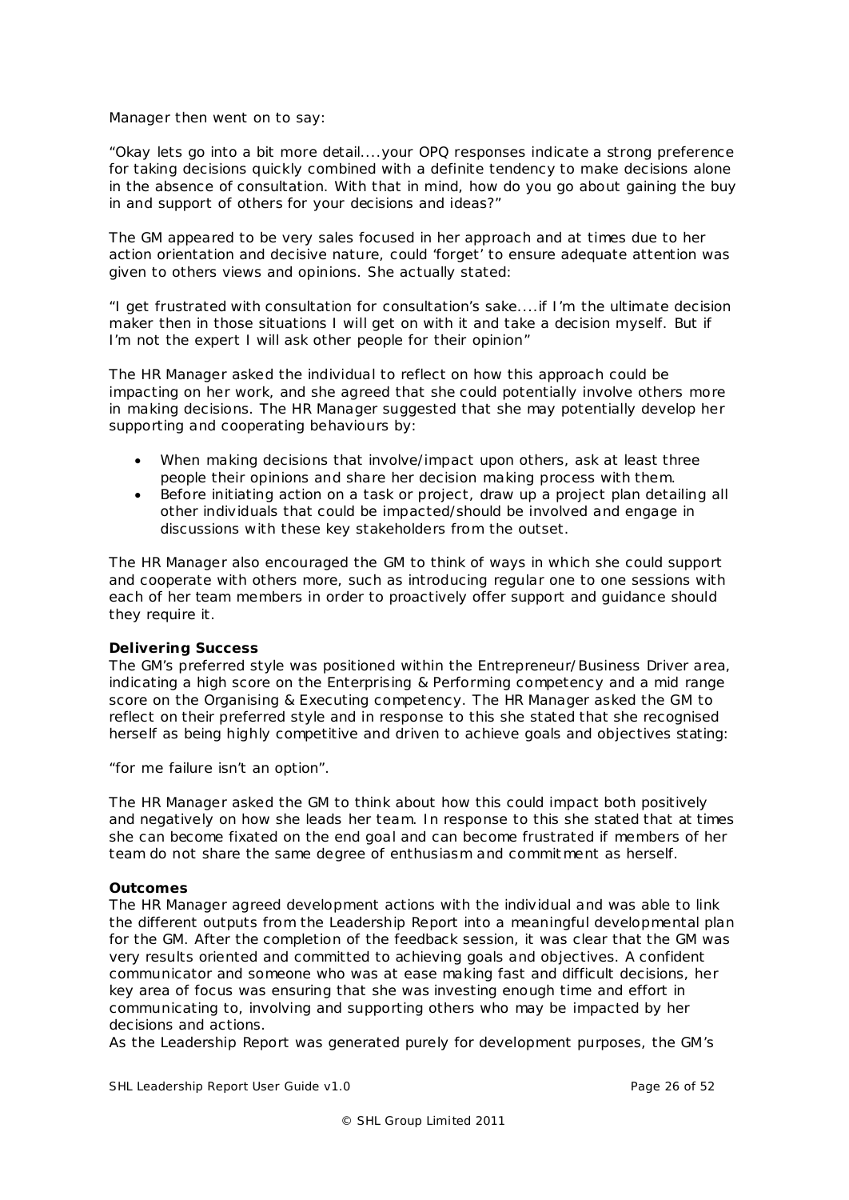Manager then went on to say:

"Okay lets go into a bit more detail....your OPQ responses indicate a strong preference for taking decisions quickly combined with a definite tendency to make decisions alone in the absence of consultation. With that in mind, how do you go about gaining the buy in and support of others for your decisions and ideas?"

The GM appeared to be very sales focused in her approach and at times due to her action orientation and decisive nature, could 'forget' to ensure adequate attention was given to others views and opinions. She actually stated:

"I get frustrated with consultation for consultation's sake....if I'm the ultimate decision maker then in those situations I will get on with it and take a decision myself. But if I'm not the expert I will ask other people for their opinion"

The HR Manager asked the individual to reflect on how this approach could be impacting on her work, and she agreed that she could potentially involve others more in making decisions. The HR Manager suggested that she may potentially develop her supporting and cooperating behaviours by:

- When making decisions that involve/impact upon others, ask at least three people their opinions and share her decision making process with them.
- Before initiating action on a task or project, draw up a project plan detailing all other individuals that could be impacted/should be involved and engage in discussions with these key stakeholders from the outset.

The HR Manager also encouraged the GM to think of ways in which she could support and cooperate with others more, such as introducing regular one to one sessions with each of her team members in order to proactively offer support and guidance should they require it.

**Delivering Success**

The GM's preferred style was positioned within the Entrepreneur/Business Driver area, indicating a high score on the Enterprising & Performing competency and a mid range score on the Organising & Executing competency. The HR Manager asked the GM to reflect on their preferred style and in response to this she stated that she recognised herself as being highly competitive and driven to achieve goals and objectives stating:

"for me failure isn't an option".

The HR Manager asked the GM to think about how this could impact both positively and negatively on how she leads her team. In response to this she stated that at times she can become fixated on the end goal and can become frustrated if members of her team do not share the same degree of enthusiasm and commitment as herself.

**Outcomes**

The HR Manager agreed development actions with the individual and was able to link the different outputs from the Leadership Report into a meaningful developmental plan for the GM. After the completion of the feedback session, it was clear that the GM was very results oriented and committed to achieving goals and objectives. A confident communicator and someone who was at ease making fast and difficult decisions, her key area of focus was ensuring that she was investing enough time and effort in communicating to, involving and supporting others who may be impacted by her decisions and actions.

As the Leadership Report was generated purely for development purposes, the GM's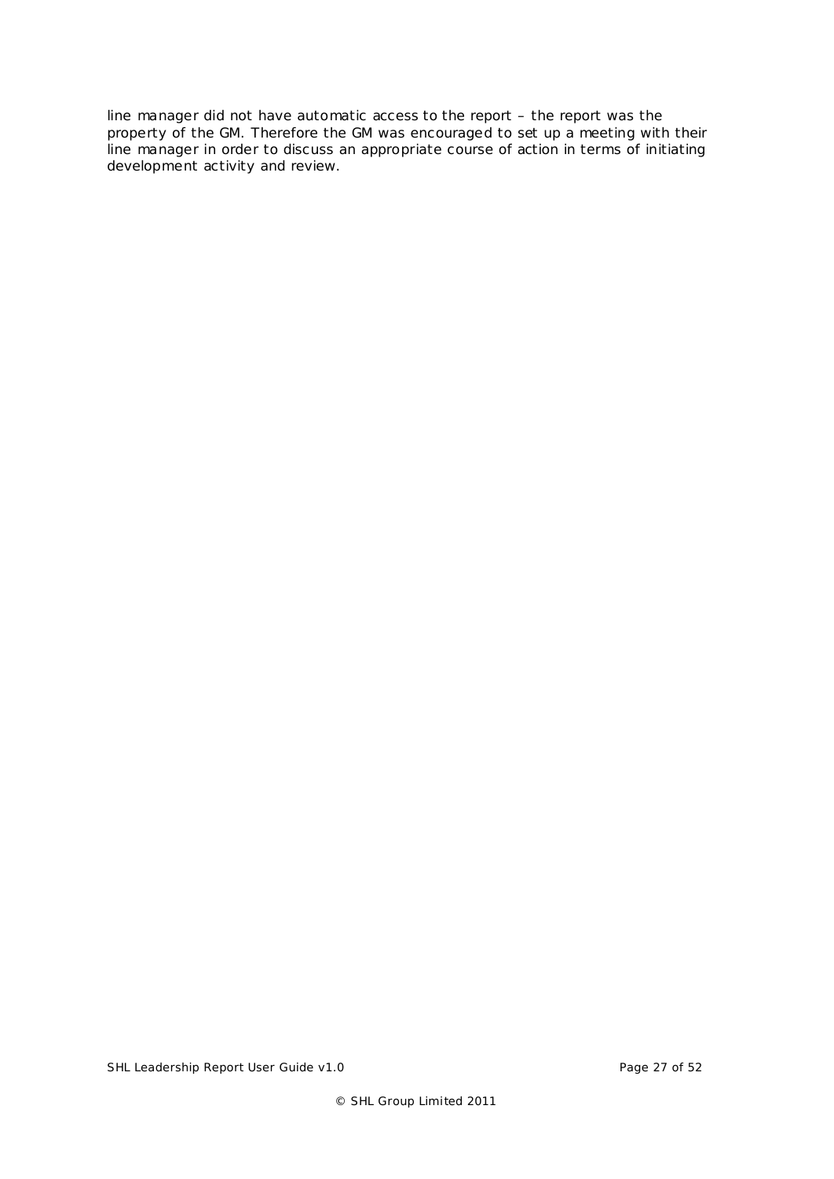line manager did not have automatic access to the report – the report was the property of the GM. Therefore the GM was encouraged to set up a meeting with their line manager in order to discuss an appropriate course of action in terms of initiating development activity and review.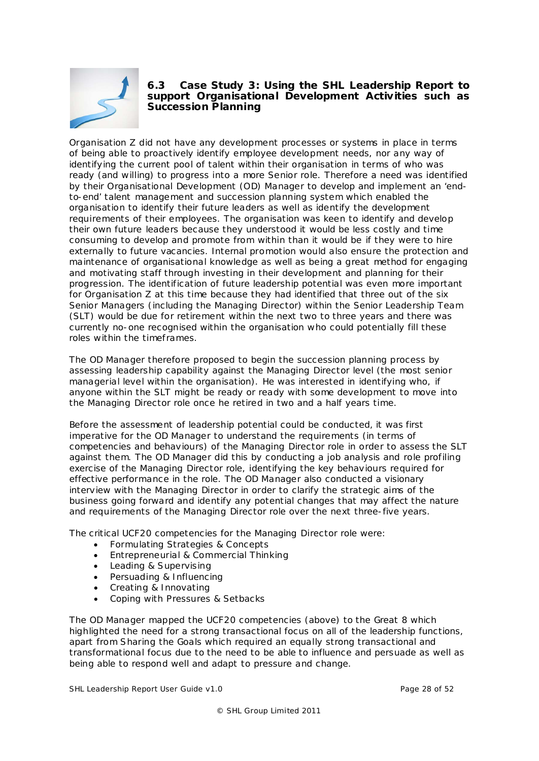### 6.3 Case Study 3: Using the SHL Leadership Report to support Organisational Development Activities such as Succession Planning

Organisation Z did not have any development processes or systems in place in terms of being able to proactively identify employee development needs, nor any way of identifying the current pool of talent within their organisation in terms of who was ready (and willing) to progress into a more Senior role. Therefore a need was identified by their Organisational Development (OD) Manager to develop and implement an 'end-to-end' talent management and succession planning system which enabled the organisation to identify their future leaders as well as identify the development requirements of their employees. The organisation was keen to identify and develop their own future leaders because they understood it would be less costly and time consuming to develop and promote from within than it would be if they were to hire externally to future vacancies. Internal promotion would also ensure the protection and maintenance of organisational knowledge as well as being a great method for engaging and motivating staff through investing in their development and planning for their progression. The identification of future leadership potential was even more important for Organisation Z at this time because they had identified that three out of the six Senior Managers (including the Managing Director) within the Senior Leadership Team (SLT) would be due for retirement within the next two to three years and there was currently no-one recognised within the organisation who could potentially fill these roles within the timeframes.

The OD Manager therefore proposed to begin the succession planning process by assessing leadership capability against the Managing Director level (the most senior managerial level within the organisation). He was interested in identifying who, if anyone within the SLT might be ready or ready with some development to move into the Managing Director role once he retired in two and a half years time.

Before the assessment of leadership potential could be conducted, it was first imperative for the OD Manager to understand the requirements (in terms of competencies and behaviours) of the Managing Director role in order to assess the SLT against them. The OD Manager did this by conducting a job analysis and role profiling exercise of the Managing Director role, identifying the key behaviours required for effective performance in the role. The OD Manager also conducted a visionary interview with the Managing Director in order to clarify the strategic aims of the business going forward and identify any potential changes that may affect the nature and requirements of the Managing Director role over the next three-five years.

The critical UCF20 competencies for the Managing Director role were:

- Formulating Strategies & Concepts
- Entrepreneurial & Commercial Thinking
- Leading & Supervising
- Persuading & Influencing
- Creating & Innovating
- Coping with Pressures & Setbacks

The OD Manager mapped the UCF20 competencies (above) to the Great 8 which highlighted the need for a strong transactional focus on all of the leadership functions, apart from Sharing the Goals which required an equally strong transactional and transformational focus due to the need to be able to influence and persuade as well as being able to respond well and adapt to pressure and change.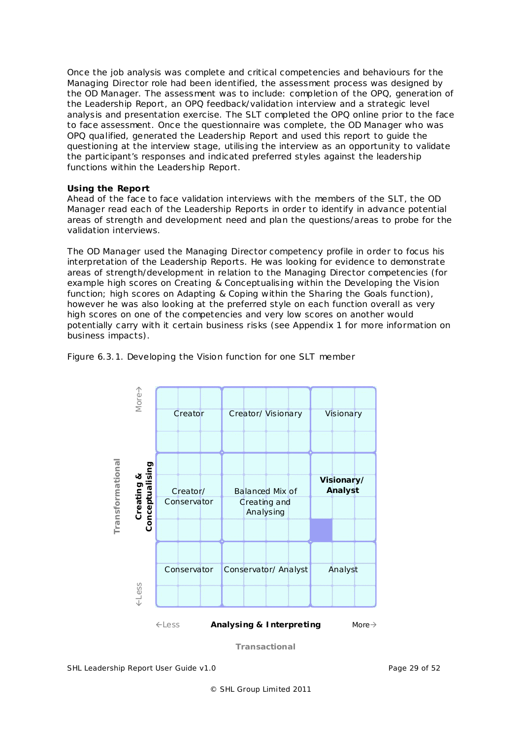Once the job analysis was complete and critical competencies and behaviours for the Managing Director role had been identified, the assessment process was designed by the OD Manager. The assessment was to include: completion of the OPQ, generation of the Leadership Report, an OPQ feedback/validation interview and a strategic level analysis and presentation exercise. The SLT completed the OPQ online prior to the face to face assessment. Once the questionnaire was complete, the OD Manager who was OPQ qualified, generated the Leadership Report and used this report to guide the questioning at the interview stage, utilising the interview as an opportunity to validate the participant's responses and indicated preferred styles against the leadership functions within the Leadership Report.

**Using the Report**

Ahead of the face to face validation interviews with the members of the SLT, the OD Manager read each of the Leadership Reports in order to identify in advance potential areas of strength and development need and plan the questions/areas to probe for the validation interviews.

The OD Manager used the Managing Director competency profile in order to focus his interpretation of the Leadership Reports. He was looking for evidence to demonstrate areas of strength/development in relation to the Managing Director competencies (for example high scores on Creating & Conceptualising within the Developing the Vision function; high scores on Adapting & Coping within the Sharing the Goals function), however he was also looking at the preferred style on each function overall as very high scores on one of the competencies and very low scores on another would potentially carry with it certain business risks (see Appendix 1 for more information on business impacts).

Figure 6.3.1. Developing the Vision function for one SLT member

| Creating & Conceptualising (Transformational) ↓ / Analysing & Interpreting (Transactional) → | ←Less | | More→ |
|---|---|---|---|
| More→ | Creator | Creator/ Visionary | Visionary |
| | Creator/ Conservator | Balanced Mix of Creating and Analysing | **Visionary/ Analyst** |
| ←Less | Conservator | Conservator/ Analyst | Analyst |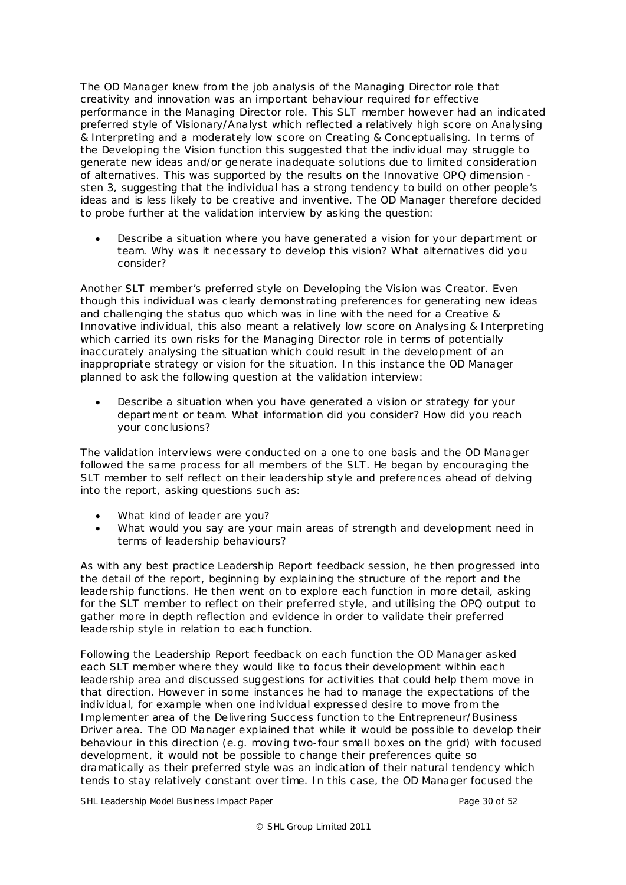The OD Manager knew from the job analysis of the Managing Director role that creativity and innovation was an important behaviour required for effective performance in the Managing Director role. This SLT member however had an indicated preferred style of Visionary/Analyst which reflected a relatively high score on Analysing & Interpreting and a moderately low score on Creating & Conceptualising. In terms of the Developing the Vision function this suggested that the individual may struggle to generate new ideas and/or generate inadequate solutions due to limited consideration of alternatives. This was supported by the results on the Innovative OPQ dimension - sten 3, suggesting that the individual has a strong tendency to build on other people's ideas and is less likely to be creative and inventive. The OD Manager therefore decided to probe further at the validation interview by asking the question:

- Describe a situation where you have generated a vision for your department or team. Why was it necessary to develop this vision? What alternatives did you consider?

Another SLT member's preferred style on Developing the Vision was Creator. Even though this individual was clearly demonstrating preferences for generating new ideas and challenging the status quo which was in line with the need for a Creative & Innovative individual, this also meant a relatively low score on Analysing & Interpreting which carried its own risks for the Managing Director role in terms of potentially inaccurately analysing the situation which could result in the development of an inappropriate strategy or vision for the situation. In this instance the OD Manager planned to ask the following question at the validation interview:

- Describe a situation when you have generated a vision or strategy for your department or team. What information did you consider? How did you reach your conclusions?

The validation interviews were conducted on a one to one basis and the OD Manager followed the same process for all members of the SLT. He began by encouraging the SLT member to self reflect on their leadership style and preferences ahead of delving into the report, asking questions such as:

- What kind of leader are you?
- What would you say are your main areas of strength and development need in terms of leadership behaviours?

As with any best practice Leadership Report feedback session, he then progressed into the detail of the report, beginning by explaining the structure of the report and the leadership functions. He then went on to explore each function in more detail, asking for the SLT member to reflect on their preferred style, and utilising the OPQ output to gather more in depth reflection and evidence in order to validate their preferred leadership style in relation to each function.

Following the Leadership Report feedback on each function the OD Manager asked each SLT member where they would like to focus their development within each leadership area and discussed suggestions for activities that could help them move in that direction. However in some instances he had to manage the expectations of the individual, for example when one individual expressed desire to move from the Implementer area of the Delivering Success function to the Entrepreneur/Business Driver area. The OD Manager explained that while it would be possible to develop their behaviour in this direction (e.g. moving two-four small boxes on the grid) with focused development, it would not be possible to change their preferences quite so dramatically as their preferred style was an indication of their natural tendency which tends to stay relatively constant over time. In this case, the OD Manager focused the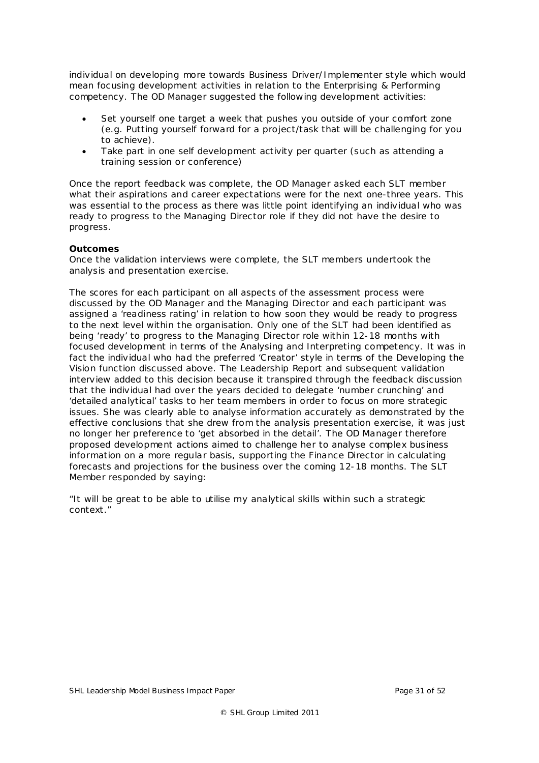individual on developing more towards Business Driver/Implementer style which would mean focusing development activities in relation to the Enterprising & Performing competency. The OD Manager suggested the following development activities:

- Set yourself one target a week that pushes you outside of your comfort zone (e.g. Putting yourself forward for a project/task that will be challenging for you to achieve).
- Take part in one self development activity per quarter (such as attending a training session or conference)

Once the report feedback was complete, the OD Manager asked each SLT member what their aspirations and career expectations were for the next one-three years. This was essential to the process as there was little point identifying an individual who was ready to progress to the Managing Director role if they did not have the desire to progress.

**Outcomes**

Once the validation interviews were complete, the SLT members undertook the analysis and presentation exercise.

The scores for each participant on all aspects of the assessment process were discussed by the OD Manager and the Managing Director and each participant was assigned a 'readiness rating' in relation to how soon they would be ready to progress to the next level within the organisation. Only one of the SLT had been identified as being 'ready' to progress to the Managing Director role within 12-18 months with focused development in terms of the Analysing and Interpreting competency. It was in fact the individual who had the preferred 'Creator' style in terms of the Developing the Vision function discussed above. The Leadership Report and subsequent validation interview added to this decision because it transpired through the feedback discussion that the individual had over the years decided to delegate 'number crunching' and 'detailed analytical' tasks to her team members in order to focus on more strategic issues. She was clearly able to analyse information accurately as demonstrated by the effective conclusions that she drew from the analysis presentation exercise, it was just no longer her preference to 'get absorbed in the detail'. The OD Manager therefore proposed development actions aimed to challenge her to analyse complex business information on a more regular basis, supporting the Finance Director in calculating forecasts and projections for the business over the coming 12-18 months. The SLT Member responded by saying:

"It will be great to be able to utilise my analytical skills within such a strategic context."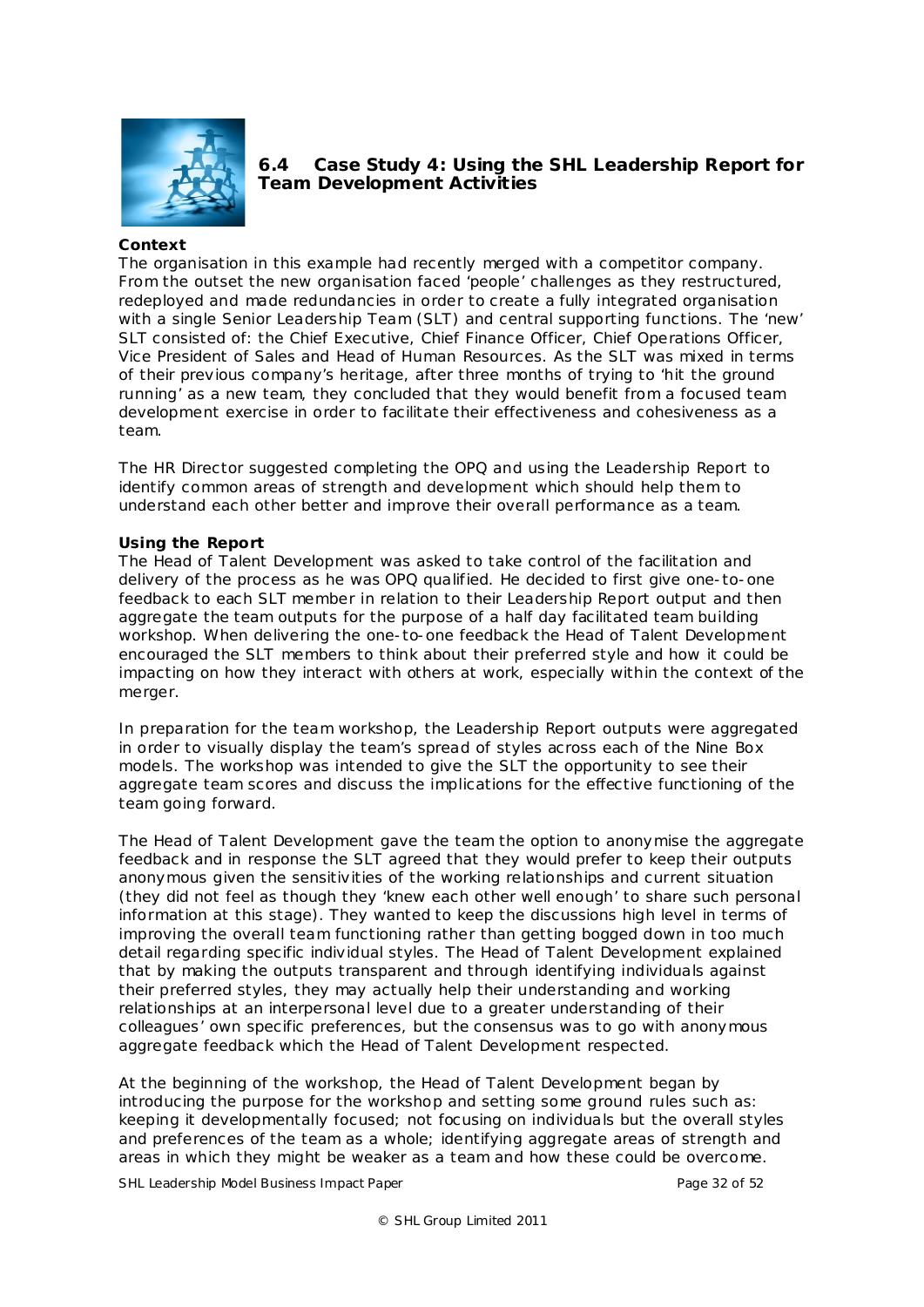## 6.4 Case Study 4: Using the SHL Leadership Report for Team Development Activities

**Context**

The organisation in this example had recently merged with a competitor company. From the outset the new organisation faced 'people' challenges as they restructured, redeployed and made redundancies in order to create a fully integrated organisation with a single Senior Leadership Team (SLT) and central supporting functions. The 'new' SLT consisted of: the Chief Executive, Chief Finance Officer, Chief Operations Officer, Vice President of Sales and Head of Human Resources. As the SLT was mixed in terms of their previous company's heritage, after three months of trying to 'hit the ground running' as a new team, they concluded that they would benefit from a focused team development exercise in order to facilitate their effectiveness and cohesiveness as a team.

The HR Director suggested completing the OPQ and using the Leadership Report to identify common areas of strength and development which should help them to understand each other better and improve their overall performance as a team.

**Using the Report**

The Head of Talent Development was asked to take control of the facilitation and delivery of the process as he was OPQ qualified. He decided to first give one-to-one feedback to each SLT member in relation to their Leadership Report output and then aggregate the team outputs for the purpose of a half day facilitated team building workshop. When delivering the one-to-one feedback the Head of Talent Development encouraged the SLT members to think about their preferred style and how it could be impacting on how they interact with others at work, especially within the context of the merger.

In preparation for the team workshop, the Leadership Report outputs were aggregated in order to visually display the team's spread of styles across each of the Nine Box models. The workshop was intended to give the SLT the opportunity to see their aggregate team scores and discuss the implications for the effective functioning of the team going forward.

The Head of Talent Development gave the team the option to anonymise the aggregate feedback and in response the SLT agreed that they would prefer to keep their outputs anonymous given the sensitivities of the working relationships and current situation (they did not feel as though they 'knew each other well enough' to share such personal information at this stage). They wanted to keep the discussions high level in terms of improving the overall team functioning rather than getting bogged down in too much detail regarding specific individual styles. The Head of Talent Development explained that by making the outputs transparent and through identifying individuals against their preferred styles, they may actually help their understanding and working relationships at an interpersonal level due to a greater understanding of their colleagues' own specific preferences, but the consensus was to go with anonymous aggregate feedback which the Head of Talent Development respected.

At the beginning of the workshop, the Head of Talent Development began by introducing the purpose for the workshop and setting some ground rules such as: keeping it developmentally focused; not focusing on individuals but the overall styles and preferences of the team as a whole; identifying aggregate areas of strength and areas in which they might be weaker as a team and how these could be overcome.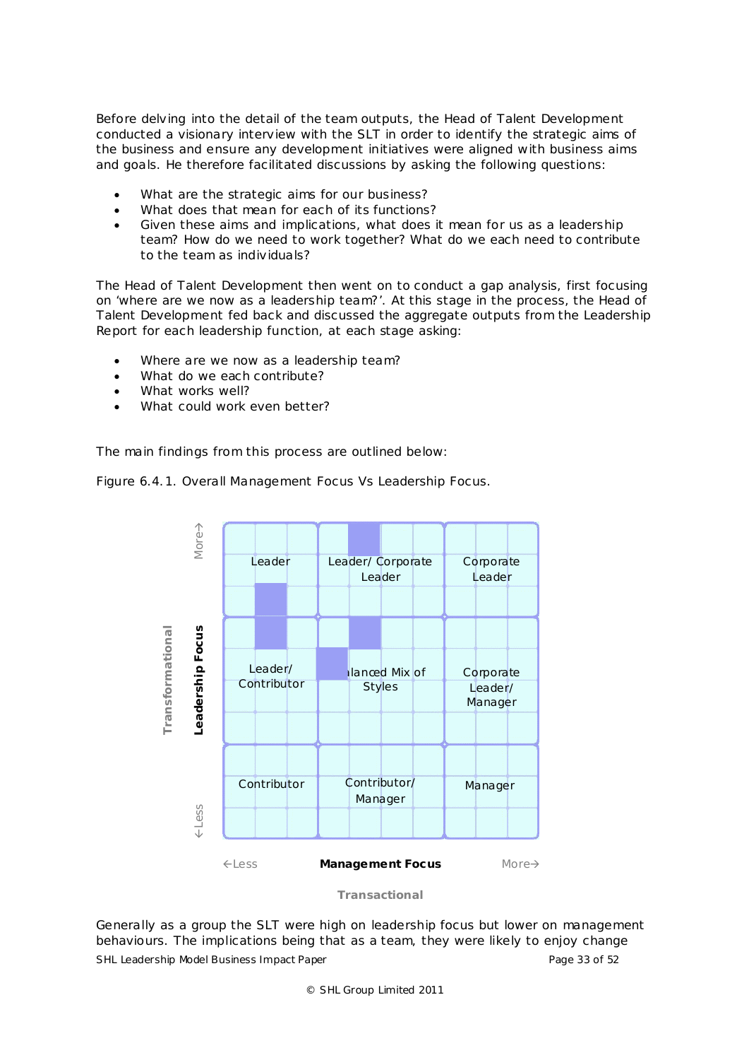Before delving into the detail of the team outputs, the Head of Talent Development conducted a visionary interview with the SLT in order to identify the strategic aims of the business and ensure any development initiatives were aligned with business aims and goals. He therefore facilitated discussions by asking the following questions:

- What are the strategic aims for our business?
- What does that mean for each of its functions?
- Given these aims and implications, what does it mean for us as a leadership team? How do we need to work together? What do we each need to contribute to the team as individuals?

The Head of Talent Development then went on to conduct a gap analysis, first focusing on 'where are we now as a leadership team?'. At this stage in the process, the Head of Talent Development fed back and discussed the aggregate outputs from the Leadership Report for each leadership function, at each stage asking:

- Where are we now as a leadership team?
- What do we each contribute?
- What works well?
- What could work even better?

The main findings from this process are outlined below:

Figure 6.4.1. Overall Management Focus Vs Leadership Focus.

| Leadership Focus (Transformational) ↓ / Management Focus (Transactional) → | ←Less | | More→ |
|---|---|---|---|
| More↑ | Leader | Leader/ Corporate Leader | Corporate Leader |
| | Leader/ Contributor | Balanced Mix of Styles | Corporate Leader/ Manager |
| ↓Less | Contributor | Contributor/ Manager | Manager |

Generally as a group the SLT were high on leadership focus but lower on management behaviours. The implications being that as a team, they were likely to enjoy change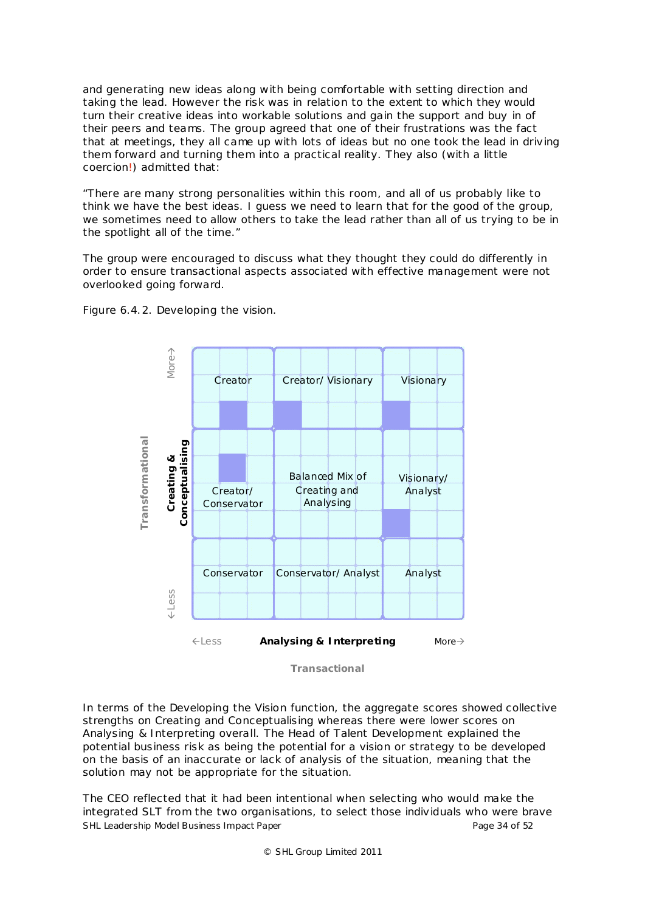and generating new ideas along with being comfortable with setting direction and taking the lead. However the risk was in relation to the extent to which they would turn their creative ideas into workable solutions and gain the support and buy in of their peers and teams. The group agreed that one of their frustrations was the fact that at meetings, they all came up with lots of ideas but no one took the lead in driving them forward and turning them into a practical reality. They also (with a little coercion!) admitted that:

"There are many strong personalities within this room, and all of us probably like to think we have the best ideas. I guess we need to learn that for the good of the group, we sometimes need to allow others to take the lead rather than all of us trying to be in the spotlight all of the time."

The group were encouraged to discuss what they thought they could do differently in order to ensure transactional aspects associated with effective management were not overlooked going forward.

Figure 6.4.2. Developing the vision.

| Transformational: Creating & Conceptualising (More ↑ / Less ↓) | ← Less | Analysing & Interpreting | More → |
|---|---|---|---|
| More | Creator | Creator/ Visionary | Visionary |
| | Creator/ Conservator | Balanced Mix of Creating and Analysing | Visionary/ Analyst |
| Less | Conservator | Conservator/ Analyst | Analyst |

Transactional

In terms of the Developing the Vision function, the aggregate scores showed collective strengths on Creating and Conceptualising whereas there were lower scores on Analysing & Interpreting overall. The Head of Talent Development explained the potential business risk as being the potential for a vision or strategy to be developed on the basis of an inaccurate or lack of analysis of the situation, meaning that the solution may not be appropriate for the situation.

The CEO reflected that it had been intentional when selecting who would make the integrated SLT from the two organisations, to select those individuals who were brave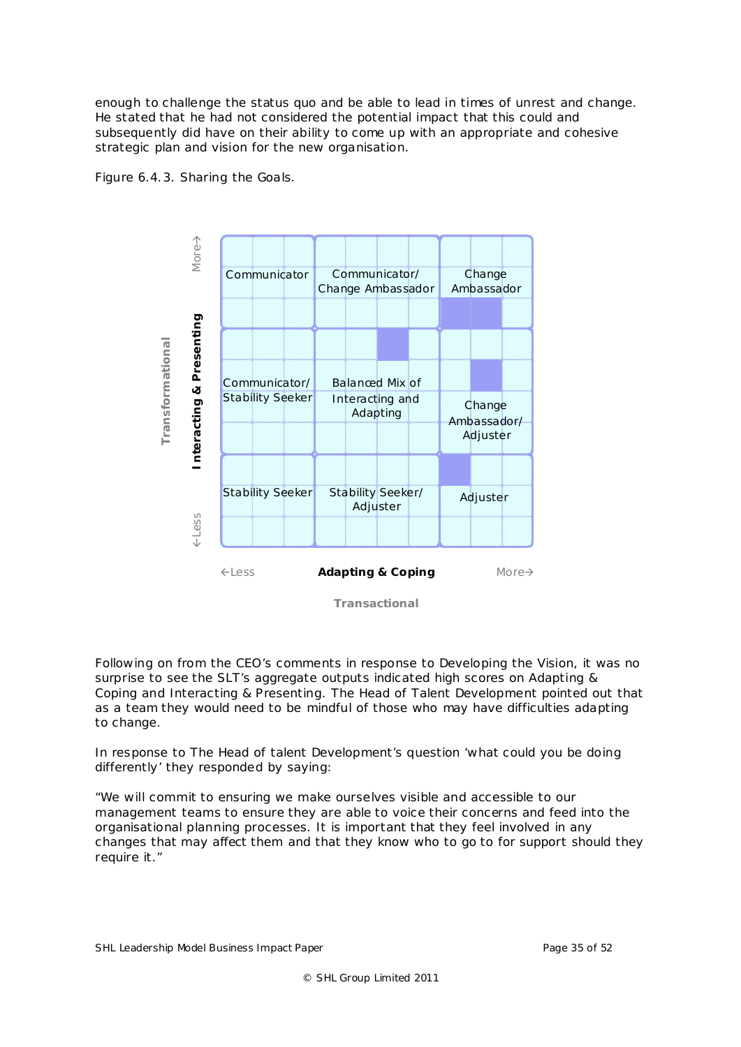enough to challenge the status quo and be able to lead in times of unrest and change. He stated that he had not considered the potential impact that this could and subsequently did have on their ability to come up with an appropriate and cohesive strategic plan and vision for the new organisation.

Figure 6.4.3. Sharing the Goals.

| Interacting & Presenting (Transformational) ↓ / Adapting & Coping (Transactional) → | ←Less | | More→ |
|---|---|---|---|
| More↑ | Communicator | Communicator/ Change Ambassador | Change Ambassador |
| | Communicator/ Stability Seeker | Balanced Mix of Interacting and Adapting | Change Ambassador/ Adjuster |
| ↓Less | Stability Seeker | Stability Seeker/ Adjuster | Adjuster |

Following on from the CEO's comments in response to Developing the Vision, it was no surprise to see the SLT's aggregate outputs indicated high scores on Adapting & Coping and Interacting & Presenting. The Head of Talent Development pointed out that as a team they would need to be mindful of those who may have difficulties adapting to change.

In response to The Head of talent Development's question 'what could you be doing differently' they responded by saying:

"We will commit to ensuring we make ourselves visible and accessible to our management teams to ensure they are able to voice their concerns and feed into the organisational planning processes. It is important that they feel involved in any changes that may affect them and that they know who to go to for support should they require it."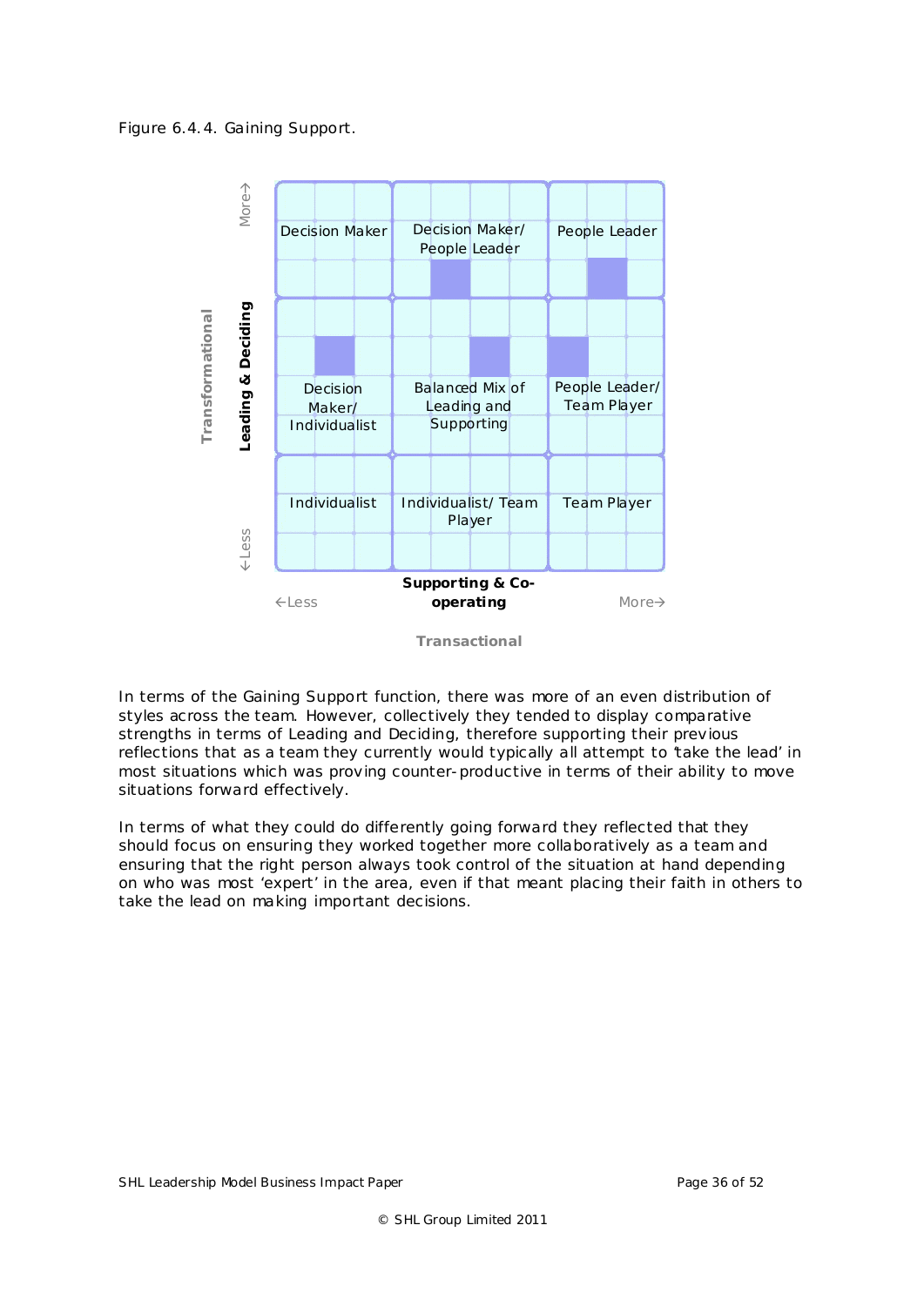Figure 6.4.4. Gaining Support.

| | Less ← Supporting & Co-operating → More | | |
|---|---|---|---|
| **More ↑ Leading & Deciding** | Decision Maker | Decision Maker/ People Leader | People Leader |
| | Decision Maker/ Individualist | Balanced Mix of Leading and Supporting | People Leader/ Team Player |
| **Less ↓** | Individualist | Individualist/ Team Player | Team Player |

Transformational (vertical axis); Transactional (horizontal axis)

In terms of the Gaining Support function, there was more of an even distribution of styles across the team. However, collectively they tended to display comparative strengths in terms of Leading and Deciding, therefore supporting their previous reflections that as a team they currently would typically all attempt to 'take the lead' in most situations which was proving counter-productive in terms of their ability to move situations forward effectively.

In terms of what they could do differently going forward they reflected that they should focus on ensuring they worked together more collaboratively as a team and ensuring that the right person always took control of the situation at hand depending on who was most 'expert' in the area, even if that meant placing their faith in others to take the lead on making important decisions.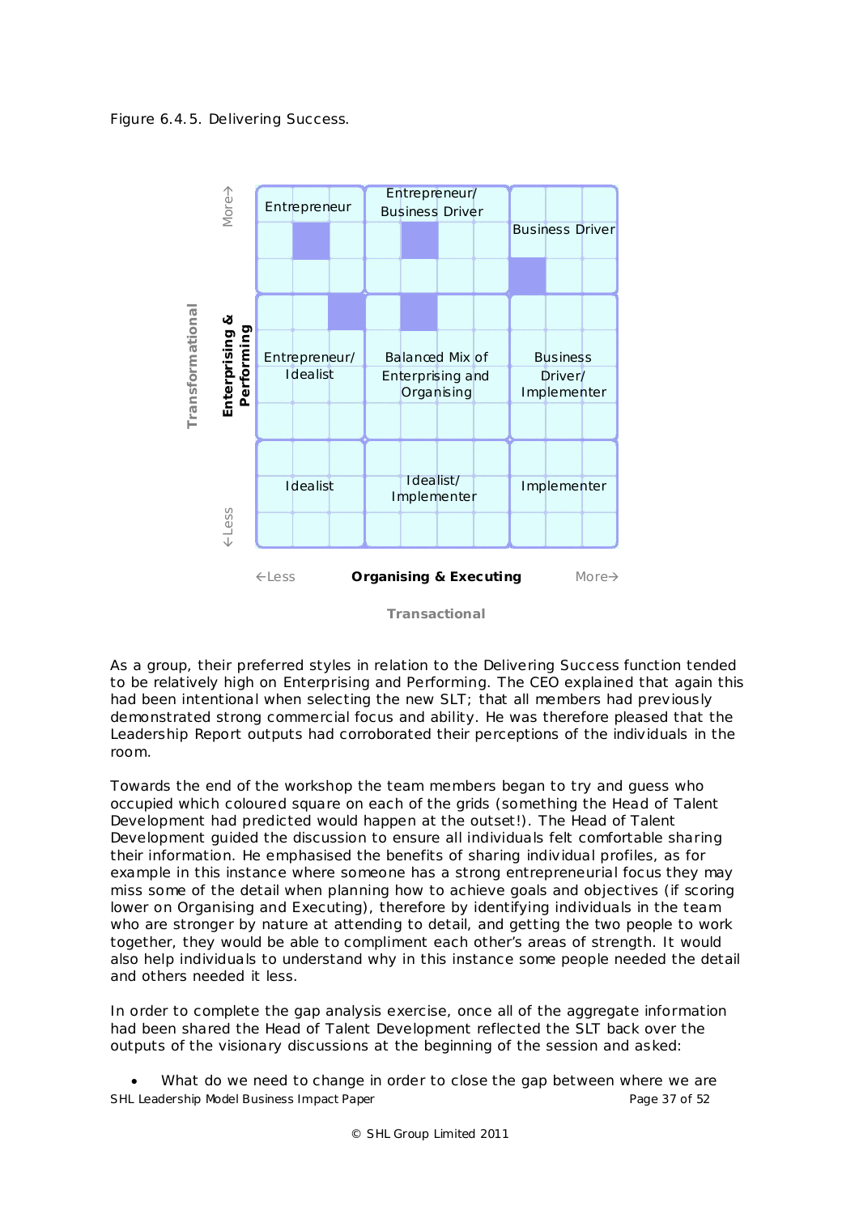Figure 6.4.5. Delivering Success.

| | ←Less | Organising & Executing | More→ |
|---|---|---|---|
| **Enterprising & Performing** More→ | Entrepreneur | Entrepreneur/ Business Driver | Business Driver |
| | Entrepreneur/ Idealist | Balanced Mix of Enterprising and Organising | Business Driver/ Implementer |
| ←Less | Idealist | Idealist/ Implementer | Implementer |

Transformational (vertical axis) — Transactional (horizontal axis)

As a group, their preferred styles in relation to the Delivering Success function tended to be relatively high on Enterprising and Performing. The CEO explained that again this had been intentional when selecting the new SLT; that all members had previously demonstrated strong commercial focus and ability. He was therefore pleased that the Leadership Report outputs had corroborated their perceptions of the individuals in the room.

Towards the end of the workshop the team members began to try and guess who occupied which coloured square on each of the grids (something the Head of Talent Development had predicted would happen at the outset!). The Head of Talent Development guided the discussion to ensure all individuals felt comfortable sharing their information. He emphasised the benefits of sharing individual profiles, as for example in this instance where someone has a strong entrepreneurial focus they may miss some of the detail when planning how to achieve goals and objectives (if scoring lower on Organising and Executing), therefore by identifying individuals in the team who are stronger by nature at attending to detail, and getting the two people to work together, they would be able to compliment each other's areas of strength. It would also help individuals to understand why in this instance some people needed the detail and others needed it less.

In order to complete the gap analysis exercise, once all of the aggregate information had been shared the Head of Talent Development reflected the SLT back over the outputs of the visionary discussions at the beginning of the session and asked:

- What do we need to change in order to close the gap between where we are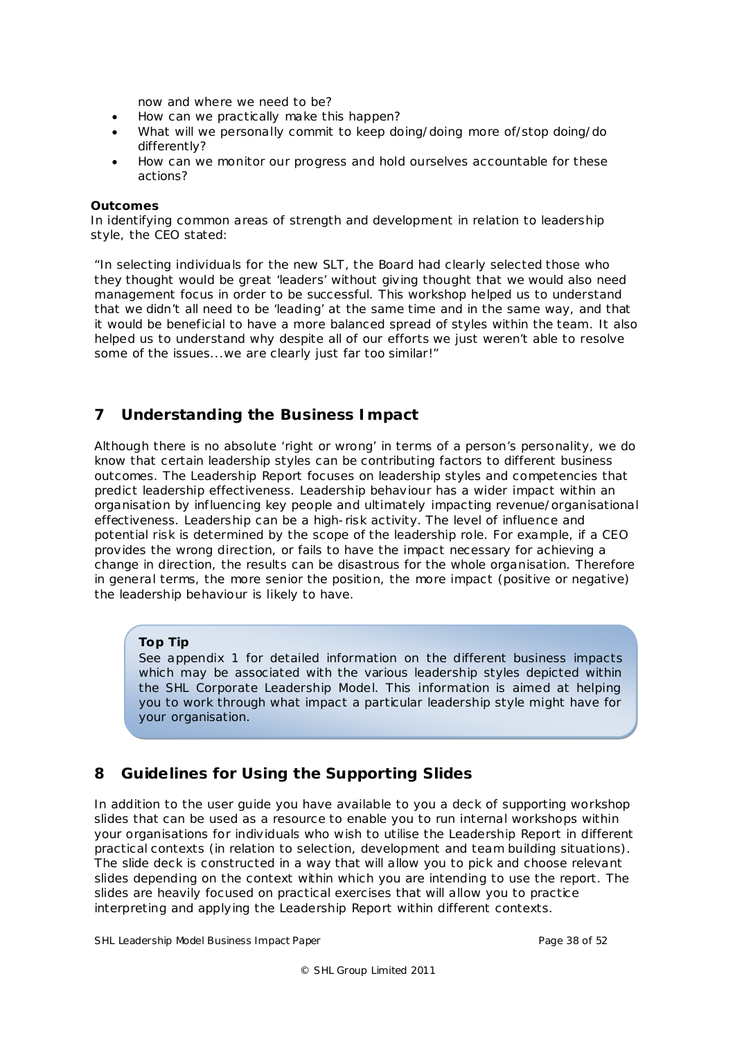now and where we need to be?

- How can we practically make this happen?
- What will we personally commit to keep doing/doing more of/stop doing/do differently?
- How can we monitor our progress and hold ourselves accountable for these actions?

**Outcomes**

In identifying common areas of strength and development in relation to leadership style, the CEO stated:

"In selecting individuals for the new SLT, the Board had clearly selected those who they thought would be great 'leaders' without giving thought that we would also need management focus in order to be successful. This workshop helped us to understand that we didn't all need to be 'leading' at the same time and in the same way, and that it would be beneficial to have a more balanced spread of styles within the team. It also helped us to understand why despite all of our efforts we just weren't able to resolve some of the issues...we are clearly just far too similar!"

## 7 Understanding the Business Impact

Although there is no absolute 'right or wrong' in terms of a person's personality, we do know that certain leadership styles can be contributing factors to different business outcomes. The Leadership Report focuses on leadership styles and competencies that predict leadership effectiveness. Leadership behaviour has a wider impact within an organisation by influencing key people and ultimately impacting revenue/organisational effectiveness. Leadership can be a high-risk activity. The level of influence and potential risk is determined by the scope of the leadership role. For example, if a CEO provides the wrong direction, or fails to have the impact necessary for achieving a change in direction, the results can be disastrous for the whole organisation. Therefore in general terms, the more senior the position, the more impact (positive or negative) the leadership behaviour is likely to have.

**Top Tip**

See appendix 1 for detailed information on the different business impacts which may be associated with the various leadership styles depicted within the SHL Corporate Leadership Model. This information is aimed at helping you to work through what impact a particular leadership style might have for your organisation.

## 8 Guidelines for Using the Supporting Slides

In addition to the user guide you have available to you a deck of supporting workshop slides that can be used as a resource to enable you to run internal workshops within your organisations for individuals who wish to utilise the Leadership Report in different practical contexts (in relation to selection, development and team building situations). The slide deck is constructed in a way that will allow you to pick and choose relevant slides depending on the context within which you are intending to use the report. The slides are heavily focused on practical exercises that will allow you to practice interpreting and applying the Leadership Report within different contexts.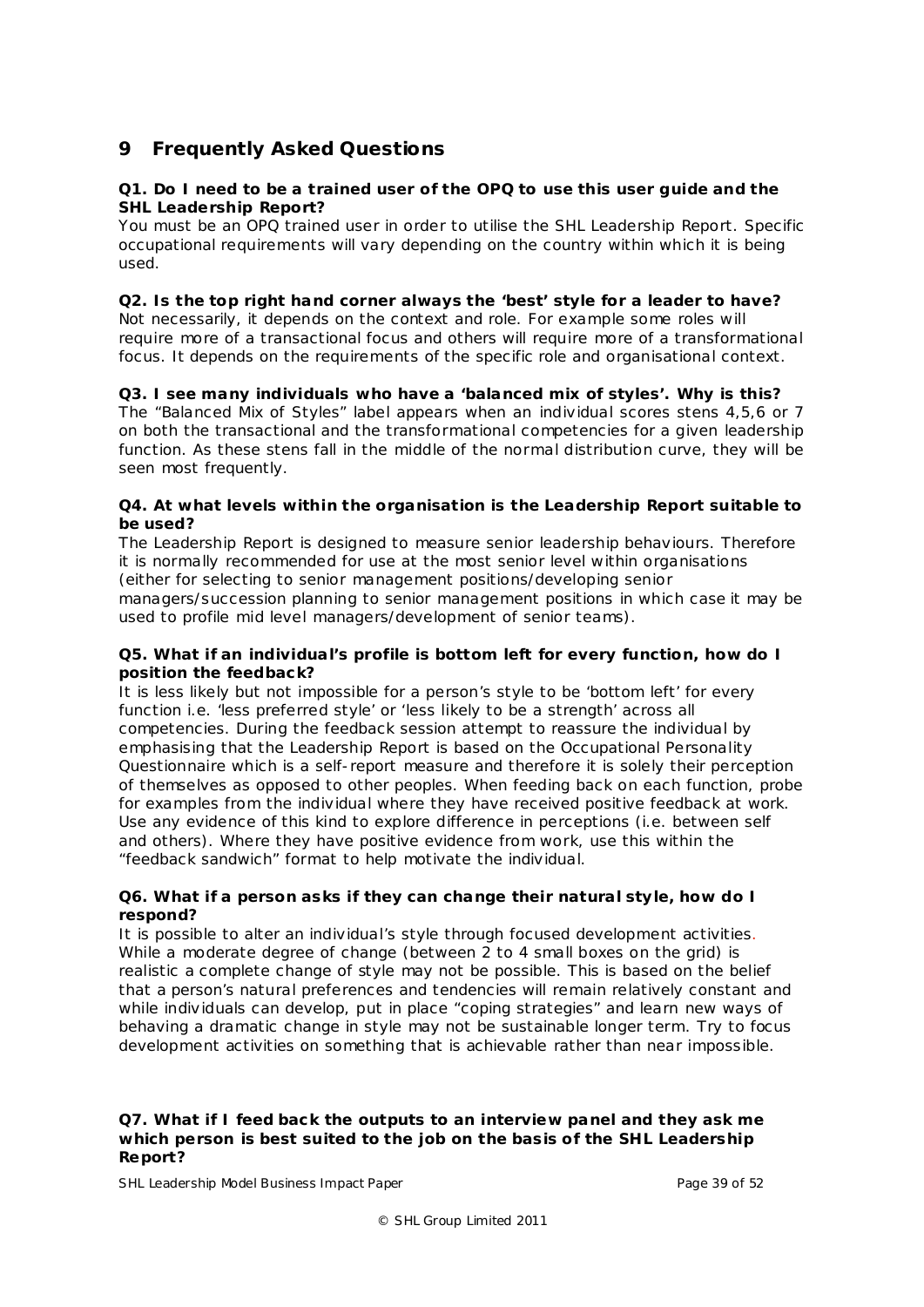## 9 Frequently Asked Questions

**Q1. Do I need to be a trained user of the OPQ to use this user guide and the SHL Leadership Report?**

You must be an OPQ trained user in order to utilise the SHL Leadership Report. Specific occupational requirements will vary depending on the country within which it is being used.

**Q2. Is the top right hand corner always the 'best' style for a leader to have?**

Not necessarily, it depends on the context and role. For example some roles will require more of a transactional focus and others will require more of a transformational focus. It depends on the requirements of the specific role and organisational context.

**Q3. I see many individuals who have a 'balanced mix of styles'. Why is this?**

The "Balanced Mix of Styles" label appears when an individual scores stens 4,5,6 or 7 on both the transactional and the transformational competencies for a given leadership function. As these stens fall in the middle of the normal distribution curve, they will be seen most frequently.

**Q4. At what levels within the organisation is the Leadership Report suitable to be used?**

The Leadership Report is designed to measure senior leadership behaviours. Therefore it is normally recommended for use at the most senior level within organisations (either for selecting to senior management positions/developing senior managers/succession planning to senior management positions in which case it may be used to profile mid level managers/development of senior teams).

**Q5. What if an individual's profile is bottom left for every function, how do I position the feedback?**

It is less likely but not impossible for a person's style to be 'bottom left' for every function i.e. 'less preferred style' or 'less likely to be a strength' across all competencies. During the feedback session attempt to reassure the individual by emphasising that the Leadership Report is based on the Occupational Personality Questionnaire which is a self-report measure and therefore it is solely their perception of themselves as opposed to other peoples. When feeding back on each function, probe for examples from the individual where they have received positive feedback at work. Use any evidence of this kind to explore difference in perceptions (i.e. between self and others). Where they have positive evidence from work, use this within the "feedback sandwich" format to help motivate the individual.

**Q6. What if a person asks if they can change their natural style, how do I respond?**

It is possible to alter an individual's style through focused development activities. While a moderate degree of change (between 2 to 4 small boxes on the grid) is realistic a complete change of style may not be possible. This is based on the belief that a person's natural preferences and tendencies will remain relatively constant and while individuals can develop, put in place "coping strategies" and learn new ways of behaving a dramatic change in style may not be sustainable longer term. Try to focus development activities on something that is achievable rather than near impossible.

**Q7. What if I feed back the outputs to an interview panel and they ask me which person is best suited to the job on the basis of the SHL Leadership Report?**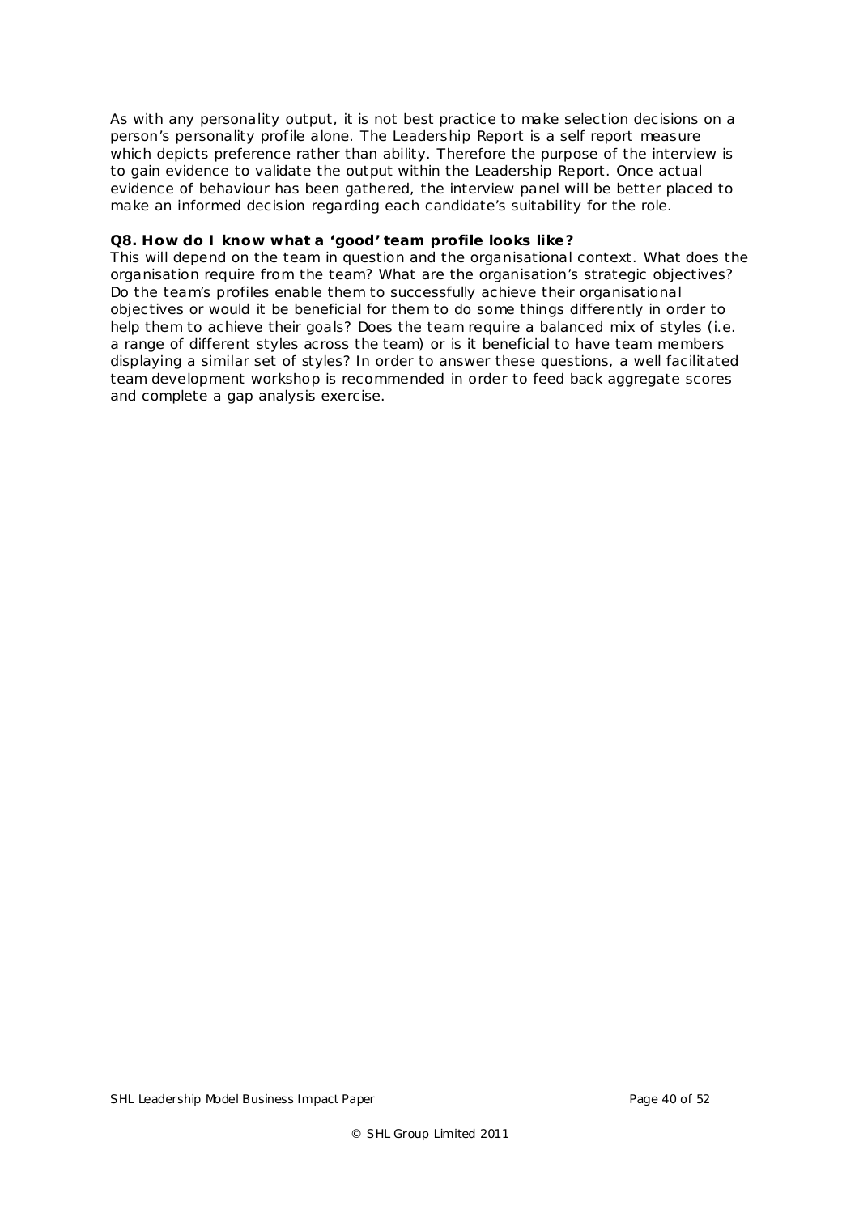As with any personality output, it is not best practice to make selection decisions on a person's personality profile alone. The Leadership Report is a self report measure which depicts preference rather than ability. Therefore the purpose of the interview is to gain evidence to validate the output within the Leadership Report. Once actual evidence of behaviour has been gathered, the interview panel will be better placed to make an informed decision regarding each candidate's suitability for the role.

**Q8. How do I know what a 'good' team profile looks like?**

This will depend on the team in question and the organisational context. What does the organisation require from the team? What are the organisation's strategic objectives? Do the team's profiles enable them to successfully achieve their organisational objectives or would it be beneficial for them to do some things differently in order to help them to achieve their goals? Does the team require a balanced mix of styles (i.e. a range of different styles across the team) or is it beneficial to have team members displaying a similar set of styles? In order to answer these questions, a well facilitated team development workshop is recommended in order to feed back aggregate scores and complete a gap analysis exercise.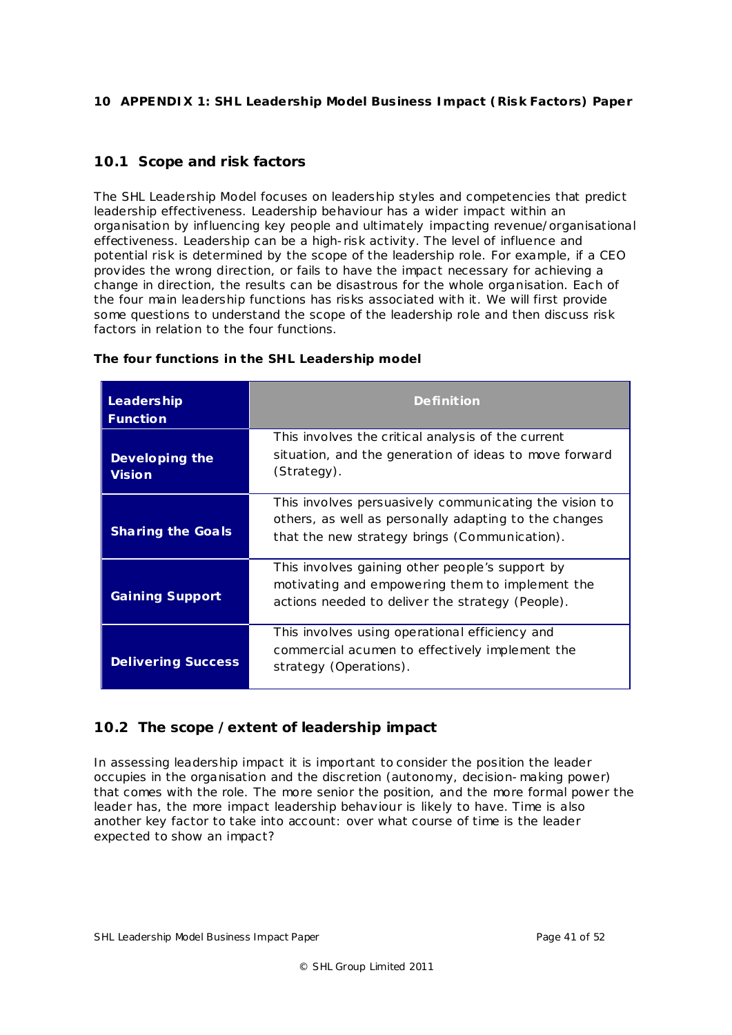# 10 APPENDIX 1: SHL Leadership Model Business Impact (Risk Factors) Paper

## 10.1 Scope and risk factors

The SHL Leadership Model focuses on leadership styles and competencies that predict leadership effectiveness. Leadership behaviour has a wider impact within an organisation by influencing key people and ultimately impacting revenue/organisational effectiveness. Leadership can be a high-risk activity. The level of influence and potential risk is determined by the scope of the leadership role. For example, if a CEO provides the wrong direction, or fails to have the impact necessary for achieving a change in direction, the results can be disastrous for the whole organisation. Each of the four main leadership functions has risks associated with it. We will first provide some questions to understand the scope of the leadership role and then discuss risk factors in relation to the four functions.

**The four functions in the SHL Leadership model**

| Leadership Function | Definition |
|---|---|
| **Developing the Vision** | This involves the critical analysis of the current situation, and the generation of ideas to move forward (Strategy). |
| **Sharing the Goals** | This involves persuasively communicating the vision to others, as well as personally adapting to the changes that the new strategy brings (Communication). |
| **Gaining Support** | This involves gaining other people's support by motivating and empowering them to implement the actions needed to deliver the strategy (People). |
| **Delivering Success** | This involves using operational efficiency and commercial acumen to effectively implement the strategy (Operations). |

## 10.2 The scope / extent of leadership impact

In assessing leadership impact it is important to consider the position the leader occupies in the organisation and the discretion (autonomy, decision-making power) that comes with the role. The more senior the position, and the more formal power the leader has, the more impact leadership behaviour is likely to have. Time is also another key factor to take into account: over what course of time is the leader expected to show an impact?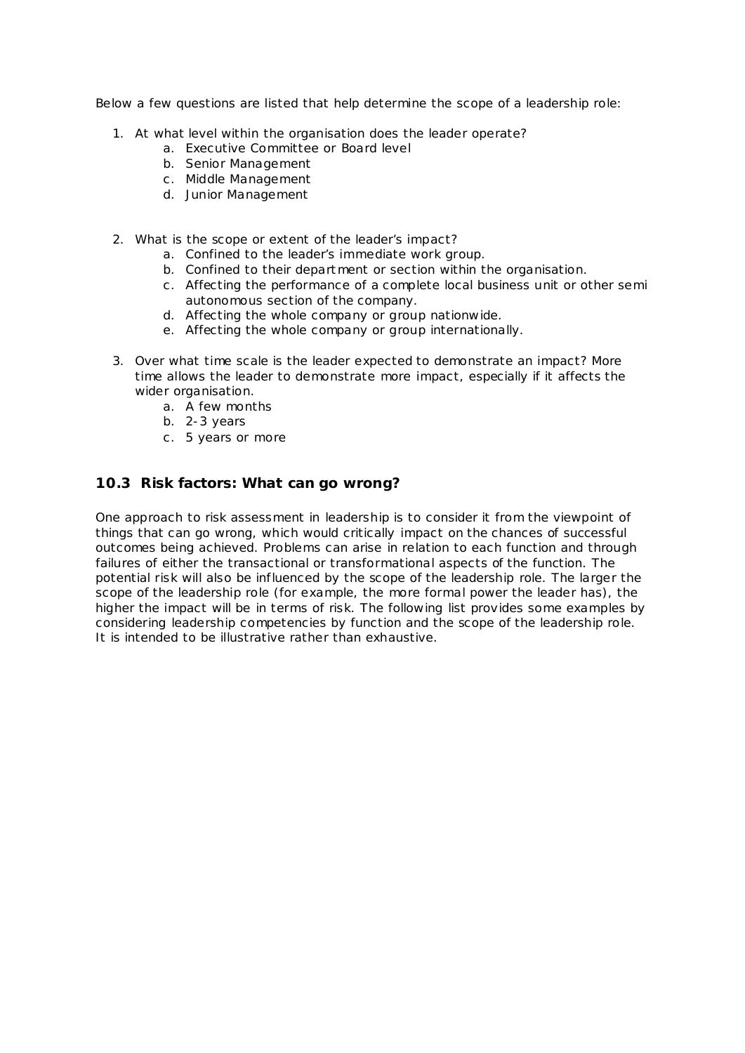Below a few questions are listed that help determine the scope of a leadership role:

1. At what level within the organisation does the leader operate?
   a. Executive Committee or Board level
   b. Senior Management
   c. Middle Management
   d. Junior Management

2. What is the scope or extent of the leader's impact?
   a. Confined to the leader's immediate work group.
   b. Confined to their department or section within the organisation.
   c. Affecting the performance of a complete local business unit or other semi autonomous section of the company.
   d. Affecting the whole company or group nationwide.
   e. Affecting the whole company or group internationally.

3. Over what time scale is the leader expected to demonstrate an impact? More time allows the leader to demonstrate more impact, especially if it affects the wider organisation.
   a. A few months
   b. 2-3 years
   c. 5 years or more

## 10.3 Risk factors: What can go wrong?

One approach to risk assessment in leadership is to consider it from the viewpoint of things that can go wrong, which would critically impact on the chances of successful outcomes being achieved. Problems can arise in relation to each function and through failures of either the transactional or transformational aspects of the function. The potential risk will also be influenced by the scope of the leadership role. The larger the scope of the leadership role (for example, the more formal power the leader has), the higher the impact will be in terms of risk. The following list provides some examples by considering leadership competencies by function and the scope of the leadership role. It is intended to be illustrative rather than exhaustive.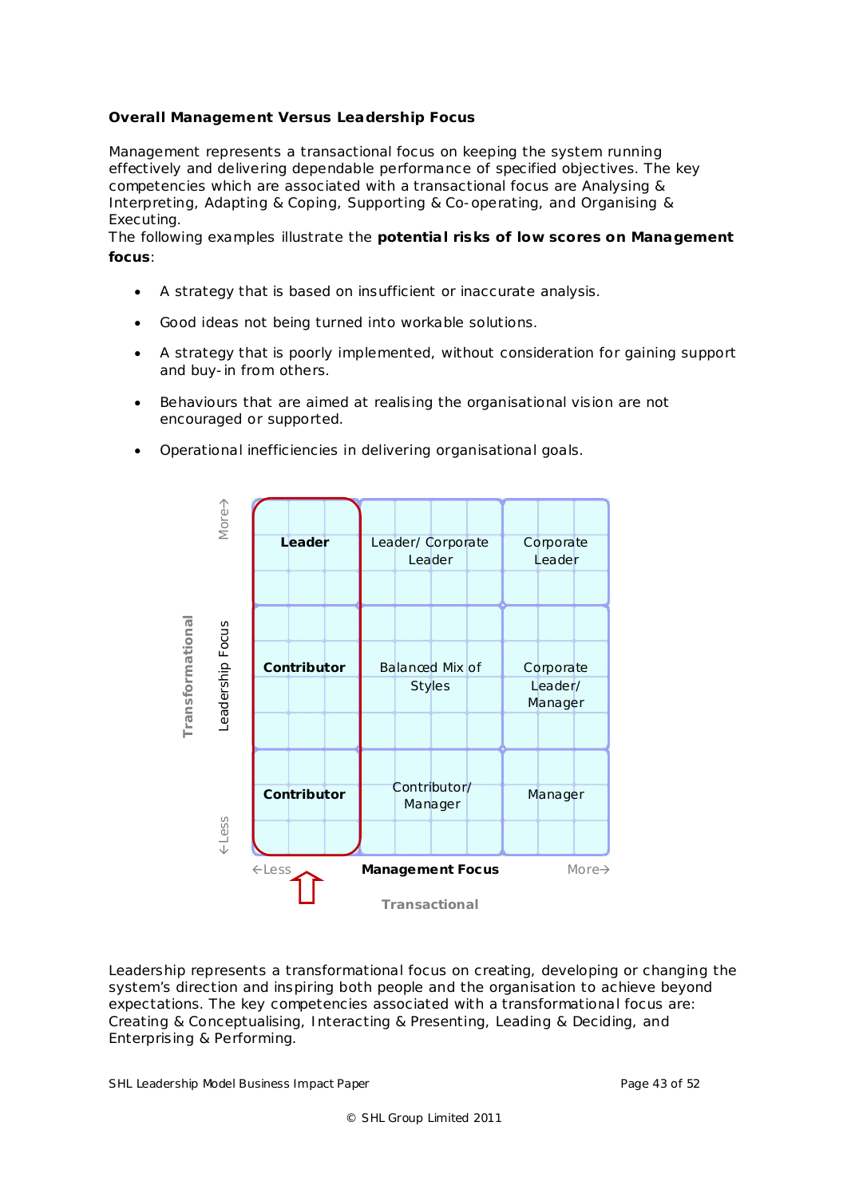**Overall Management Versus Leadership Focus**

Management represents a transactional focus on keeping the system running effectively and delivering dependable performance of specified objectives. The key competencies which are associated with a transactional focus are Analysing & Interpreting, Adapting & Coping, Supporting & Co-operating, and Organising & Executing.

The following examples illustrate the **potential risks of low scores on Management focus**:

- A strategy that is based on insufficient or inaccurate analysis.
- Good ideas not being turned into workable solutions.
- A strategy that is poorly implemented, without consideration for gaining support and buy-in from others.
- Behaviours that are aimed at realising the organisational vision are not encouraged or supported.
- Operational inefficiencies in delivering organisational goals.

| Leadership Focus (Transformational) ↓ / Management Focus (Transactional) → | ←Less | | More→ |
|---|---|---|---|
| More↑ | **Leader** | Leader/ Corporate Leader | Corporate Leader |
| | **Contributor** | Balanced Mix of Styles | Corporate Leader/ Manager |
| ↓Less | **Contributor** | Contributor/ Manager | Manager |

Leadership represents a transformational focus on creating, developing or changing the system's direction and inspiring both people and the organisation to achieve beyond expectations. The key competencies associated with a transformational focus are: Creating & Conceptualising, Interacting & Presenting, Leading & Deciding, and Enterprising & Performing.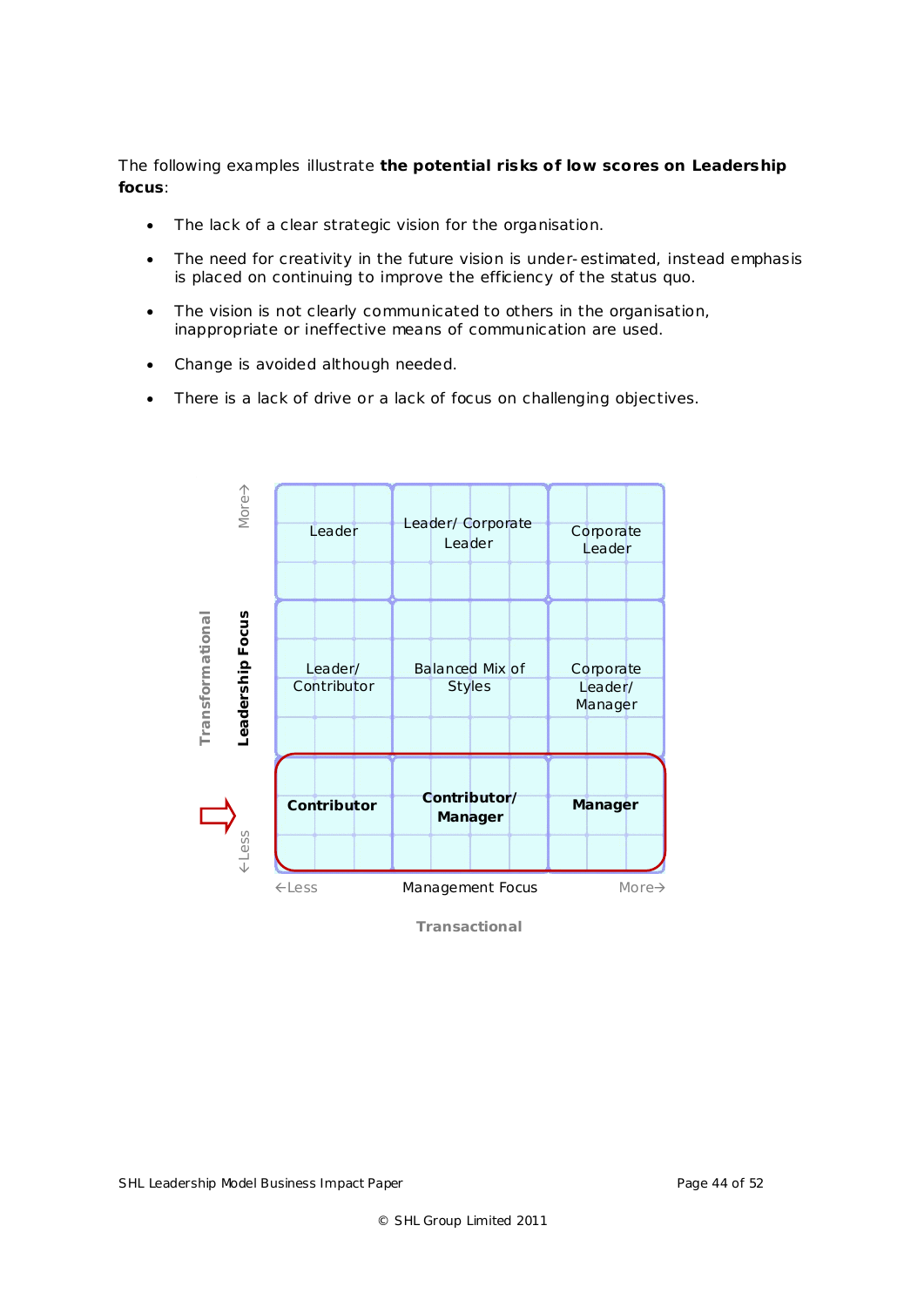The following examples illustrate **the potential risks of low scores on Leadership focus**:

- The lack of a clear strategic vision for the organisation.
- The need for creativity in the future vision is under-estimated, instead emphasis is placed on continuing to improve the efficiency of the status quo.
- The vision is not clearly communicated to others in the organisation, inappropriate or ineffective means of communication are used.
- Change is avoided although needed.
- There is a lack of drive or a lack of focus on challenging objectives.

| Transformational / Leadership Focus | ←Less | Management Focus | More→ |
|---|---|---|---|
| More→ | Leader | Leader/ Corporate Leader | Corporate Leader |
| | Leader/ Contributor | Balanced Mix of Styles | Corporate Leader/ Manager |
| ←Less | **Contributor** | **Contributor/ Manager** | **Manager** |

Transactional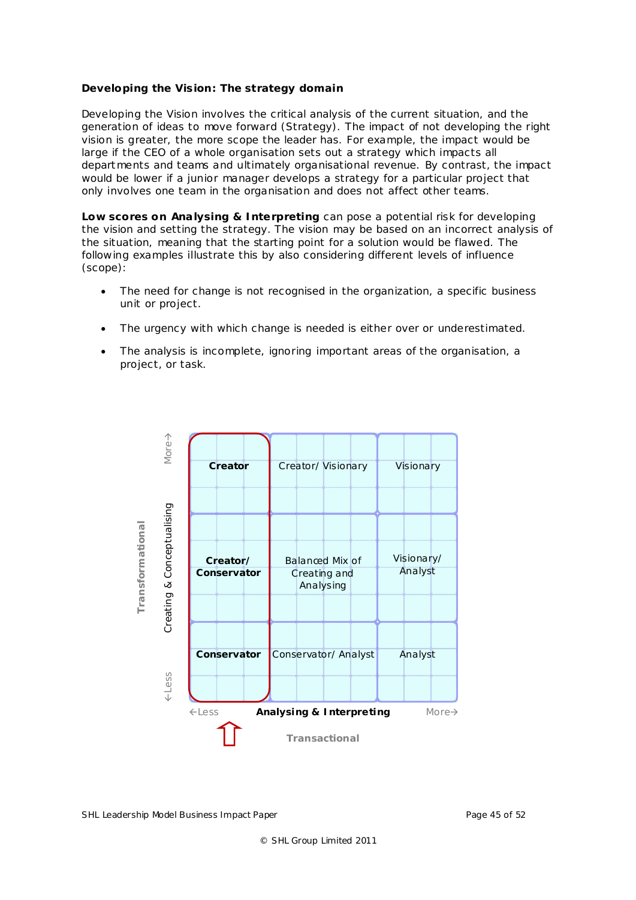**Developing the Vision: The strategy domain**

Developing the Vision involves the critical analysis of the current situation, and the generation of ideas to move forward (Strategy). The impact of not developing the right vision is greater, the more scope the leader has. For example, the impact would be large if the CEO of a whole organisation sets out a strategy which impacts all departments and teams and ultimately organisational revenue. By contrast, the impact would be lower if a junior manager develops a strategy for a particular project that only involves one team in the organisation and does not affect other teams.

**Low scores on Analysing & Interpreting** can pose a potential risk for developing the vision and setting the strategy. The vision may be based on an incorrect analysis of the situation, meaning that the starting point for a solution would be flawed. The following examples illustrate this by also considering different levels of influence (scope):

- The need for change is not recognised in the organization, a specific business unit or project.
- The urgency with which change is needed is either over or underestimated.
- The analysis is incomplete, ignoring important areas of the organisation, a project, or task.

| Creating & Conceptualising (Transformational) ↓ / Analysing & Interpreting (Transactional) → | ←Less | | More→ |
|---|---|---|---|
| More↑ | **Creator** | Creator/ Visionary | Visionary |
| | **Creator/ Conservator** | Balanced Mix of Creating and Analysing | Visionary/ Analyst |
| ←Less | **Conservator** | Conservator/ Analyst | Analyst |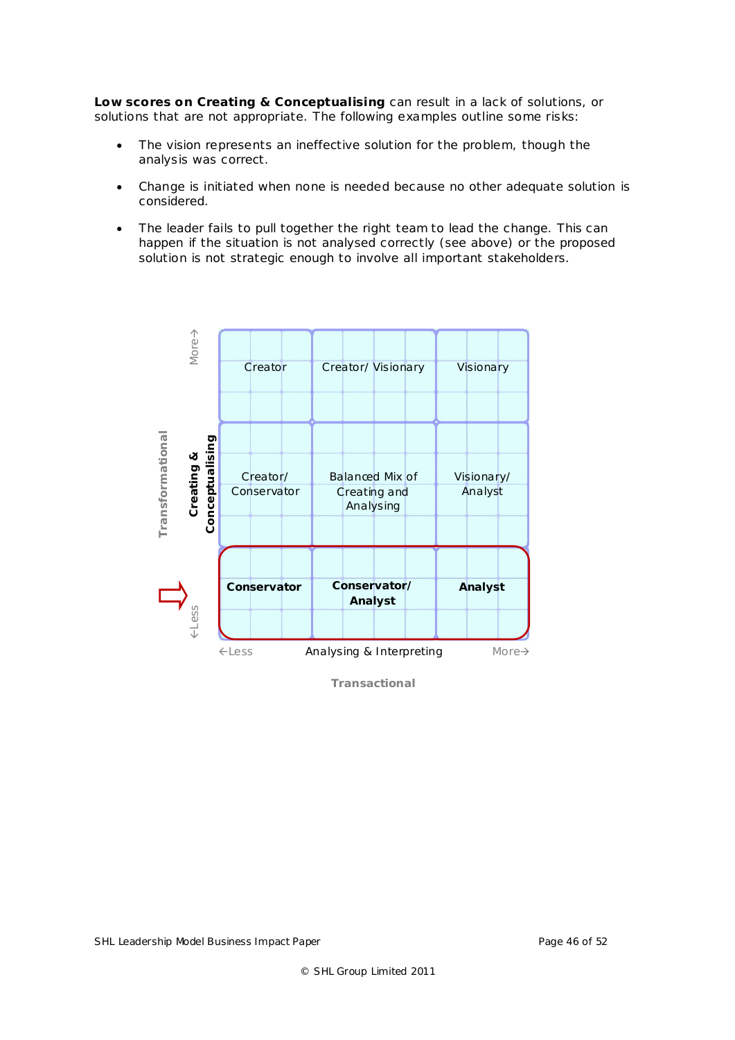**Low scores on Creating & Conceptualising** can result in a lack of solutions, or solutions that are not appropriate. The following examples outline some risks:

- The vision represents an ineffective solution for the problem, though the analysis was correct.
- Change is initiated when none is needed because no other adequate solution is considered.
- The leader fails to pull together the right team to lead the change. This can happen if the situation is not analysed correctly (see above) or the proposed solution is not strategic enough to involve all important stakeholders.

| Creating & Conceptualising (Transformational) | ←Less | Analysing & Interpreting (Transactional) | More→ |
|---|---|---|---|
| More→ | Creator | Creator/ Visionary | Visionary |
| | Creator/ Conservator | Balanced Mix of Creating and Analysing | Visionary/ Analyst |
| ←Less | **Conservator** | **Conservator/ Analyst** | **Analyst** |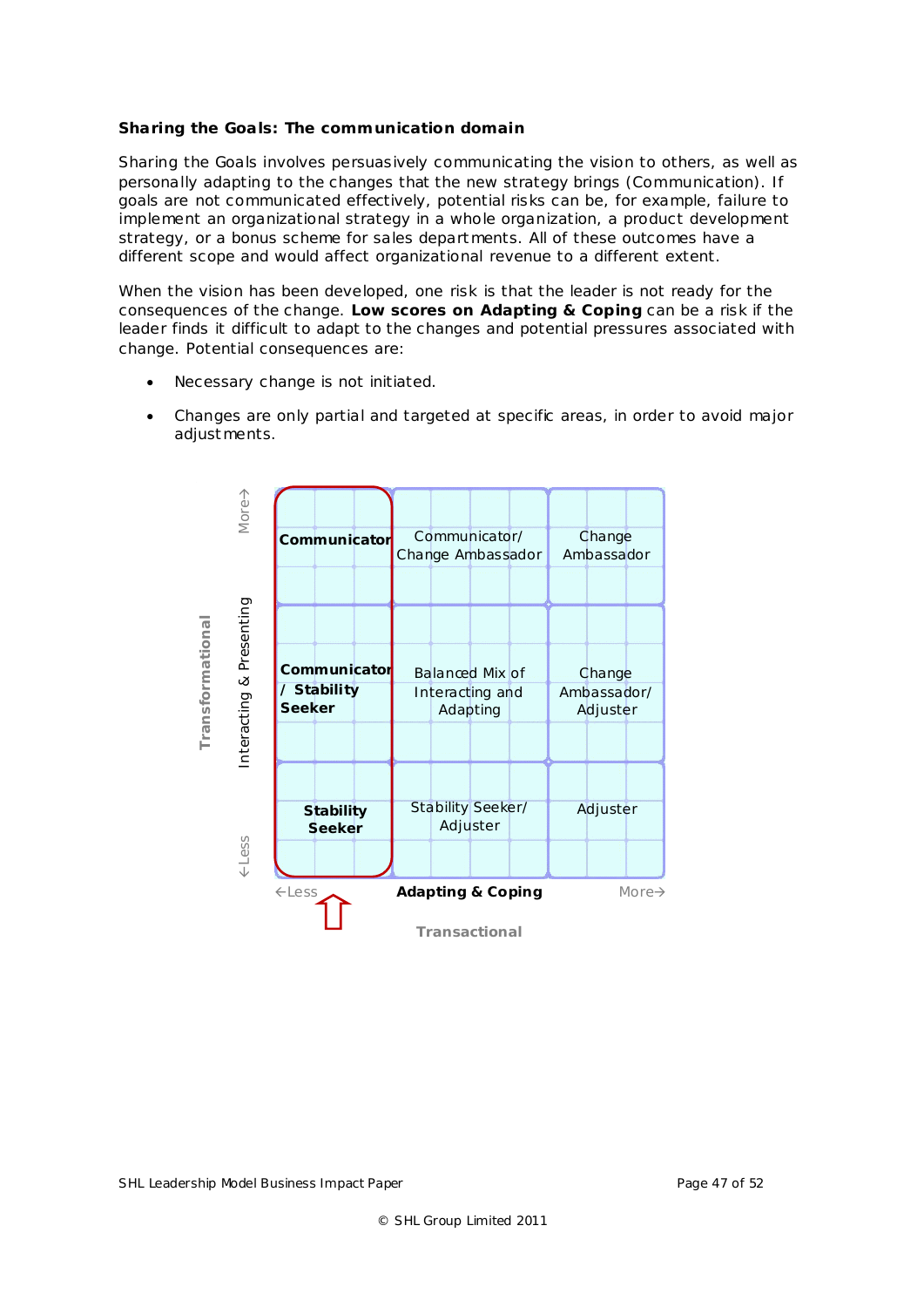**Sharing the Goals: The communication domain**

Sharing the Goals involves persuasively communicating the vision to others, as well as personally adapting to the changes that the new strategy brings (Communication). If goals are not communicated effectively, potential risks can be, for example, failure to implement an organizational strategy in a whole organization, a product development strategy, or a bonus scheme for sales departments. All of these outcomes have a different scope and would affect organizational revenue to a different extent.

When the vision has been developed, one risk is that the leader is not ready for the consequences of the change. **Low scores on Adapting & Coping** can be a risk if the leader finds it difficult to adapt to the changes and potential pressures associated with change. Potential consequences are:

- Necessary change is not initiated.
- Changes are only partial and targeted at specific areas, in order to avoid major adjustments.

| Interacting & Presenting (Transformational) ↓ / Adapting & Coping (Transactional) → | ←Less | | More→ |
|---|---|---|---|
| More | **Communicator** | Communicator/ Change Ambassador | Change Ambassador |
| | **Communicator / Stability Seeker** | Balanced Mix of Interacting and Adapting | Change Ambassador/ Adjuster |
| Less | **Stability Seeker** | Stability Seeker/ Adjuster | Adjuster |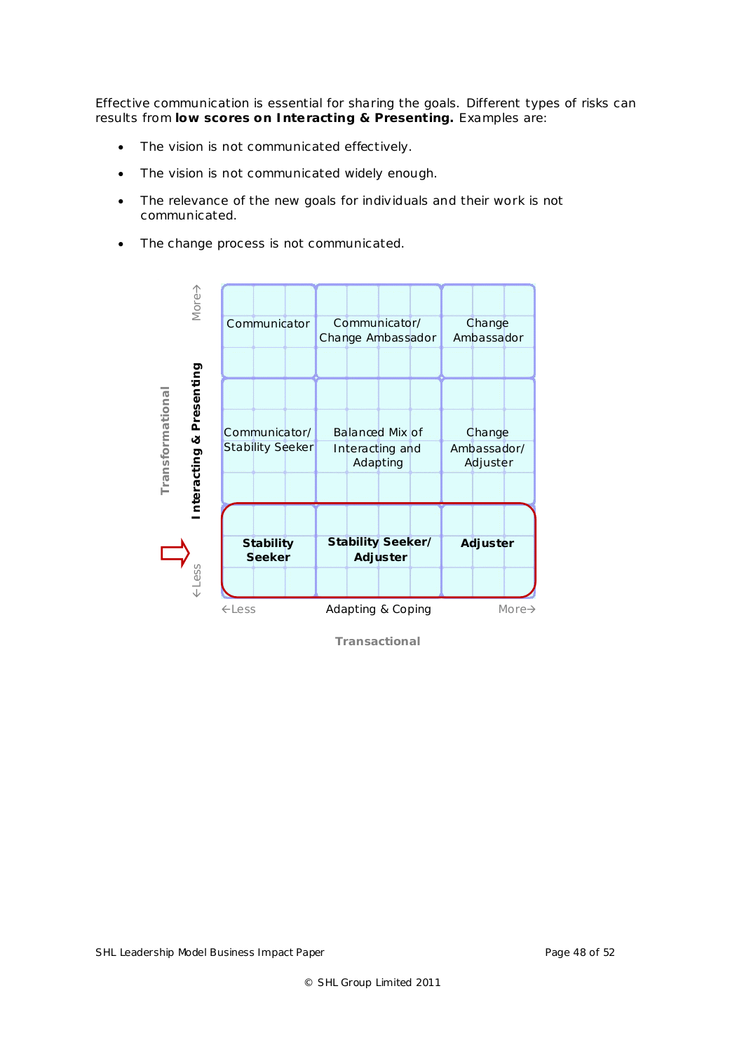Effective communication is essential for sharing the goals. Different types of risks can results from **low scores on Interacting & Presenting.** Examples are:

- The vision is not communicated effectively.
- The vision is not communicated widely enough.
- The relevance of the new goals for individuals and their work is not communicated.
- The change process is not communicated.

| Transformational: Interacting & Presenting ↓ / Adapting & Coping → | ←Less | | More→ |
|---|---|---|---|
| More→ | Communicator | Communicator/ Change Ambassador | Change Ambassador |
| | Communicator/ Stability Seeker | Balanced Mix of Interacting and Adapting | Change Ambassador/ Adjuster |
| ←Less | **Stability Seeker** | **Stability Seeker/ Adjuster** | **Adjuster** |

Transactional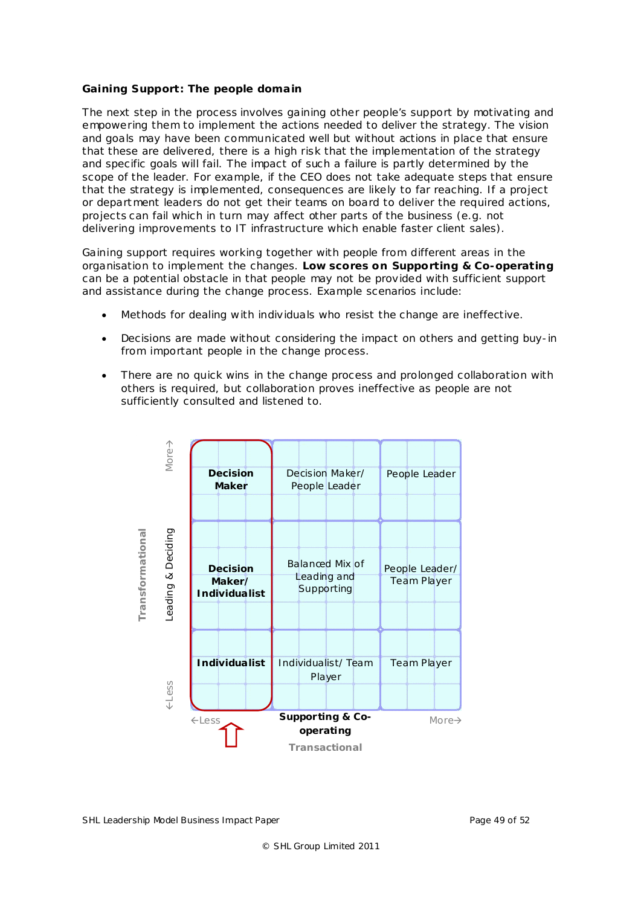**Gaining Support: The people domain**

The next step in the process involves gaining other people's support by motivating and empowering them to implement the actions needed to deliver the strategy. The vision and goals may have been communicated well but without actual actions in place that ensure that these are delivered, there is a high risk that the implementation of the strategy and specific goals will fail. The impact of such a failure is partly determined by the scope of the leader. For example, if the CEO does not take adequate steps that ensure that the strategy is implemented, consequences are likely to far reaching. If a project or department leaders do not get their teams on board to deliver the required actions, projects can fail which in turn may affect other parts of the business (e.g. not delivering improvements to IT infrastructure which enable faster client sales).

Gaining support requires working together with people from different areas in the organisation to implement the changes. **Low scores on Supporting & Co-operating** can be a potential obstacle in that people may not be provided with sufficient support and assistance during the change process. Example scenarios include:

- Methods for dealing with individuals who resist the change are ineffective.
- Decisions are made without considering the impact on others and getting buy-in from important people in the change process.
- There are no quick wins in the change process and prolonged collaboration with others is required, but collaboration proves ineffective as people are not sufficiently consulted and listened to.

| Transformational – Leading & Deciding (Less → More) / Supporting & Co-operating (Less → More) – Transactional | ←Less | | More→ |
|---|---|---|---|
| **More** | **Decision Maker** | Decision Maker/ People Leader | People Leader |
| | **Decision Maker/ Individualist** | Balanced Mix of Leading and Supporting | People Leader/ Team Player |
| **Less** | **Individualist** | Individualist/ Team Player | Team Player |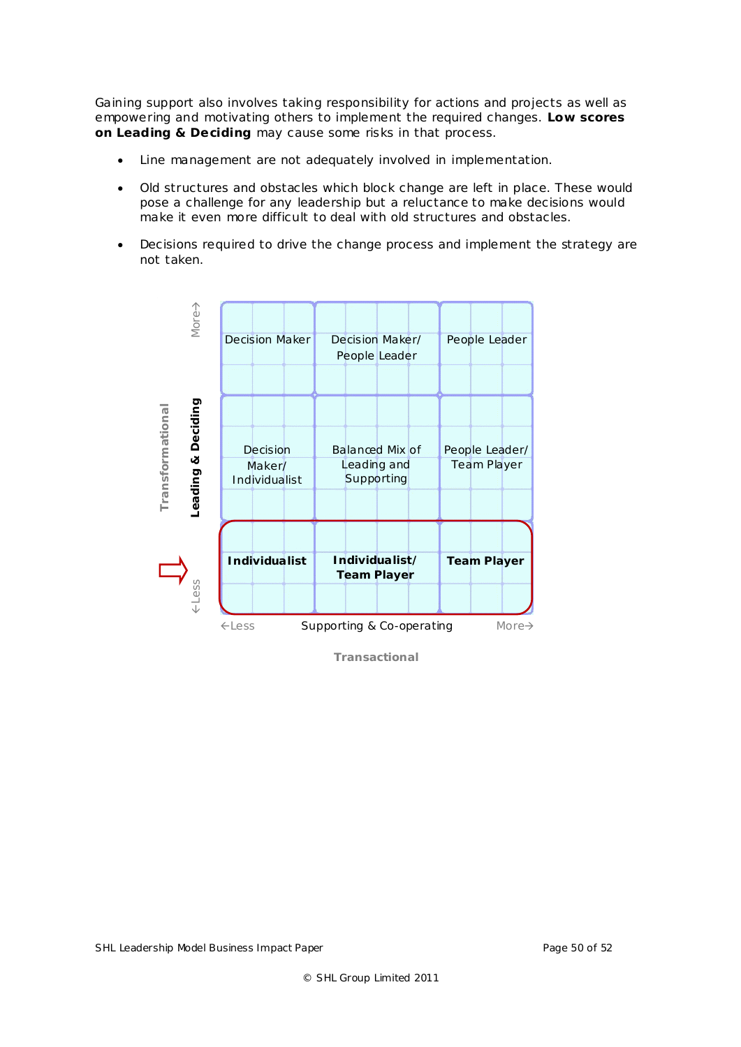Gaining support also involves taking responsibility for actions and projects as well as empowering and motivating others to implement the required changes. **Low scores on Leading & Deciding** may cause some risks in that process.

- Line management are not adequately involved in implementation.
- Old structures and obstacles which block change are left in place. These would pose a challenge for any leadership but a reluctance to make decisions would make it even more difficult to deal with old structures and obstacles.
- Decisions required to drive the change process and implement the strategy are not taken.

| Leading & Deciding ↓ / Supporting & Co-operating → | ←Less | | More→ |
|---|---|---|---|
| More→ | Decision Maker | Decision Maker/ People Leader | People Leader |
| | Decision Maker/ Individualist | Balanced Mix of Leading and Supporting | People Leader/ Team Player |
| ←Less | **Individualist** | **Individualist/ Team Player** | **Team Player** |

Transformational (vertical axis: Leading & Deciding)

Transactional (horizontal axis: Supporting & Co-operating)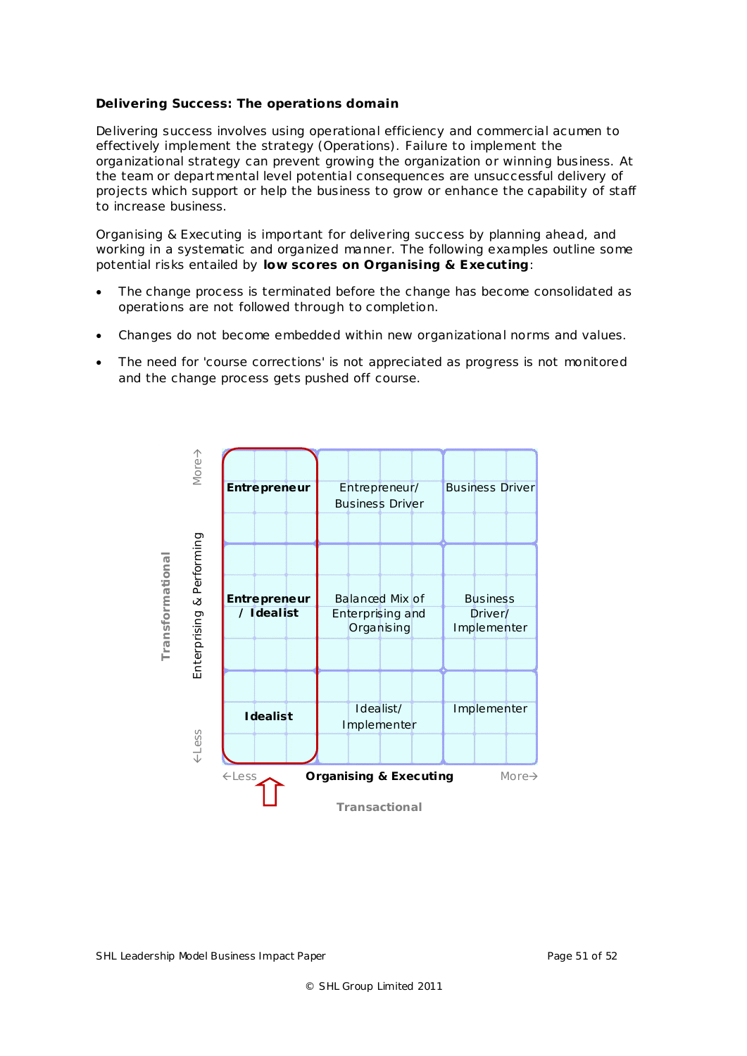**Delivering Success: The operations domain**

Delivering success involves using operational efficiency and commercial acumen to effectively implement the strategy (Operations). Failure to implement the organizational strategy can prevent growing the organization or winning business. At the team or departmental level potential consequences are unsuccessful delivery of projects which support or help the business to grow or enhance the capability of staff to increase business.

Organising & Executing is important for delivering success by planning ahead, and working in a systematic and organized manner. The following examples outline some potential risks entailed by **low scores on Organising & Executing**:

- The change process is terminated before the change has become consolidated as operations are not followed through to completion.
- Changes do not become embedded within new organizational norms and values.
- The need for 'course corrections' is not appreciated as progress is not monitored and the change process gets pushed off course.

| Enterprising & Performing (Transformational) ↓ / Organising & Executing (Transactional) → | ←Less | | More→ |
|---|---|---|---|
| More→ | **Entrepreneur** | Entrepreneur/ Business Driver | Business Driver |
| | **Entrepreneur / Idealist** | Balanced Mix of Enterprising and Organising | Business Driver/ Implementer |
| ←Less | **Idealist** | Idealist/ Implementer | Implementer |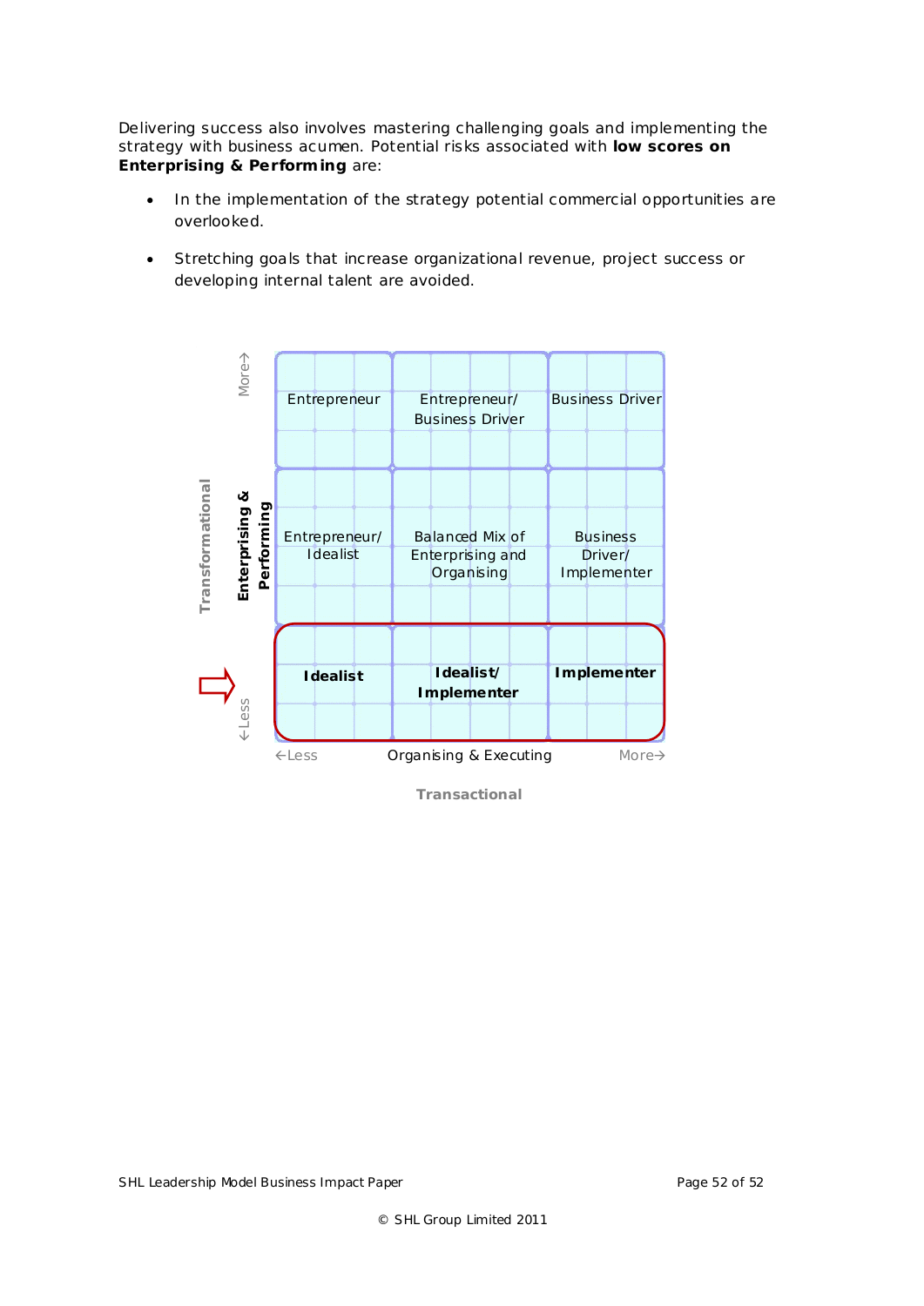Delivering success also involves mastering challenging goals and implementing the strategy with business acumen. Potential risks associated with **low scores on Enterprising & Performing** are:

- In the implementation of the strategy potential commercial opportunities are overlooked.
- Stretching goals that increase organizational revenue, project success or developing internal talent are avoided.

More→

Entrepreneur

Entrepreneur/ Business Driver

Business Driver

Transformational

Enterprising & Performing

Entrepreneur/ Idealist

Balanced Mix of Enterprising and Organising

Business Driver/ Implementer

**Idealist**

**Idealist/ Implementer**

**Implementer**

←Less

←Less

Organising & Executing

More→

Transactional